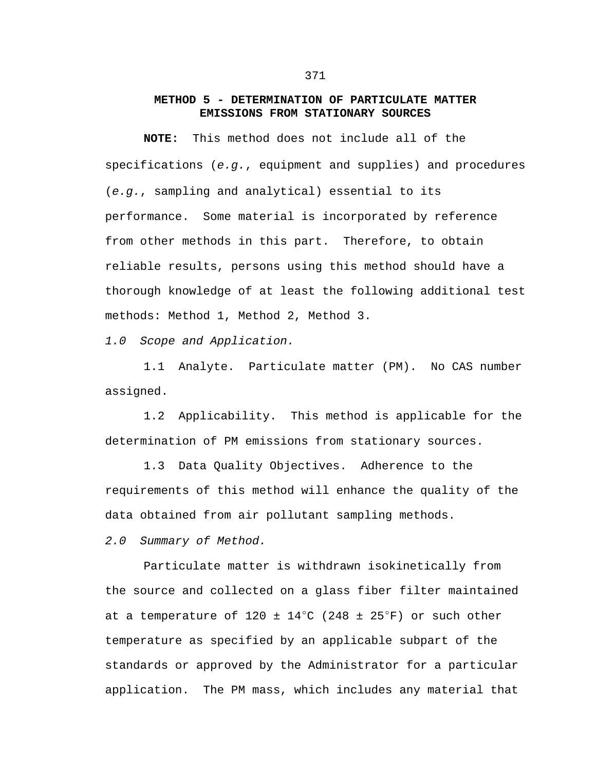# METHOD 5 - DETERMINATION OF PARTICULATE MATTER EMISSIONS FROM STATIONARY SOURCES

**NOTE:** This method does not include all of the specifications (*e.g.*, equipment and supplies) and procedures (*e.g.*, sampling and analytical) essential to its performance. Some material is incorporated by reference from other methods in this part. Therefore, to obtain reliable results, persons using this method should have a thorough knowledge of at least the following additional test methods: Method 1, Method 2, Method 3.

*1.0 Scope and Application.*

1.1 Analyte. Particulate matter (PM). No CAS number assigned.

1.2 Applicability. This method is applicable for the determination of PM emissions from stationary sources.

1.3 Data Quality Objectives. Adherence to the requirements of this method will enhance the quality of the data obtained from air pollutant sampling methods.

*2.0 Summary of Method.*

Particulate matter is withdrawn isokinetically from the source and collected on a glass fiber filter maintained at a temperature of 120 ± 14°C (248 ± 25°F) or such other temperature as specified by an applicable subpart of the standards or approved by the Administrator for a particular application. The PM mass, which includes any material that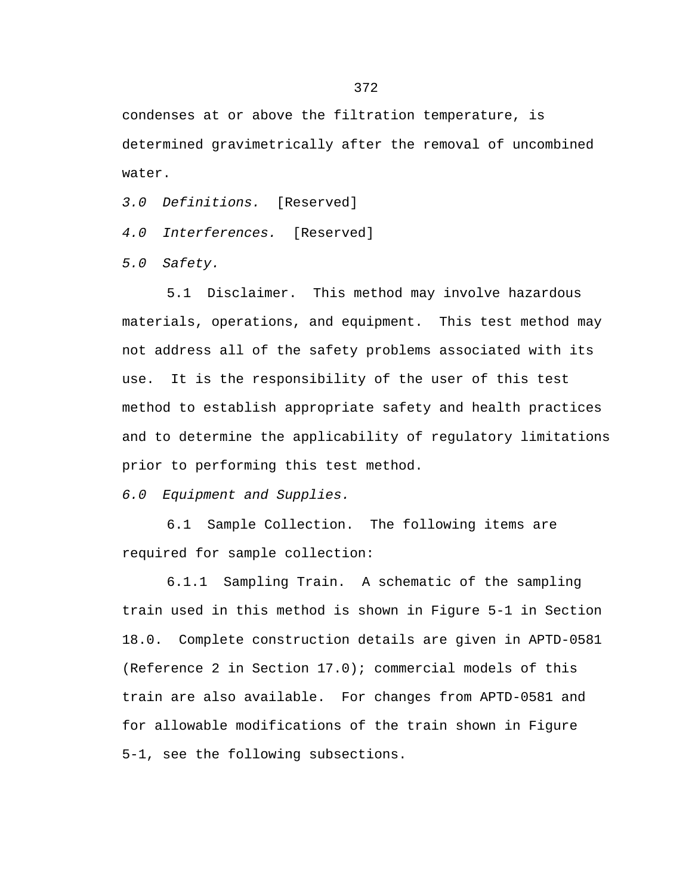condenses at or above the filtration temperature, is determined gravimetrically after the removal of uncombined water.

*3.0 Definitions.* [Reserved]

*4.0 Interferences.* [Reserved]

*5.0 Safety.*

5.1 Disclaimer. This method may involve hazardous materials, operations, and equipment. This test method may not address all of the safety problems associated with its use. It is the responsibility of the user of this test method to establish appropriate safety and health practices and to determine the applicability of regulatory limitations prior to performing this test method.

*6.0 Equipment and Supplies.*

6.1 Sample Collection. The following items are required for sample collection:

6.1.1 Sampling Train. A schematic of the sampling train used in this method is shown in Figure 5-1 in Section 18.0. Complete construction details are given in APTD-0581 (Reference 2 in Section 17.0); commercial models of this train are also available. For changes from APTD-0581 and for allowable modifications of the train shown in Figure 5-1, see the following subsections.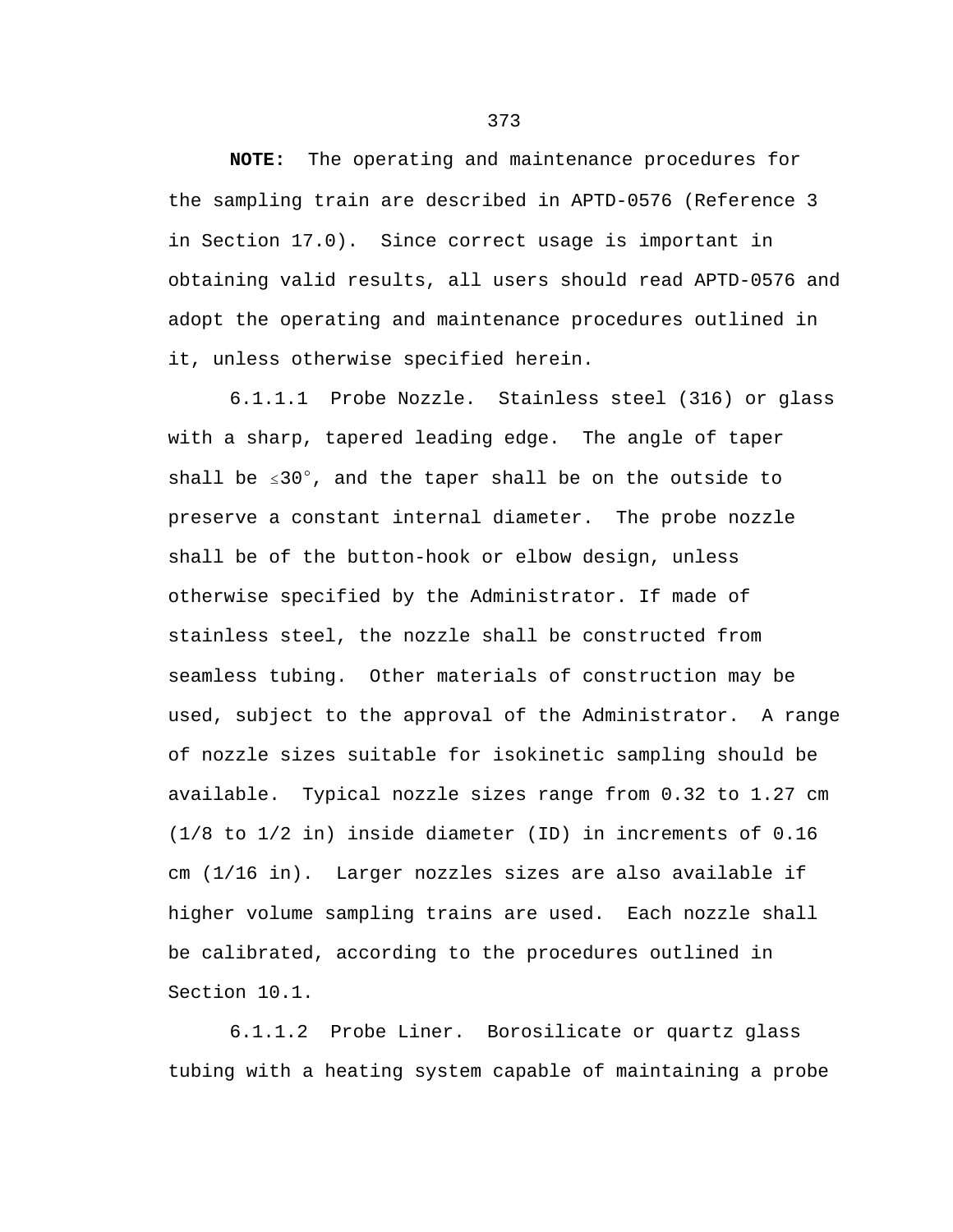**NOTE:** The operating and maintenance procedures for the sampling train are described in APTD-0576 (Reference 3 in Section 17.0). Since correct usage is important in obtaining valid results, all users should read APTD-0576 and adopt the operating and maintenance procedures outlined in it, unless otherwise specified herein.

6.1.1.1 Probe Nozzle. Stainless steel (316) or glass with a sharp, tapered leading edge. The angle of taper shall be $\leq 30°$, and the taper shall be on the outside to preserve a constant internal diameter. The probe nozzle shall be of the button-hook or elbow design, unless otherwise specified by the Administrator. If made of stainless steel, the nozzle shall be constructed from seamless tubing. Other materials of construction may be used, subject to the approval of the Administrator. A range of nozzle sizes suitable for isokinetic sampling should be available. Typical nozzle sizes range from 0.32 to 1.27 cm (1/8 to 1/2 in) inside diameter (ID) in increments of 0.16 cm (1/16 in). Larger nozzles sizes are also available if higher volume sampling trains are used. Each nozzle shall be calibrated, according to the procedures outlined in Section 10.1.

6.1.1.2 Probe Liner. Borosilicate or quartz glass tubing with a heating system capable of maintaining a probe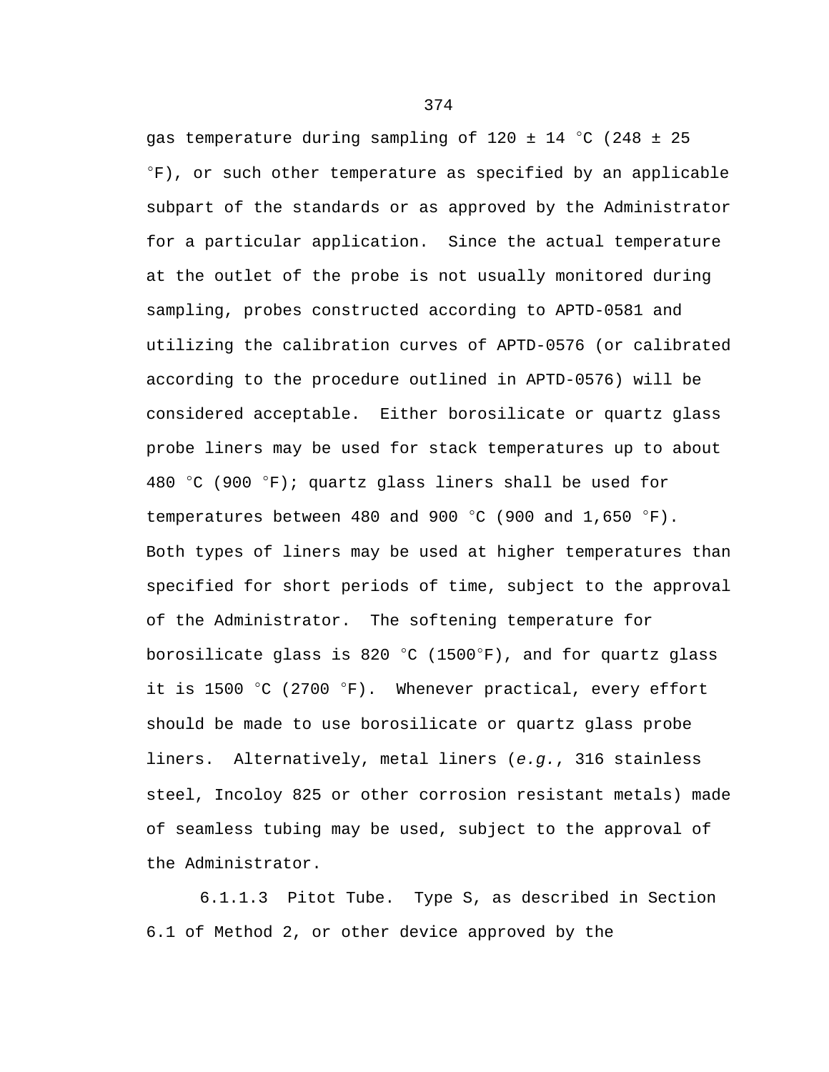gas temperature during sampling of 120 ± 14 °C (248 ± 25 °F), or such other temperature as specified by an applicable subpart of the standards or as approved by the Administrator for a particular application. Since the actual temperature at the outlet of the probe is not usually monitored during sampling, probes constructed according to APTD-0581 and utilizing the calibration curves of APTD-0576 (or calibrated according to the procedure outlined in APTD-0576) will be considered acceptable. Either borosilicate or quartz glass probe liners may be used for stack temperatures up to about 480 °C (900 °F); quartz glass liners shall be used for temperatures between 480 and 900 °C (900 and 1,650 °F). Both types of liners may be used at higher temperatures than specified for short periods of time, subject to the approval of the Administrator. The softening temperature for borosilicate glass is 820 °C (1500°F), and for quartz glass it is 1500 °C (2700 °F). Whenever practical, every effort should be made to use borosilicate or quartz glass probe liners. Alternatively, metal liners (*e.g.*, 316 stainless steel, Incoloy 825 or other corrosion resistant metals) made of seamless tubing may be used, subject to the approval of the Administrator.

6.1.1.3 Pitot Tube. Type S, as described in Section 6.1 of Method 2, or other device approved by the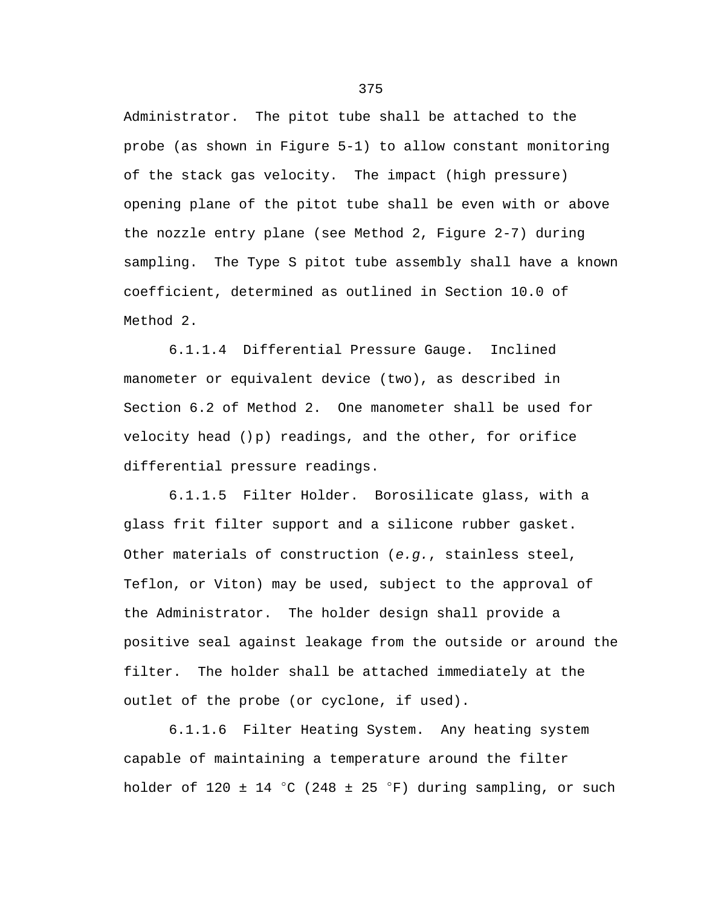Administrator. The pitot tube shall be attached to the probe (as shown in Figure 5-1) to allow constant monitoring of the stack gas velocity. The impact (high pressure) opening plane of the pitot tube shall be even with or above the nozzle entry plane (see Method 2, Figure 2-7) during sampling. The Type S pitot tube assembly shall have a known coefficient, determined as outlined in Section 10.0 of Method 2.

6.1.1.4 Differential Pressure Gauge. Inclined manometer or equivalent device (two), as described in Section 6.2 of Method 2. One manometer shall be used for velocity head ()p) readings, and the other, for orifice differential pressure readings.

6.1.1.5 Filter Holder. Borosilicate glass, with a glass frit filter support and a silicone rubber gasket. Other materials of construction (*e.g.*, stainless steel, Teflon, or Viton) may be used, subject to the approval of the Administrator. The holder design shall provide a positive seal against leakage from the outside or around the filter. The holder shall be attached immediately at the outlet of the probe (or cyclone, if used).

6.1.1.6 Filter Heating System. Any heating system capable of maintaining a temperature around the filter holder of 120 ± 14 °C (248 ± 25 °F) during sampling, or such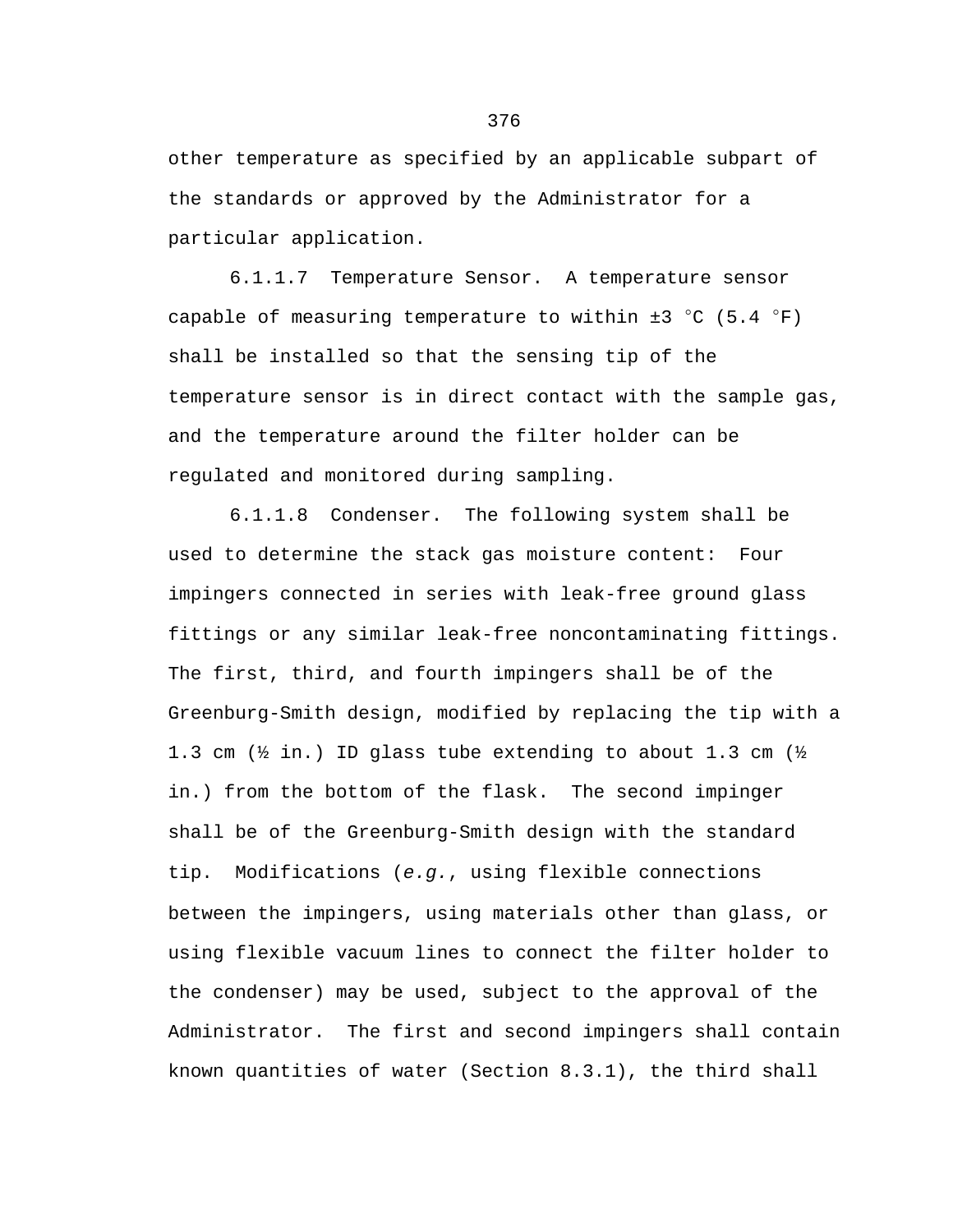other temperature as specified by an applicable subpart of the standards or approved by the Administrator for a particular application.

6.1.1.7 Temperature Sensor. A temperature sensor capable of measuring temperature to within ±3 °C (5.4 °F) shall be installed so that the sensing tip of the temperature sensor is in direct contact with the sample gas, and the temperature around the filter holder can be regulated and monitored during sampling.

6.1.1.8 Condenser. The following system shall be used to determine the stack gas moisture content: Four impingers connected in series with leak-free ground glass fittings or any similar leak-free noncontaminating fittings. The first, third, and fourth impingers shall be of the Greenburg-Smith design, modified by replacing the tip with a 1.3 cm (½ in.) ID glass tube extending to about 1.3 cm (½ in.) from the bottom of the flask. The second impinger shall be of the Greenburg-Smith design with the standard tip. Modifications (*e.g.*, using flexible connections between the impingers, using materials other than glass, or using flexible vacuum lines to connect the filter holder to the condenser) may be used, subject to the approval of the Administrator. The first and second impingers shall contain known quantities of water (Section 8.3.1), the third shall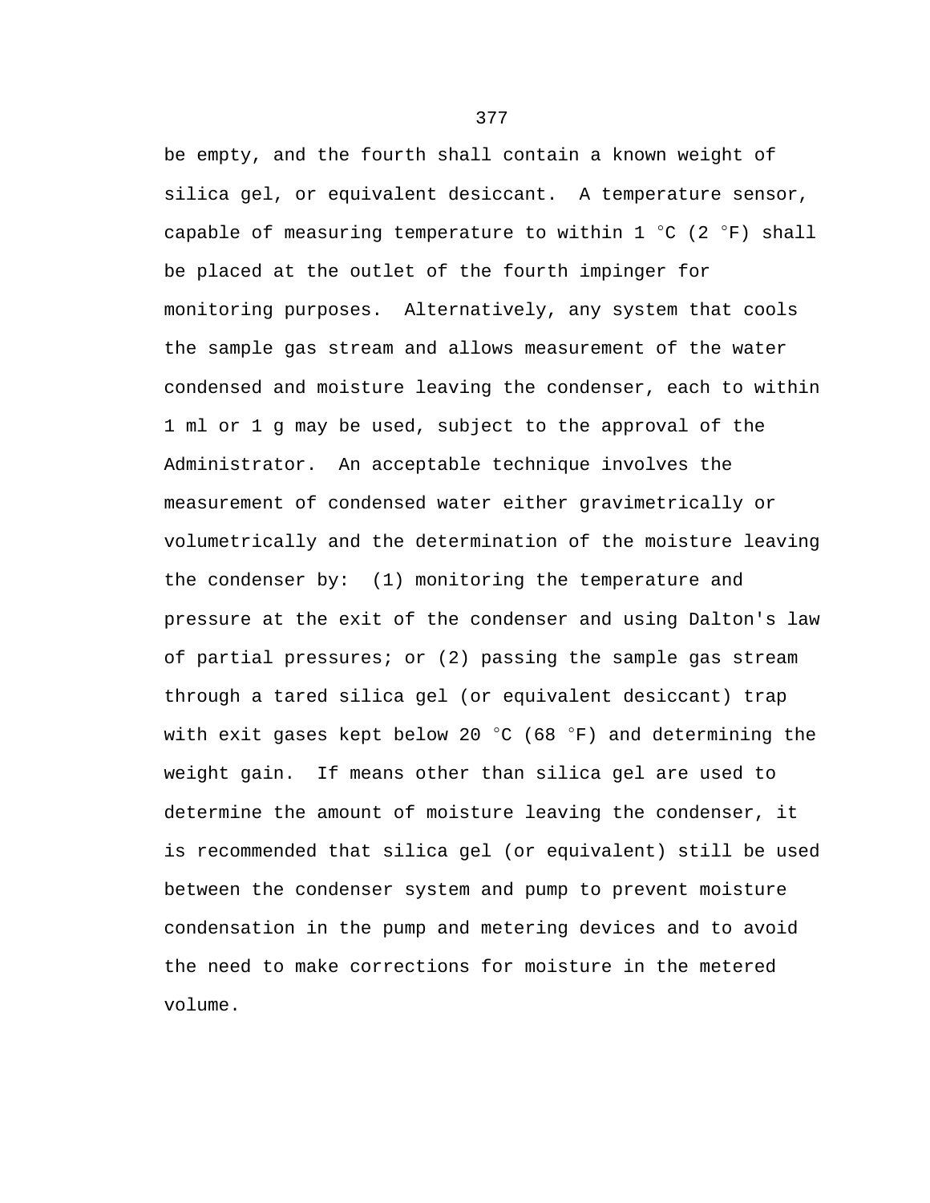be empty, and the fourth shall contain a known weight of silica gel, or equivalent desiccant. A temperature sensor, capable of measuring temperature to within 1 °C (2 °F) shall be placed at the outlet of the fourth impinger for monitoring purposes. Alternatively, any system that cools the sample gas stream and allows measurement of the water condensed and moisture leaving the condenser, each to within 1 ml or 1 g may be used, subject to the approval of the Administrator. An acceptable technique involves the measurement of condensed water either gravimetrically or volumetrically and the determination of the moisture leaving the condenser by: (1) monitoring the temperature and pressure at the exit of the condenser and using Dalton's law of partial pressures; or (2) passing the sample gas stream through a tared silica gel (or equivalent desiccant) trap with exit gases kept below 20 °C (68 °F) and determining the weight gain. If means other than silica gel are used to determine the amount of moisture leaving the condenser, it is recommended that silica gel (or equivalent) still be used between the condenser system and pump to prevent moisture condensation in the pump and metering devices and to avoid the need to make corrections for moisture in the metered volume.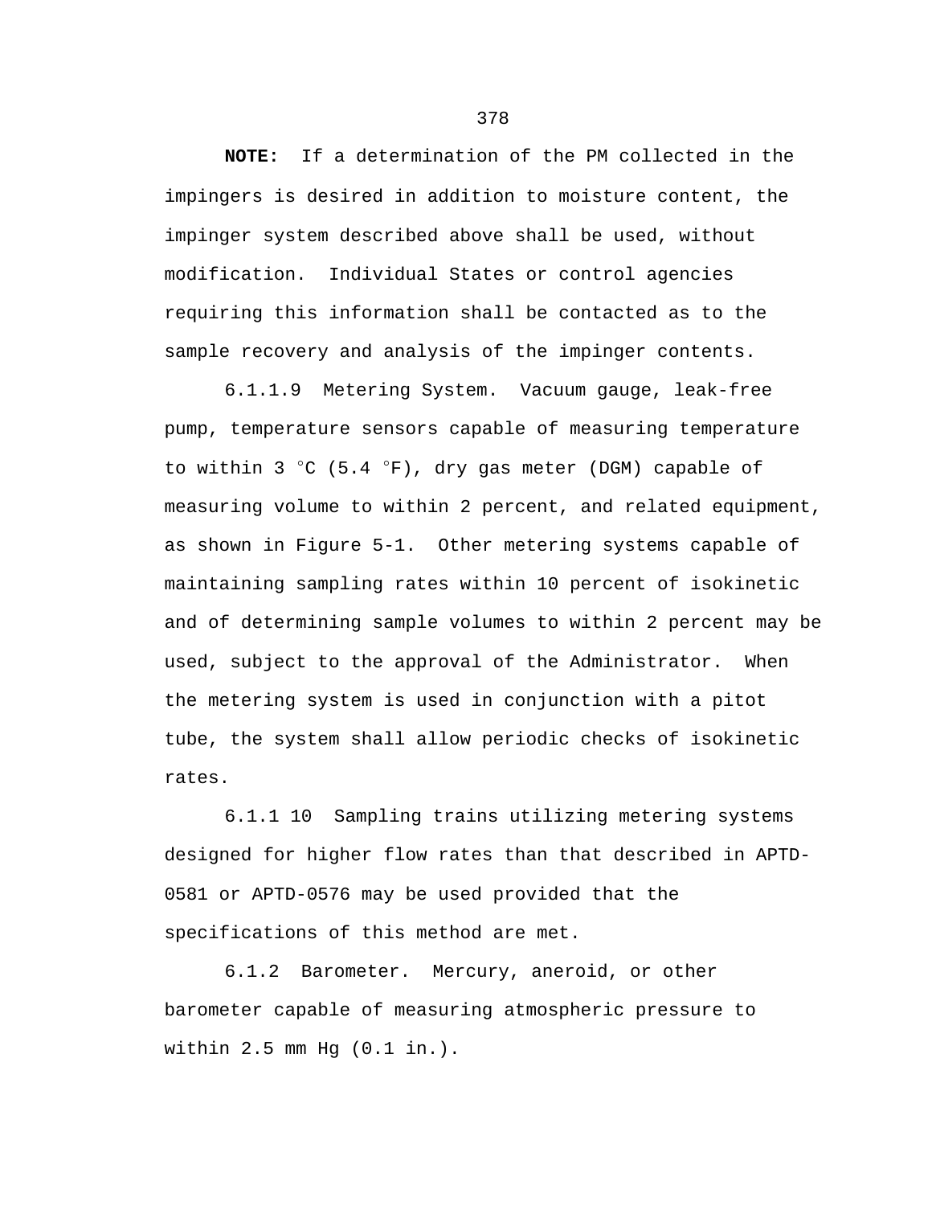**NOTE:** If a determination of the PM collected in the impingers is desired in addition to moisture content, the impinger system described above shall be used, without modification. Individual States or control agencies requiring this information shall be contacted as to the sample recovery and analysis of the impinger contents.

6.1.1.9 Metering System. Vacuum gauge, leak-free pump, temperature sensors capable of measuring temperature to within 3 °C (5.4 °F), dry gas meter (DGM) capable of measuring volume to within 2 percent, and related equipment, as shown in Figure 5-1. Other metering systems capable of maintaining sampling rates within 10 percent of isokinetic and of determining sample volumes to within 2 percent may be used, subject to the approval of the Administrator. When the metering system is used in conjunction with a pitot tube, the system shall allow periodic checks of isokinetic rates.

6.1.1 10 Sampling trains utilizing metering systems designed for higher flow rates than that described in APTD-0581 or APTD-0576 may be used provided that the specifications of this method are met.

6.1.2 Barometer. Mercury, aneroid, or other barometer capable of measuring atmospheric pressure to within 2.5 mm Hg (0.1 in.).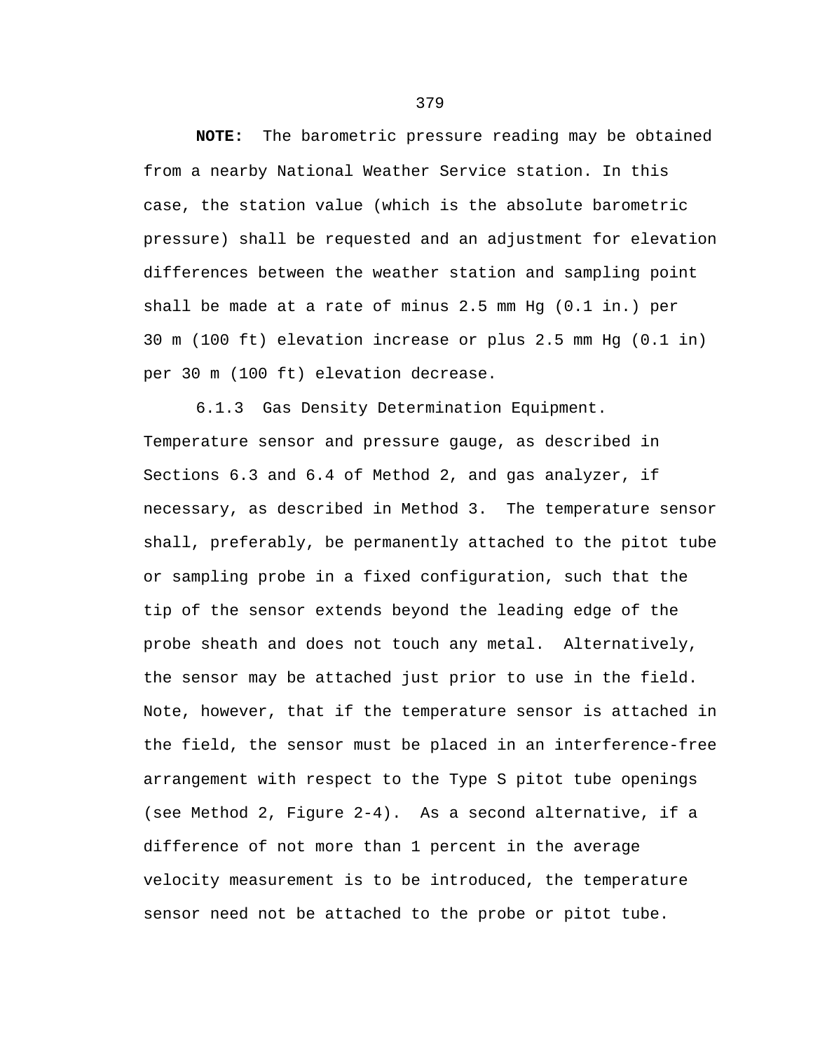**NOTE:** The barometric pressure reading may be obtained from a nearby National Weather Service station. In this case, the station value (which is the absolute barometric pressure) shall be requested and an adjustment for elevation differences between the weather station and sampling point shall be made at a rate of minus 2.5 mm Hg (0.1 in.) per 30 m (100 ft) elevation increase or plus 2.5 mm Hg (0.1 in) per 30 m (100 ft) elevation decrease.

6.1.3 Gas Density Determination Equipment. Temperature sensor and pressure gauge, as described in Sections 6.3 and 6.4 of Method 2, and gas analyzer, if necessary, as described in Method 3. The temperature sensor shall, preferably, be permanently attached to the pitot tube or sampling probe in a fixed configuration, such that the tip of the sensor extends beyond the leading edge of the probe sheath and does not touch any metal. Alternatively, the sensor may be attached just prior to use in the field. Note, however, that if the temperature sensor is attached in the field, the sensor must be placed in an interference-free arrangement with respect to the Type S pitot tube openings (see Method 2, Figure 2-4). As a second alternative, if a difference of not more than 1 percent in the average velocity measurement is to be introduced, the temperature sensor need not be attached to the probe or pitot tube.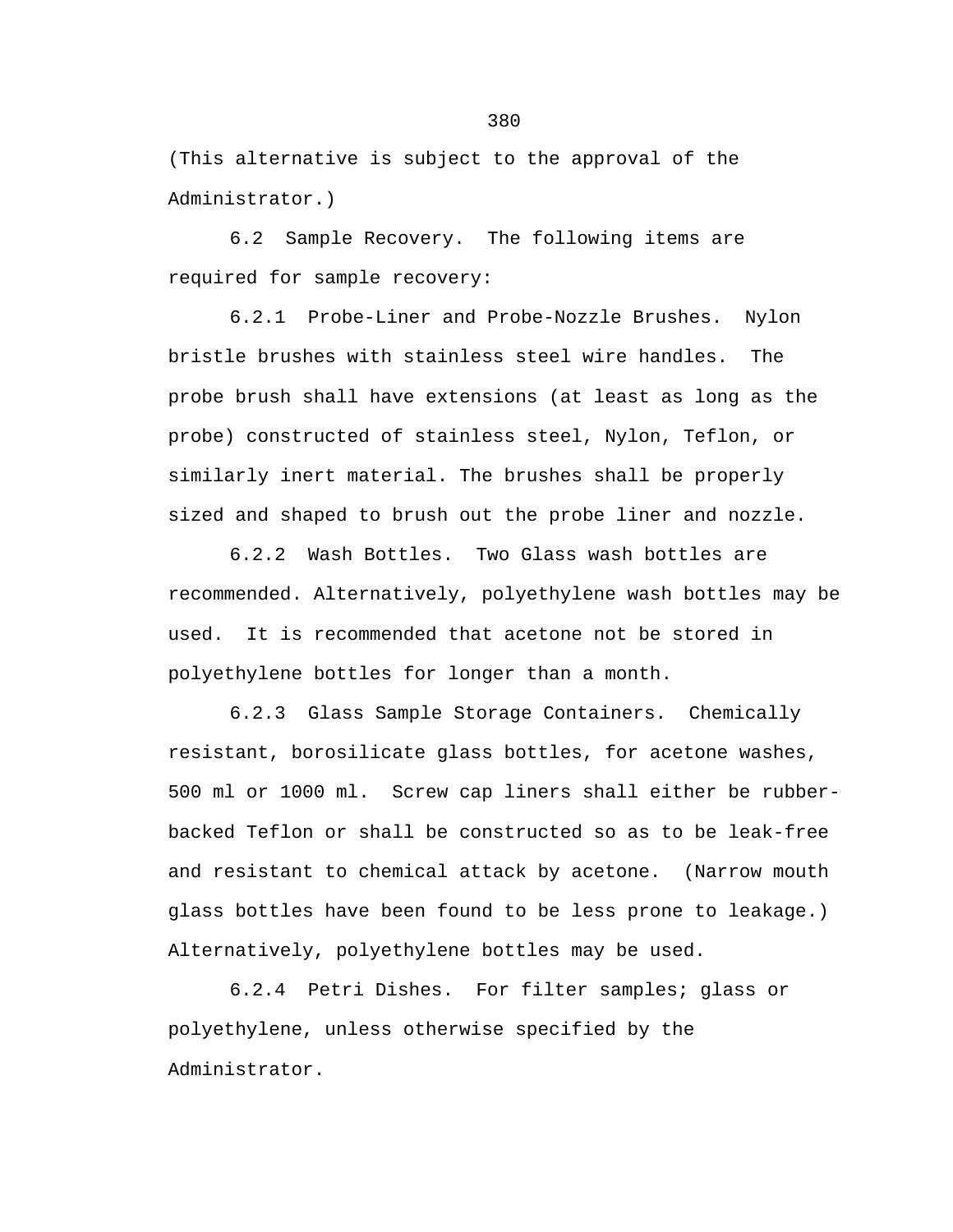(This alternative is subject to the approval of the Administrator.)

6.2 Sample Recovery. The following items are required for sample recovery:

6.2.1 Probe-Liner and Probe-Nozzle Brushes. Nylon bristle brushes with stainless steel wire handles. The probe brush shall have extensions (at least as long as the probe) constructed of stainless steel, Nylon, Teflon, or similarly inert material. The brushes shall be properly sized and shaped to brush out the probe liner and nozzle.

6.2.2 Wash Bottles. Two Glass wash bottles are recommended. Alternatively, polyethylene wash bottles may be used. It is recommended that acetone not be stored in polyethylene bottles for longer than a month.

6.2.3 Glass Sample Storage Containers. Chemically resistant, borosilicate glass bottles, for acetone washes, 500 ml or 1000 ml. Screw cap liners shall either be rubber-backed Teflon or shall be constructed so as to be leak-free and resistant to chemical attack by acetone. (Narrow mouth glass bottles have been found to be less prone to leakage.) Alternatively, polyethylene bottles may be used.

6.2.4 Petri Dishes. For filter samples; glass or polyethylene, unless otherwise specified by the Administrator.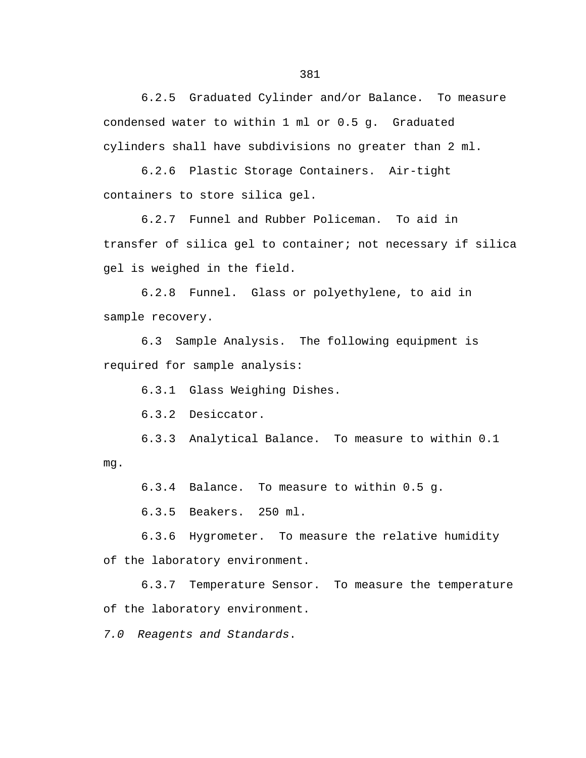6.2.5 Graduated Cylinder and/or Balance. To measure condensed water to within 1 ml or 0.5 g. Graduated cylinders shall have subdivisions no greater than 2 ml.

6.2.6 Plastic Storage Containers. Air-tight containers to store silica gel.

6.2.7 Funnel and Rubber Policeman. To aid in transfer of silica gel to container; not necessary if silica gel is weighed in the field.

6.2.8 Funnel. Glass or polyethylene, to aid in sample recovery.

6.3 Sample Analysis. The following equipment is required for sample analysis:

6.3.1 Glass Weighing Dishes.

6.3.2 Desiccator.

6.3.3 Analytical Balance. To measure to within 0.1 mg.

6.3.4 Balance. To measure to within 0.5 g.

6.3.5 Beakers. 250 ml.

6.3.6 Hygrometer. To measure the relative humidity of the laboratory environment.

6.3.7 Temperature Sensor. To measure the temperature of the laboratory environment.

*7.0 Reagents and Standards*.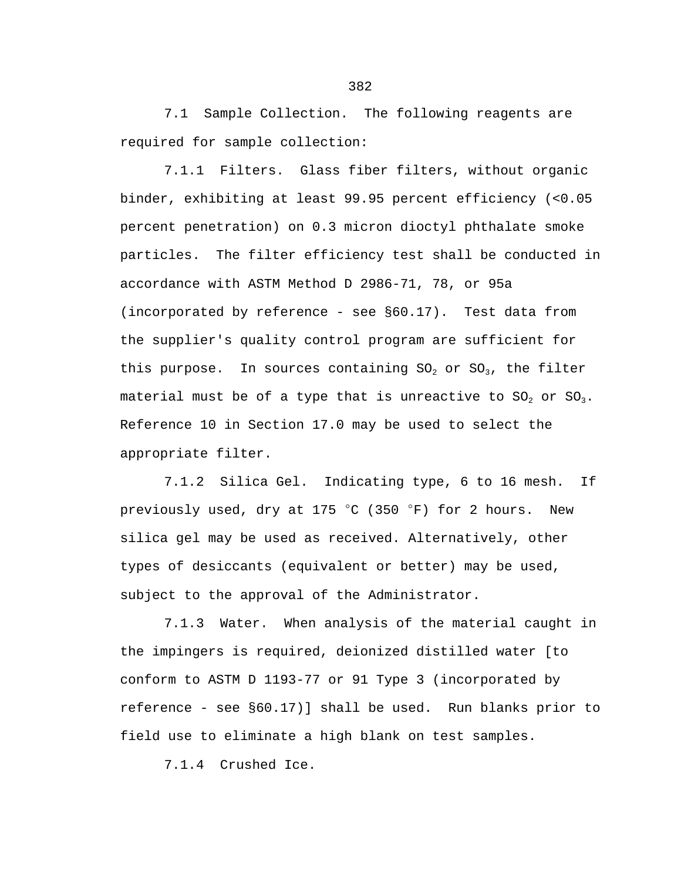7.1 Sample Collection. The following reagents are required for sample collection:

7.1.1 Filters. Glass fiber filters, without organic binder, exhibiting at least 99.95 percent efficiency (<0.05 percent penetration) on 0.3 micron dioctyl phthalate smoke particles. The filter efficiency test shall be conducted in accordance with ASTM Method D 2986-71, 78, or 95a (incorporated by reference - see §60.17). Test data from the supplier's quality control program are sufficient for this purpose. In sources containing $SO_2$ or $SO_3$, the filter material must be of a type that is unreactive to $SO_2$ or $SO_3$. Reference 10 in Section 17.0 may be used to select the appropriate filter.

7.1.2 Silica Gel. Indicating type, 6 to 16 mesh. If previously used, dry at 175 °C (350 °F) for 2 hours. New silica gel may be used as received. Alternatively, other types of desiccants (equivalent or better) may be used, subject to the approval of the Administrator.

7.1.3 Water. When analysis of the material caught in the impingers is required, deionized distilled water [to conform to ASTM D 1193-77 or 91 Type 3 (incorporated by reference - see §60.17)] shall be used. Run blanks prior to field use to eliminate a high blank on test samples.

7.1.4 Crushed Ice.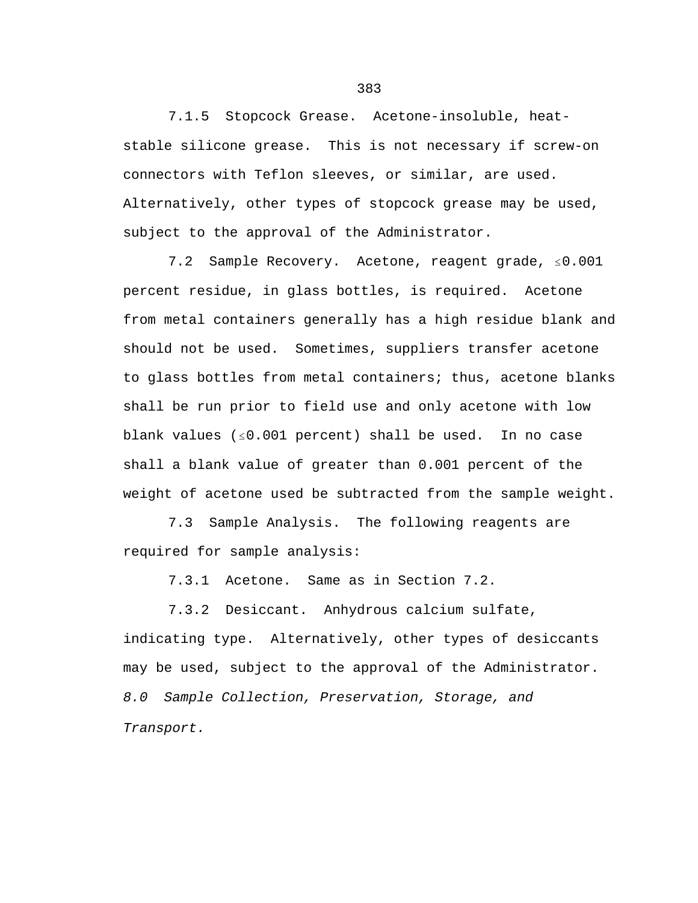7.1.5  Stopcock Grease.  Acetone-insoluble, heat-stable silicone grease.  This is not necessary if screw-on connectors with Teflon sleeves, or similar, are used. Alternatively, other types of stopcock grease may be used, subject to the approval of the Administrator.

7.2  Sample Recovery.  Acetone, reagent grade, $\leq$0.001 percent residue, in glass bottles, is required.  Acetone from metal containers generally has a high residue blank and should not be used.  Sometimes, suppliers transfer acetone to glass bottles from metal containers; thus, acetone blanks shall be run prior to field use and only acetone with low blank values ($\leq$0.001 percent) shall be used.  In no case shall a blank value of greater than 0.001 percent of the weight of acetone used be subtracted from the sample weight.

7.3  Sample Analysis.  The following reagents are required for sample analysis:

7.3.1  Acetone.  Same as in Section 7.2.

7.3.2  Desiccant.  Anhydrous calcium sulfate, indicating type.  Alternatively, other types of desiccants may be used, subject to the approval of the Administrator.

*8.0  Sample Collection, Preservation, Storage, and Transport.*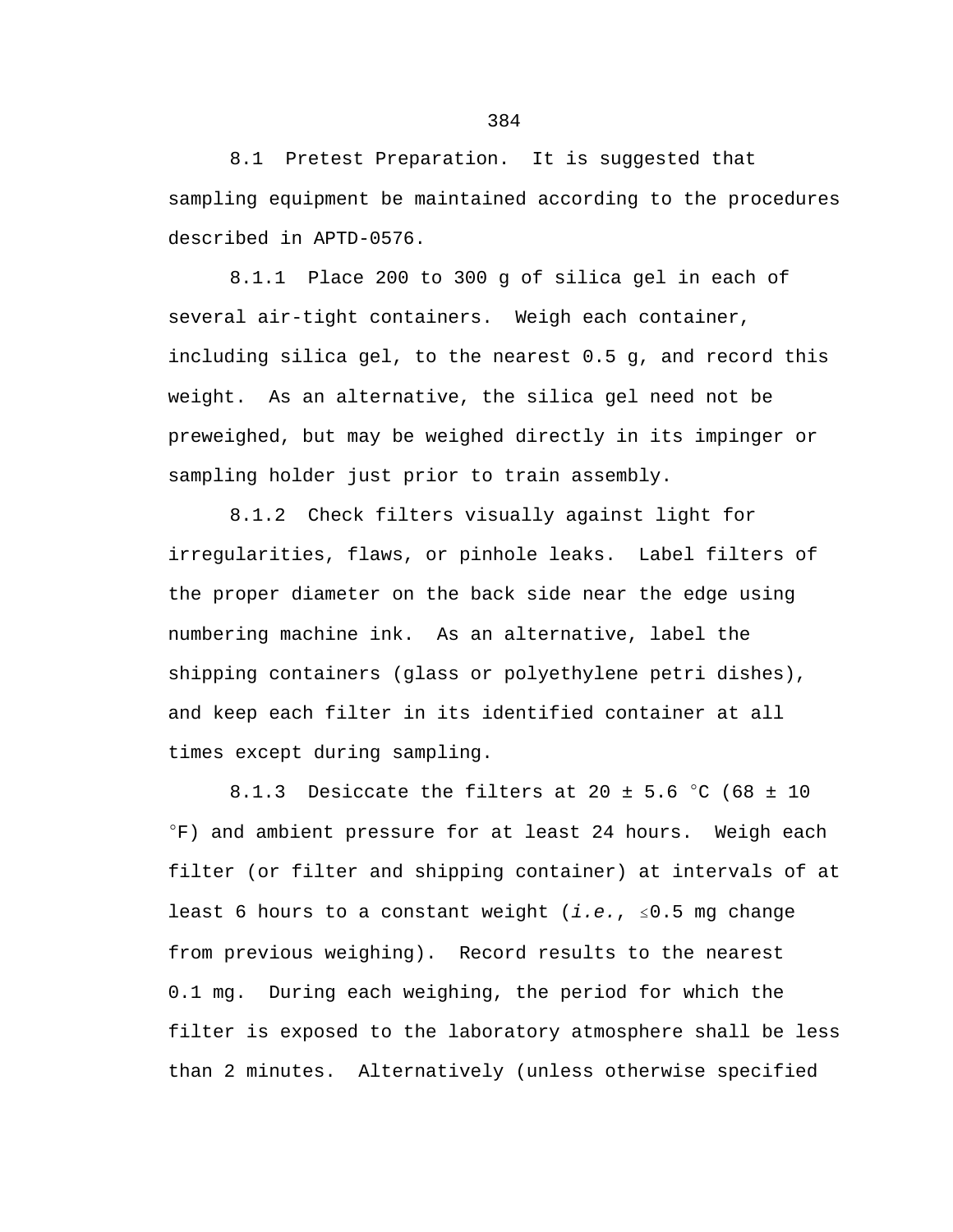8.1 Pretest Preparation. It is suggested that sampling equipment be maintained according to the procedures described in APTD-0576.

8.1.1 Place 200 to 300 g of silica gel in each of several air-tight containers. Weigh each container, including silica gel, to the nearest 0.5 g, and record this weight. As an alternative, the silica gel need not be preweighed, but may be weighed directly in its impinger or sampling holder just prior to train assembly.

8.1.2 Check filters visually against light for irregularities, flaws, or pinhole leaks. Label filters of the proper diameter on the back side near the edge using numbering machine ink. As an alternative, label the shipping containers (glass or polyethylene petri dishes), and keep each filter in its identified container at all times except during sampling.

8.1.3 Desiccate the filters at 20 ± 5.6 °C (68 ± 10 °F) and ambient pressure for at least 24 hours. Weigh each filter (or filter and shipping container) at intervals of at least 6 hours to a constant weight (*i.e.*, ≤0.5 mg change from previous weighing). Record results to the nearest 0.1 mg. During each weighing, the period for which the filter is exposed to the laboratory atmosphere shall be less than 2 minutes. Alternatively (unless otherwise specified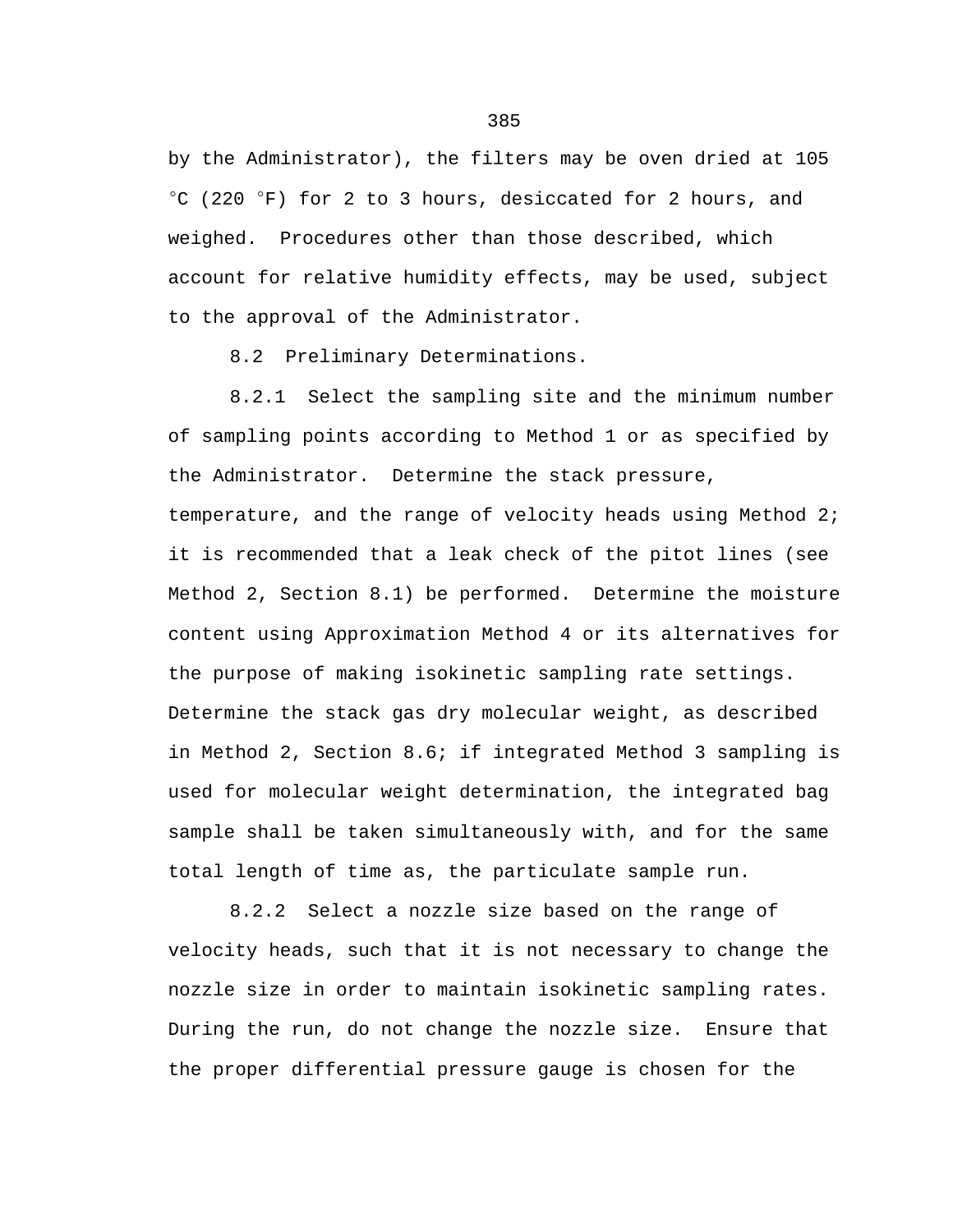by the Administrator), the filters may be oven dried at 105 °C (220 °F) for 2 to 3 hours, desiccated for 2 hours, and weighed. Procedures other than those described, which account for relative humidity effects, may be used, subject to the approval of the Administrator.

8.2 Preliminary Determinations.

8.2.1 Select the sampling site and the minimum number of sampling points according to Method 1 or as specified by the Administrator. Determine the stack pressure, temperature, and the range of velocity heads using Method 2; it is recommended that a leak check of the pitot lines (see Method 2, Section 8.1) be performed. Determine the moisture content using Approximation Method 4 or its alternatives for the purpose of making isokinetic sampling rate settings. Determine the stack gas dry molecular weight, as described in Method 2, Section 8.6; if integrated Method 3 sampling is used for molecular weight determination, the integrated bag sample shall be taken simultaneously with, and for the same total length of time as, the particulate sample run.

8.2.2 Select a nozzle size based on the range of velocity heads, such that it is not necessary to change the nozzle size in order to maintain isokinetic sampling rates. During the run, do not change the nozzle size. Ensure that the proper differential pressure gauge is chosen for the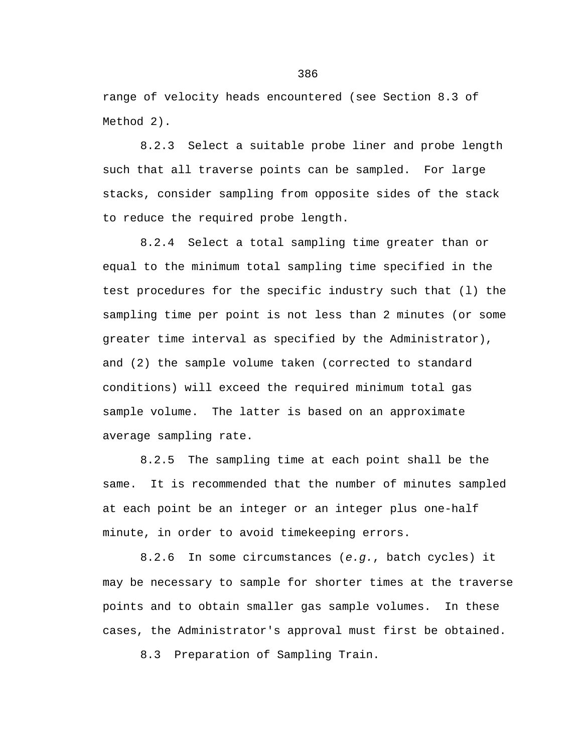range of velocity heads encountered (see Section 8.3 of Method 2).

8.2.3 Select a suitable probe liner and probe length such that all traverse points can be sampled. For large stacks, consider sampling from opposite sides of the stack to reduce the required probe length.

8.2.4 Select a total sampling time greater than or equal to the minimum total sampling time specified in the test procedures for the specific industry such that (l) the sampling time per point is not less than 2 minutes (or some greater time interval as specified by the Administrator), and (2) the sample volume taken (corrected to standard conditions) will exceed the required minimum total gas sample volume. The latter is based on an approximate average sampling rate.

8.2.5 The sampling time at each point shall be the same. It is recommended that the number of minutes sampled at each point be an integer or an integer plus one-half minute, in order to avoid timekeeping errors.

8.2.6 In some circumstances (*e.g.*, batch cycles) it may be necessary to sample for shorter times at the traverse points and to obtain smaller gas sample volumes. In these cases, the Administrator's approval must first be obtained.

8.3 Preparation of Sampling Train.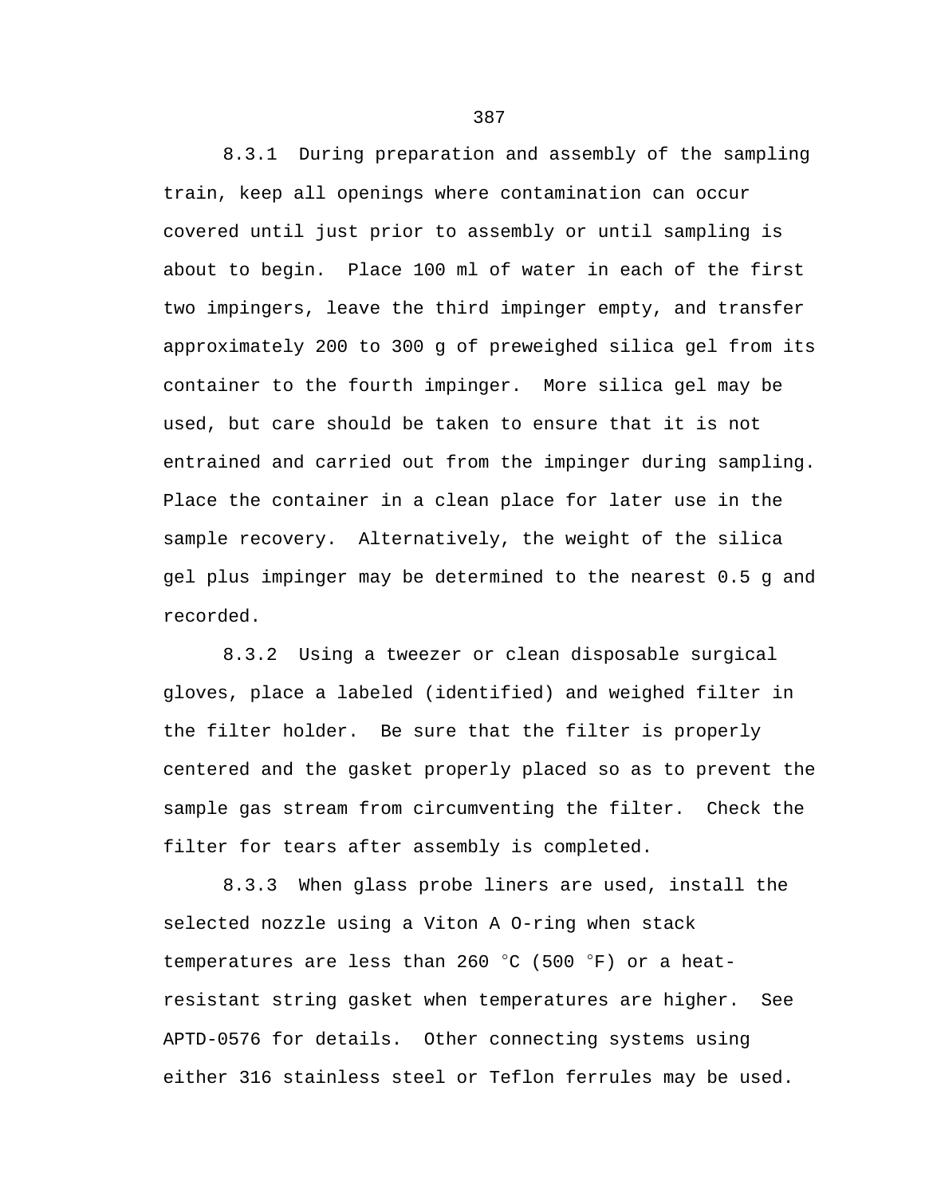8.3.1 During preparation and assembly of the sampling train, keep all openings where contamination can occur covered until just prior to assembly or until sampling is about to begin. Place 100 ml of water in each of the first two impingers, leave the third impinger empty, and transfer approximately 200 to 300 g of preweighed silica gel from its container to the fourth impinger. More silica gel may be used, but care should be taken to ensure that it is not entrained and carried out from the impinger during sampling. Place the container in a clean place for later use in the sample recovery. Alternatively, the weight of the silica gel plus impinger may be determined to the nearest 0.5 g and recorded.

8.3.2 Using a tweezer or clean disposable surgical gloves, place a labeled (identified) and weighed filter in the filter holder. Be sure that the filter is properly centered and the gasket properly placed so as to prevent the sample gas stream from circumventing the filter. Check the filter for tears after assembly is completed.

8.3.3 When glass probe liners are used, install the selected nozzle using a Viton A O-ring when stack temperatures are less than 260 °C (500 °F) or a heat-resistant string gasket when temperatures are higher. See APTD-0576 for details. Other connecting systems using either 316 stainless steel or Teflon ferrules may be used.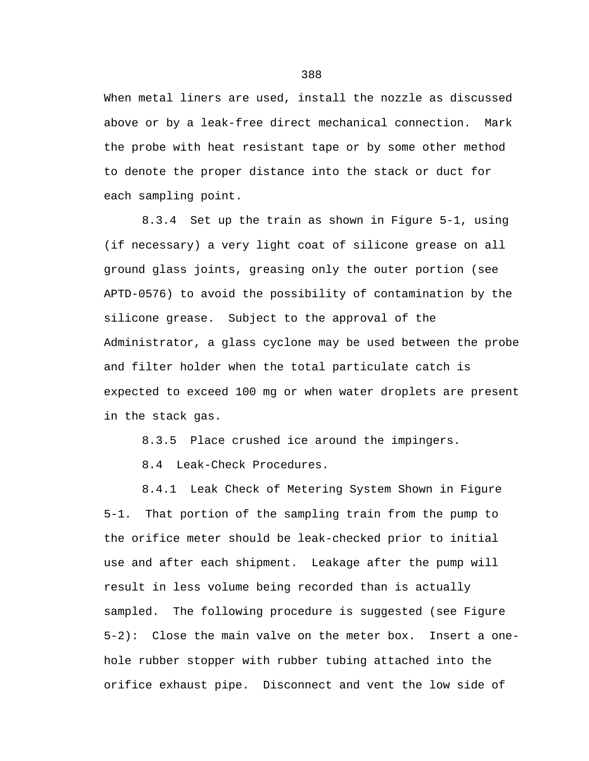When metal liners are used, install the nozzle as discussed above or by a leak-free direct mechanical connection. Mark the probe with heat resistant tape or by some other method to denote the proper distance into the stack or duct for each sampling point.

8.3.4 Set up the train as shown in Figure 5-1, using (if necessary) a very light coat of silicone grease on all ground glass joints, greasing only the outer portion (see APTD-0576) to avoid the possibility of contamination by the silicone grease. Subject to the approval of the Administrator, a glass cyclone may be used between the probe and filter holder when the total particulate catch is expected to exceed 100 mg or when water droplets are present in the stack gas.

8.3.5 Place crushed ice around the impingers.

8.4 Leak-Check Procedures.

8.4.1 Leak Check of Metering System Shown in Figure 5-1. That portion of the sampling train from the pump to the orifice meter should be leak-checked prior to initial use and after each shipment. Leakage after the pump will result in less volume being recorded than is actually sampled. The following procedure is suggested (see Figure 5-2): Close the main valve on the meter box. Insert a one-hole rubber stopper with rubber tubing attached into the orifice exhaust pipe. Disconnect and vent the low side of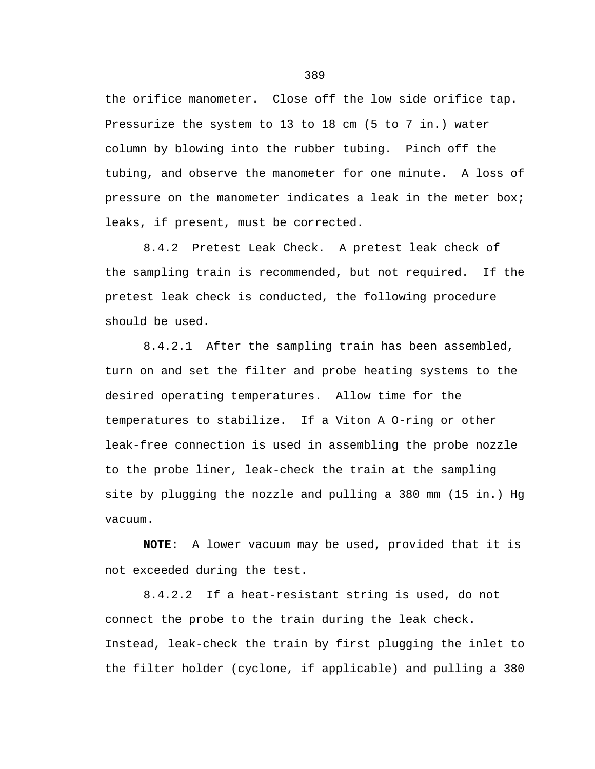the orifice manometer. Close off the low side orifice tap. Pressurize the system to 13 to 18 cm (5 to 7 in.) water column by blowing into the rubber tubing. Pinch off the tubing, and observe the manometer for one minute. A loss of pressure on the manometer indicates a leak in the meter box; leaks, if present, must be corrected.

8.4.2 Pretest Leak Check. A pretest leak check of the sampling train is recommended, but not required. If the pretest leak check is conducted, the following procedure should be used.

8.4.2.1 After the sampling train has been assembled, turn on and set the filter and probe heating systems to the desired operating temperatures. Allow time for the temperatures to stabilize. If a Viton A O-ring or other leak-free connection is used in assembling the probe nozzle to the probe liner, leak-check the train at the sampling site by plugging the nozzle and pulling a 380 mm (15 in.) Hg vacuum.

**NOTE:** A lower vacuum may be used, provided that it is not exceeded during the test.

8.4.2.2 If a heat-resistant string is used, do not connect the probe to the train during the leak check. Instead, leak-check the train by first plugging the inlet to the filter holder (cyclone, if applicable) and pulling a 380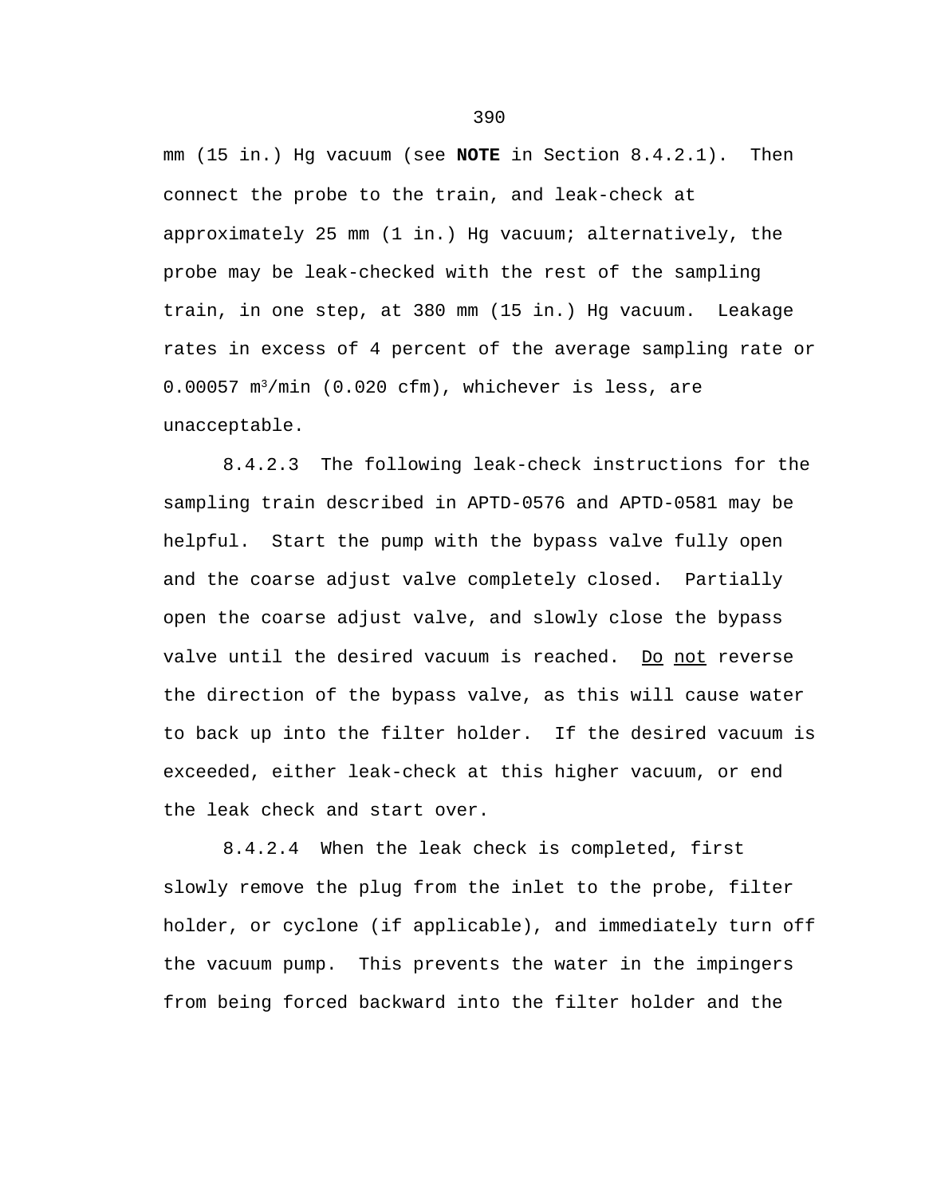mm (15 in.) Hg vacuum (see **NOTE** in Section 8.4.2.1). Then connect the probe to the train, and leak-check at approximately 25 mm (1 in.) Hg vacuum; alternatively, the probe may be leak-checked with the rest of the sampling train, in one step, at 380 mm (15 in.) Hg vacuum. Leakage rates in excess of 4 percent of the average sampling rate or 0.00057 $m^3$/min (0.020 cfm), whichever is less, are unacceptable.

8.4.2.3 The following leak-check instructions for the sampling train described in APTD-0576 and APTD-0581 may be helpful. Start the pump with the bypass valve fully open and the coarse adjust valve completely closed. Partially open the coarse adjust valve, and slowly close the bypass valve until the desired vacuum is reached. <u>Do</u> <u>not</u> reverse the direction of the bypass valve, as this will cause water to back up into the filter holder. If the desired vacuum is exceeded, either leak-check at this higher vacuum, or end the leak check and start over.

8.4.2.4 When the leak check is completed, first slowly remove the plug from the inlet to the probe, filter holder, or cyclone (if applicable), and immediately turn off the vacuum pump. This prevents the water in the impingers from being forced backward into the filter holder and the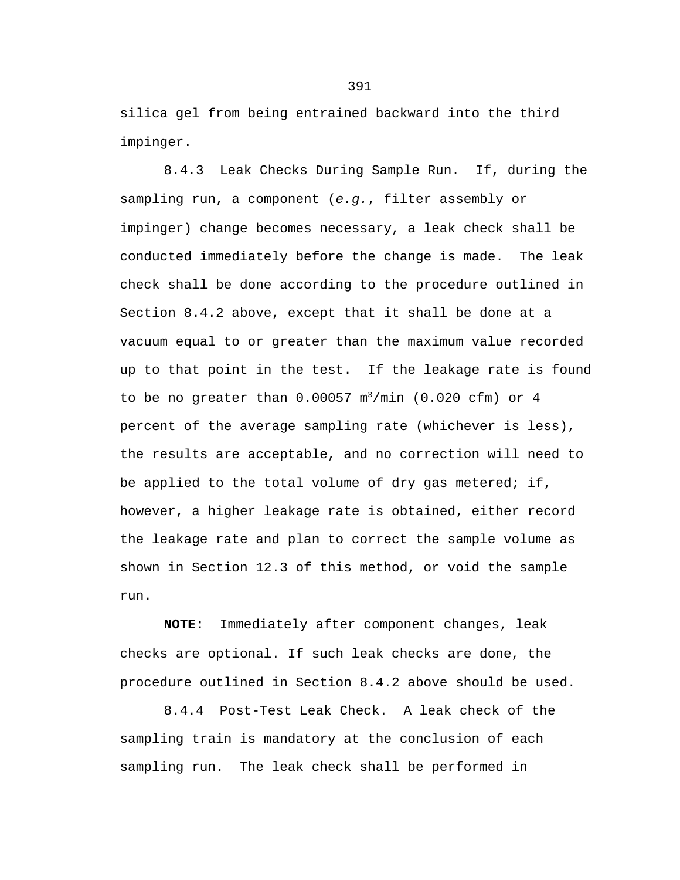silica gel from being entrained backward into the third impinger.

8.4.3 Leak Checks During Sample Run. If, during the sampling run, a component (*e.g.*, filter assembly or impinger) change becomes necessary, a leak check shall be conducted immediately before the change is made. The leak check shall be done according to the procedure outlined in Section 8.4.2 above, except that it shall be done at a vacuum equal to or greater than the maximum value recorded up to that point in the test. If the leakage rate is found to be no greater than 0.00057 $m^3$/min (0.020 cfm) or 4 percent of the average sampling rate (whichever is less), the results are acceptable, and no correction will need to be applied to the total volume of dry gas metered; if, however, a higher leakage rate is obtained, either record the leakage rate and plan to correct the sample volume as shown in Section 12.3 of this method, or void the sample run.

**NOTE:** Immediately after component changes, leak checks are optional. If such leak checks are done, the procedure outlined in Section 8.4.2 above should be used.

8.4.4 Post-Test Leak Check. A leak check of the sampling train is mandatory at the conclusion of each sampling run. The leak check shall be performed in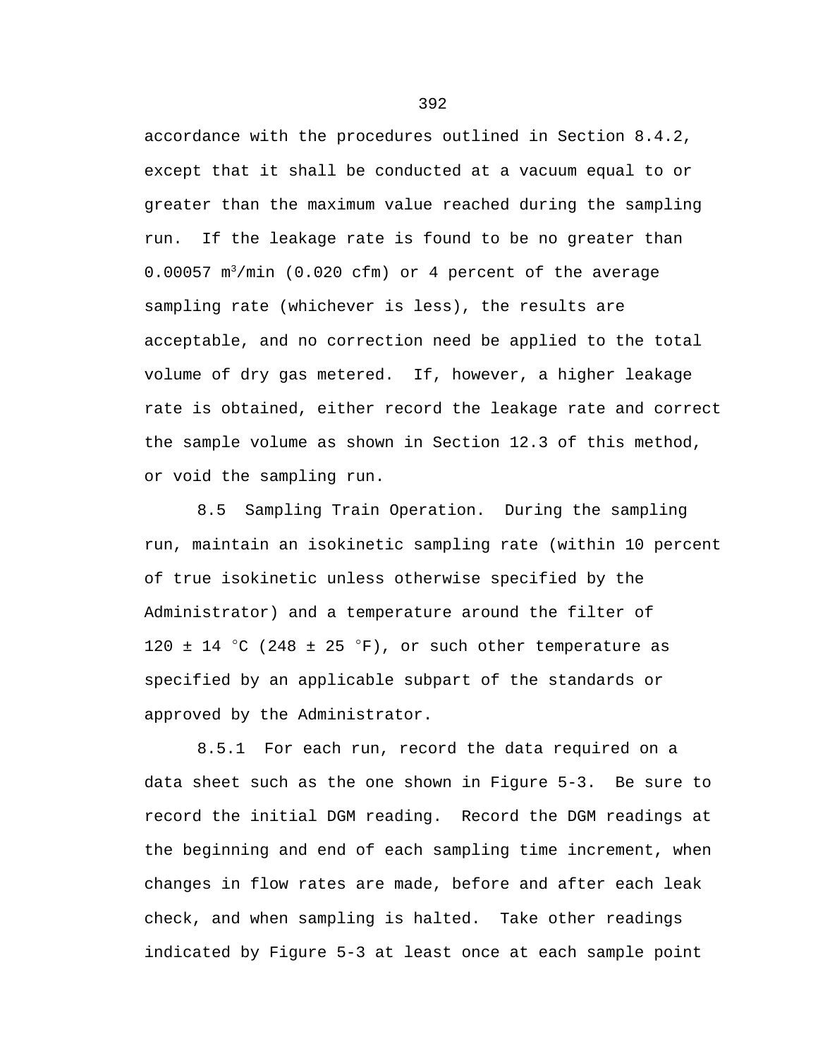accordance with the procedures outlined in Section 8.4.2, except that it shall be conducted at a vacuum equal to or greater than the maximum value reached during the sampling run. If the leakage rate is found to be no greater than 0.00057 $m^3$/min (0.020 cfm) or 4 percent of the average sampling rate (whichever is less), the results are acceptable, and no correction need be applied to the total volume of dry gas metered. If, however, a higher leakage rate is obtained, either record the leakage rate and correct the sample volume as shown in Section 12.3 of this method, or void the sampling run.

8.5 Sampling Train Operation. During the sampling run, maintain an isokinetic sampling rate (within 10 percent of true isokinetic unless otherwise specified by the Administrator) and a temperature around the filter of 120 ± 14 °C (248 ± 25 °F), or such other temperature as specified by an applicable subpart of the standards or approved by the Administrator.

8.5.1 For each run, record the data required on a data sheet such as the one shown in Figure 5-3. Be sure to record the initial DGM reading. Record the DGM readings at the beginning and end of each sampling time increment, when changes in flow rates are made, before and after each leak check, and when sampling is halted. Take other readings indicated by Figure 5-3 at least once at each sample point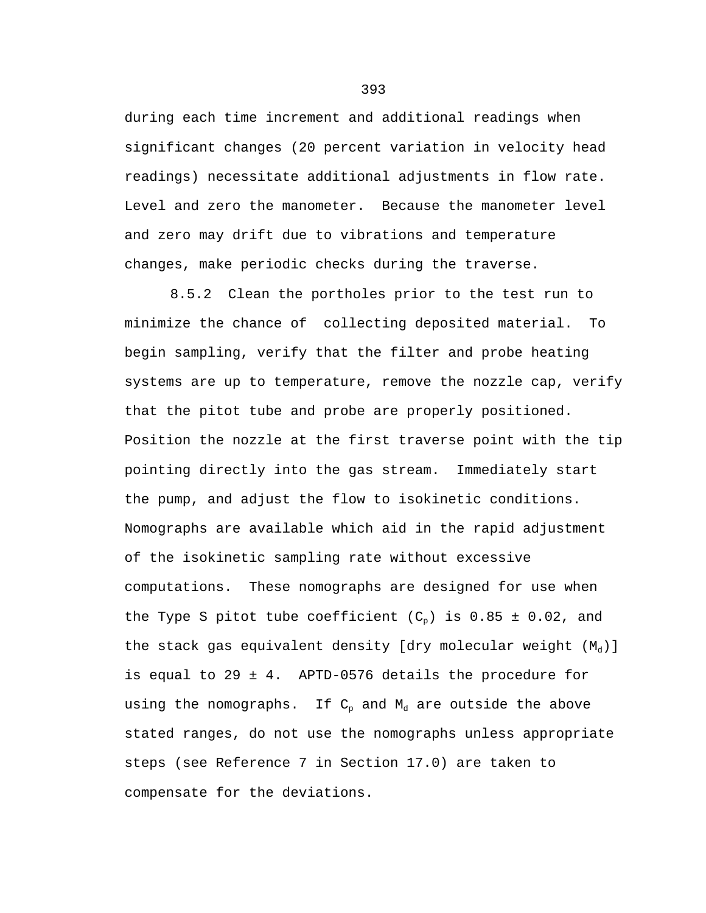during each time increment and additional readings when significant changes (20 percent variation in velocity head readings) necessitate additional adjustments in flow rate. Level and zero the manometer. Because the manometer level and zero may drift due to vibrations and temperature changes, make periodic checks during the traverse.

8.5.2 Clean the portholes prior to the test run to minimize the chance of collecting deposited material. To begin sampling, verify that the filter and probe heating systems are up to temperature, remove the nozzle cap, verify that the pitot tube and probe are properly positioned. Position the nozzle at the first traverse point with the tip pointing directly into the gas stream. Immediately start the pump, and adjust the flow to isokinetic conditions. Nomographs are available which aid in the rapid adjustment of the isokinetic sampling rate without excessive computations. These nomographs are designed for use when the Type S pitot tube coefficient ($C_p$) is 0.85 ± 0.02, and the stack gas equivalent density [dry molecular weight ($M_d$)] is equal to 29 ± 4. APTD-0576 details the procedure for using the nomographs. If $C_p$ and $M_d$ are outside the above stated ranges, do not use the nomographs unless appropriate steps (see Reference 7 in Section 17.0) are taken to compensate for the deviations.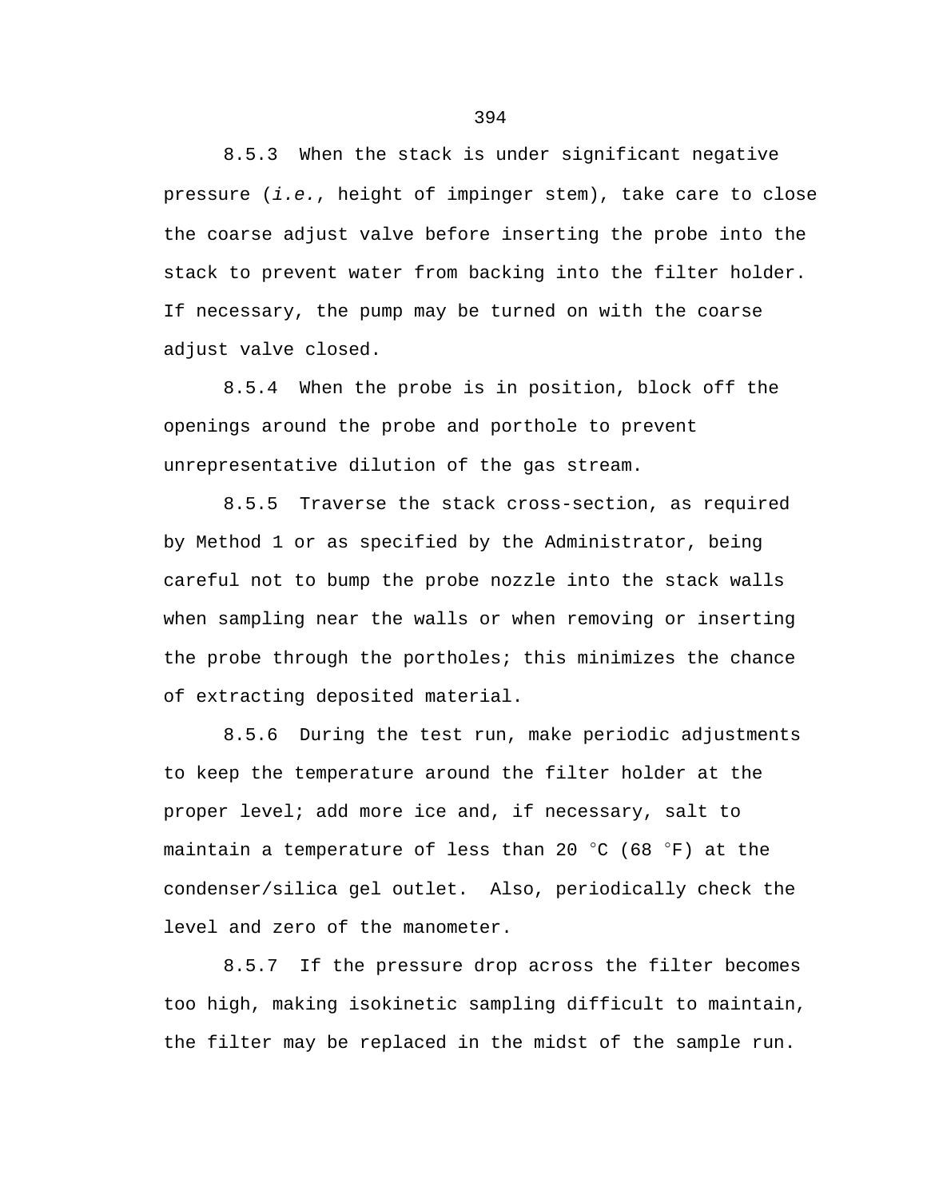8.5.3  When the stack is under significant negative pressure (*i.e.*, height of impinger stem), take care to close the coarse adjust valve before inserting the probe into the stack to prevent water from backing into the filter holder. If necessary, the pump may be turned on with the coarse adjust valve closed.

8.5.4  When the probe is in position, block off the openings around the probe and porthole to prevent unrepresentative dilution of the gas stream.

8.5.5  Traverse the stack cross-section, as required by Method 1 or as specified by the Administrator, being careful not to bump the probe nozzle into the stack walls when sampling near the walls or when removing or inserting the probe through the portholes; this minimizes the chance of extracting deposited material.

8.5.6  During the test run, make periodic adjustments to keep the temperature around the filter holder at the proper level; add more ice and, if necessary, salt to maintain a temperature of less than 20 °C (68 °F) at the condenser/silica gel outlet.  Also, periodically check the level and zero of the manometer.

8.5.7  If the pressure drop across the filter becomes too high, making isokinetic sampling difficult to maintain, the filter may be replaced in the midst of the sample run.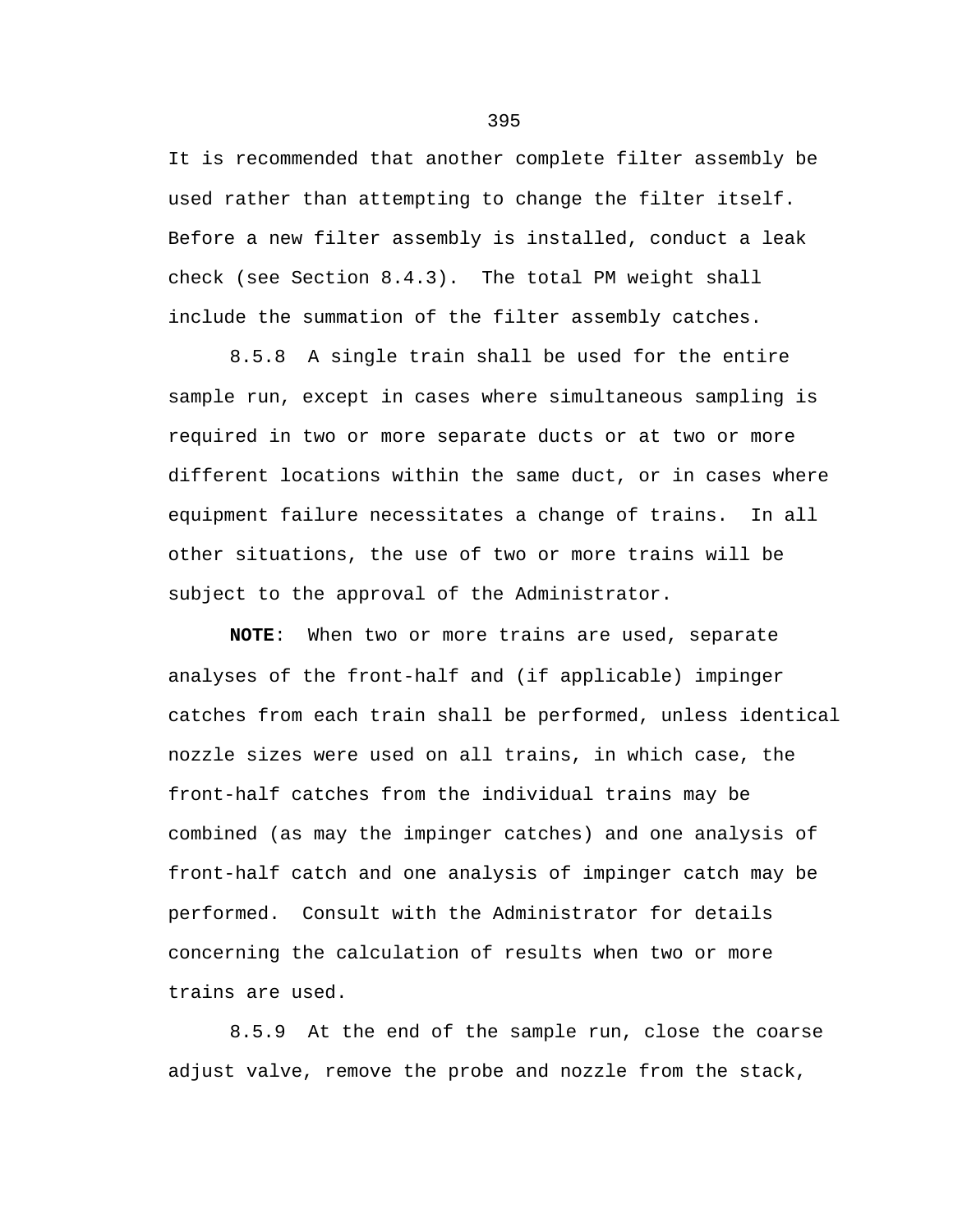It is recommended that another complete filter assembly be used rather than attempting to change the filter itself. Before a new filter assembly is installed, conduct a leak check (see Section 8.4.3). The total PM weight shall include the summation of the filter assembly catches.

8.5.8 A single train shall be used for the entire sample run, except in cases where simultaneous sampling is required in two or more separate ducts or at two or more different locations within the same duct, or in cases where equipment failure necessitates a change of trains. In all other situations, the use of two or more trains will be subject to the approval of the Administrator.

**NOTE**: When two or more trains are used, separate analyses of the front-half and (if applicable) impinger catches from each train shall be performed, unless identical nozzle sizes were used on all trains, in which case, the front-half catches from the individual trains may be combined (as may the impinger catches) and one analysis of front-half catch and one analysis of impinger catch may be performed. Consult with the Administrator for details concerning the calculation of results when two or more trains are used.

8.5.9 At the end of the sample run, close the coarse adjust valve, remove the probe and nozzle from the stack,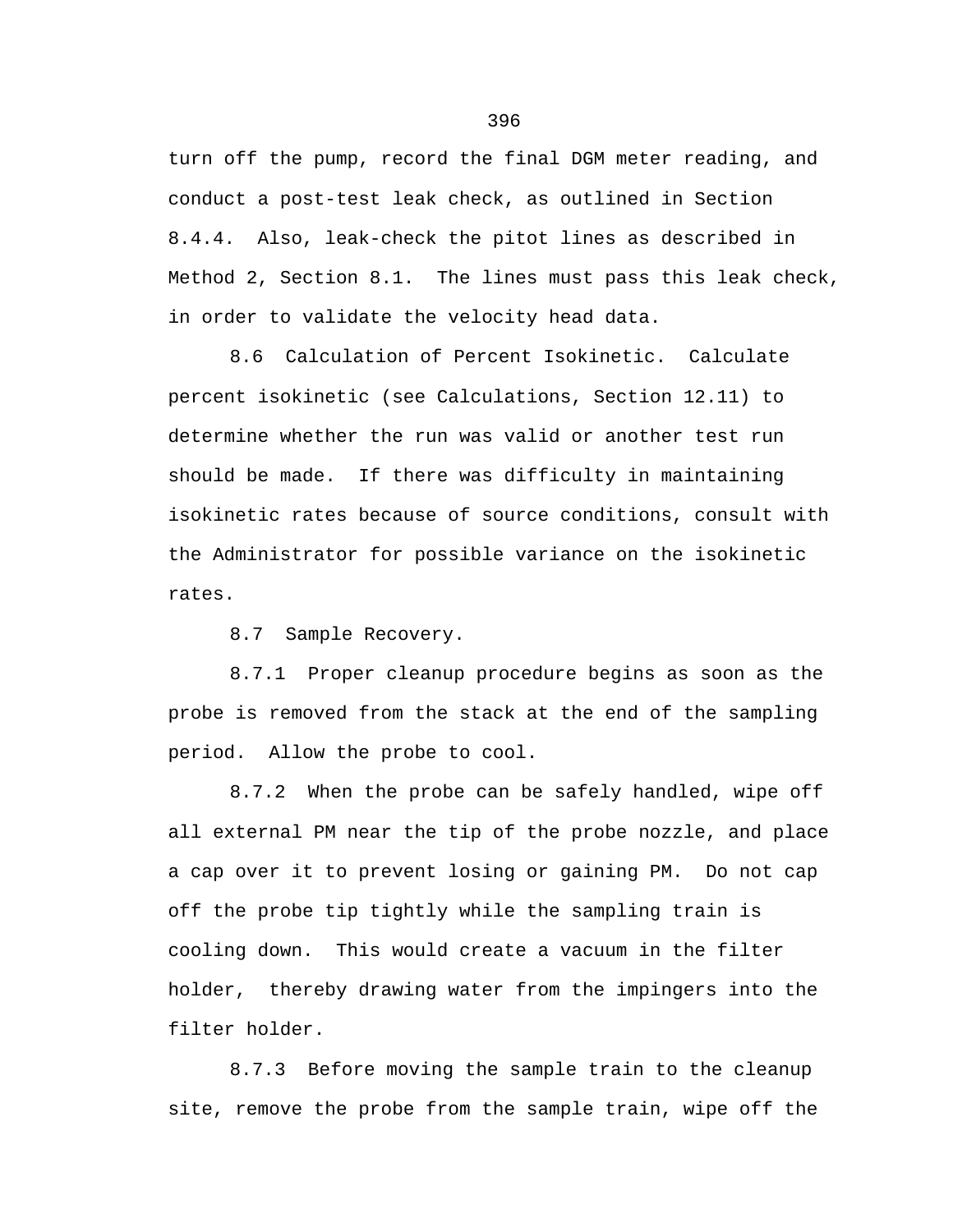turn off the pump, record the final DGM meter reading, and conduct a post-test leak check, as outlined in Section 8.4.4. Also, leak-check the pitot lines as described in Method 2, Section 8.1. The lines must pass this leak check, in order to validate the velocity head data.

8.6 Calculation of Percent Isokinetic. Calculate percent isokinetic (see Calculations, Section 12.11) to determine whether the run was valid or another test run should be made. If there was difficulty in maintaining isokinetic rates because of source conditions, consult with the Administrator for possible variance on the isokinetic rates.

8.7 Sample Recovery.

8.7.1 Proper cleanup procedure begins as soon as the probe is removed from the stack at the end of the sampling period. Allow the probe to cool.

8.7.2 When the probe can be safely handled, wipe off all external PM near the tip of the probe nozzle, and place a cap over it to prevent losing or gaining PM. Do not cap off the probe tip tightly while the sampling train is cooling down. This would create a vacuum in the filter holder, thereby drawing water from the impingers into the filter holder.

8.7.3 Before moving the sample train to the cleanup site, remove the probe from the sample train, wipe off the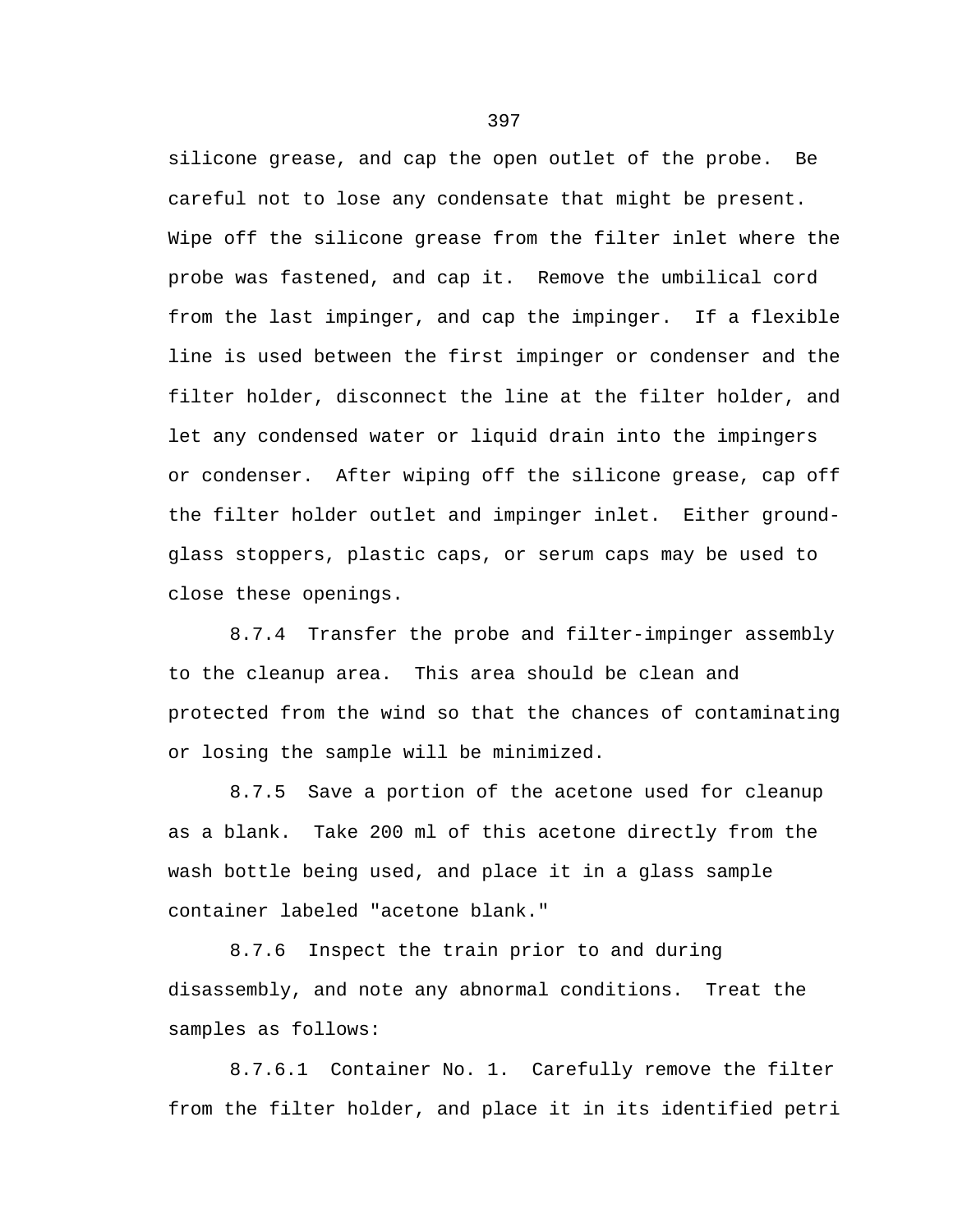silicone grease, and cap the open outlet of the probe. Be careful not to lose any condensate that might be present. Wipe off the silicone grease from the filter inlet where the probe was fastened, and cap it. Remove the umbilical cord from the last impinger, and cap the impinger. If a flexible line is used between the first impinger or condenser and the filter holder, disconnect the line at the filter holder, and let any condensed water or liquid drain into the impingers or condenser. After wiping off the silicone grease, cap off the filter holder outlet and impinger inlet. Either ground-glass stoppers, plastic caps, or serum caps may be used to close these openings.

8.7.4 Transfer the probe and filter-impinger assembly to the cleanup area. This area should be clean and protected from the wind so that the chances of contaminating or losing the sample will be minimized.

8.7.5 Save a portion of the acetone used for cleanup as a blank. Take 200 ml of this acetone directly from the wash bottle being used, and place it in a glass sample container labeled "acetone blank."

8.7.6 Inspect the train prior to and during disassembly, and note any abnormal conditions. Treat the samples as follows:

8.7.6.1 Container No. 1. Carefully remove the filter from the filter holder, and place it in its identified petri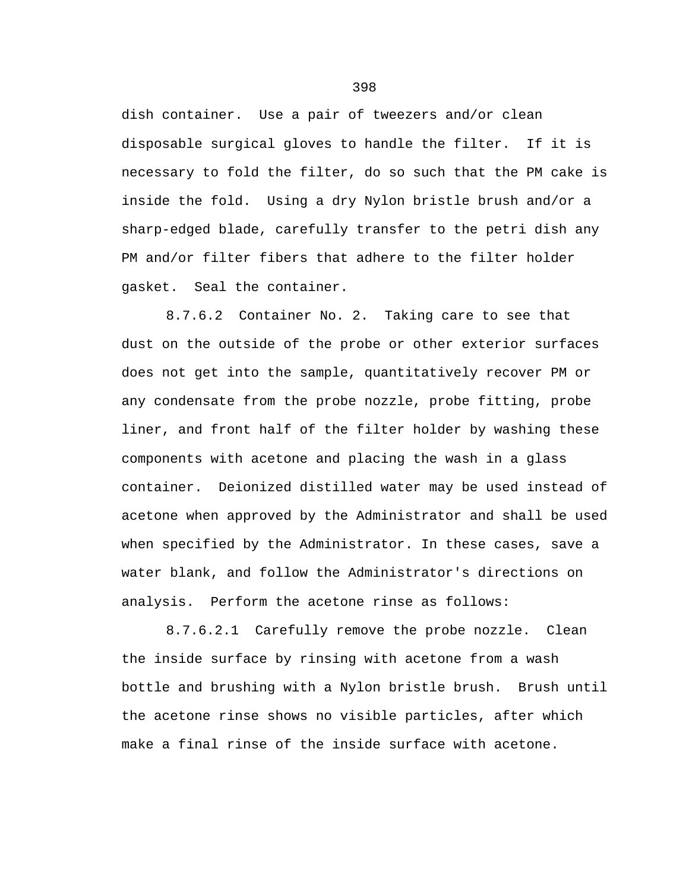dish container. Use a pair of tweezers and/or clean disposable surgical gloves to handle the filter. If it is necessary to fold the filter, do so such that the PM cake is inside the fold. Using a dry Nylon bristle brush and/or a sharp-edged blade, carefully transfer to the petri dish any PM and/or filter fibers that adhere to the filter holder gasket. Seal the container.

8.7.6.2 Container No. 2. Taking care to see that dust on the outside of the probe or other exterior surfaces does not get into the sample, quantitatively recover PM or any condensate from the probe nozzle, probe fitting, probe liner, and front half of the filter holder by washing these components with acetone and placing the wash in a glass container. Deionized distilled water may be used instead of acetone when approved by the Administrator and shall be used when specified by the Administrator. In these cases, save a water blank, and follow the Administrator's directions on analysis. Perform the acetone rinse as follows:

8.7.6.2.1 Carefully remove the probe nozzle. Clean the inside surface by rinsing with acetone from a wash bottle and brushing with a Nylon bristle brush. Brush until the acetone rinse shows no visible particles, after which make a final rinse of the inside surface with acetone.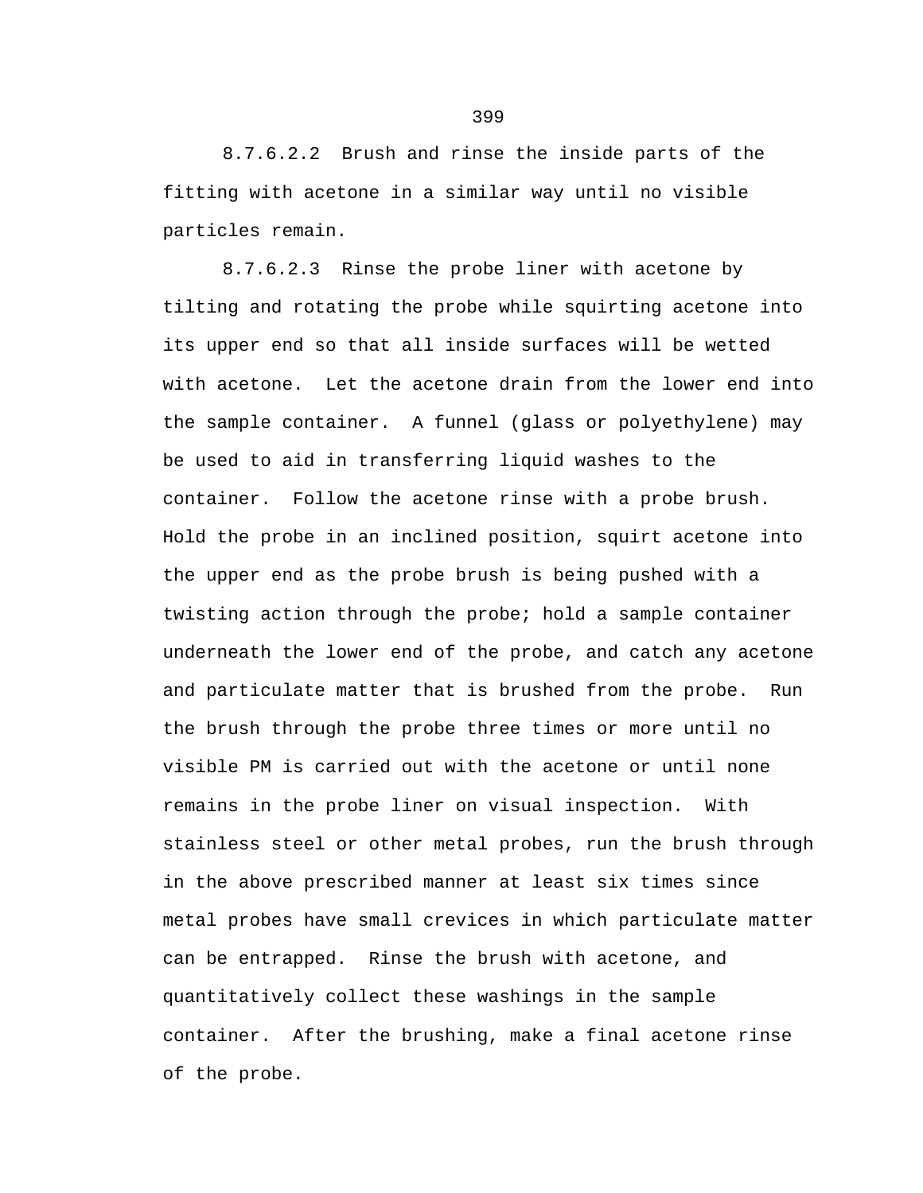8.7.6.2.2 Brush and rinse the inside parts of the fitting with acetone in a similar way until no visible particles remain.

8.7.6.2.3 Rinse the probe liner with acetone by tilting and rotating the probe while squirting acetone into its upper end so that all inside surfaces will be wetted with acetone. Let the acetone drain from the lower end into the sample container. A funnel (glass or polyethylene) may be used to aid in transferring liquid washes to the container. Follow the acetone rinse with a probe brush. Hold the probe in an inclined position, squirt acetone into the upper end as the probe brush is being pushed with a twisting action through the probe; hold a sample container underneath the lower end of the probe, and catch any acetone and particulate matter that is brushed from the probe. Run the brush through the probe three times or more until no visible PM is carried out with the acetone or until none remains in the probe liner on visual inspection. With stainless steel or other metal probes, run the brush through in the above prescribed manner at least six times since metal probes have small crevices in which particulate matter can be entrapped. Rinse the brush with acetone, and quantitatively collect these washings in the sample container. After the brushing, make a final acetone rinse of the probe.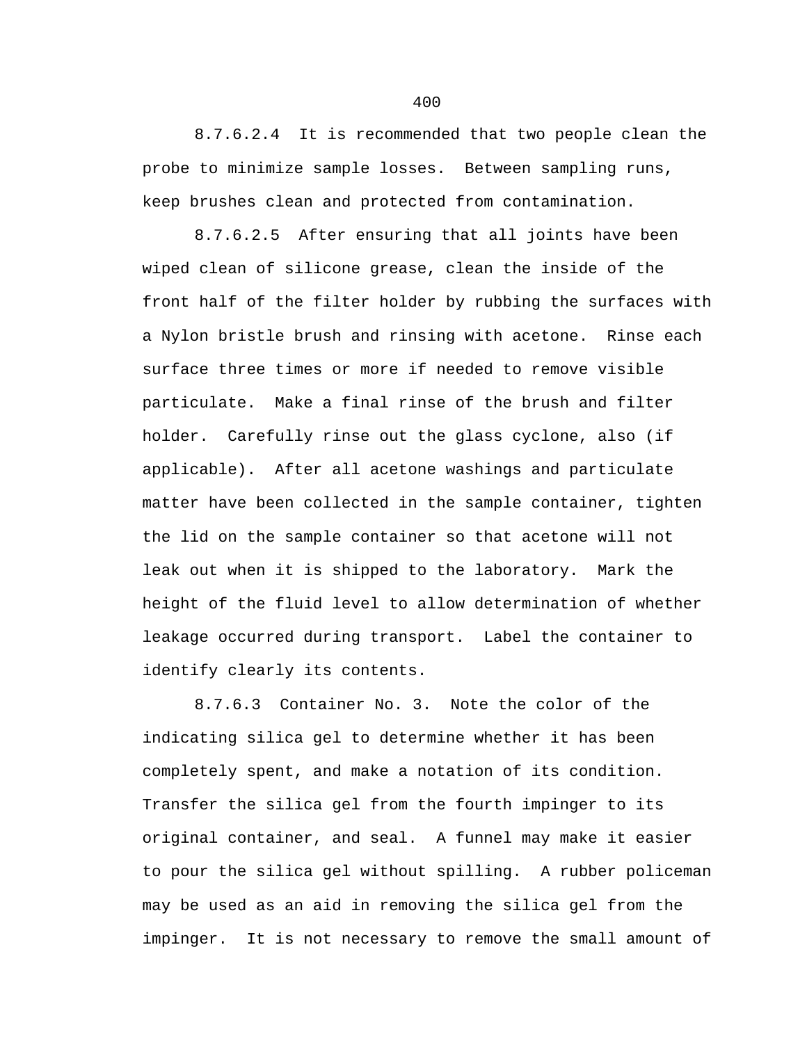8.7.6.2.4  It is recommended that two people clean the probe to minimize sample losses.  Between sampling runs, keep brushes clean and protected from contamination.

8.7.6.2.5  After ensuring that all joints have been wiped clean of silicone grease, clean the inside of the front half of the filter holder by rubbing the surfaces with a Nylon bristle brush and rinsing with acetone.  Rinse each surface three times or more if needed to remove visible particulate.  Make a final rinse of the brush and filter holder.  Carefully rinse out the glass cyclone, also (if applicable).  After all acetone washings and particulate matter have been collected in the sample container, tighten the lid on the sample container so that acetone will not leak out when it is shipped to the laboratory.  Mark the height of the fluid level to allow determination of whether leakage occurred during transport.  Label the container to identify clearly its contents.

8.7.6.3  Container No. 3.  Note the color of the indicating silica gel to determine whether it has been completely spent, and make a notation of its condition. Transfer the silica gel from the fourth impinger to its original container, and seal.  A funnel may make it easier to pour the silica gel without spilling.  A rubber policeman may be used as an aid in removing the silica gel from the impinger.  It is not necessary to remove the small amount of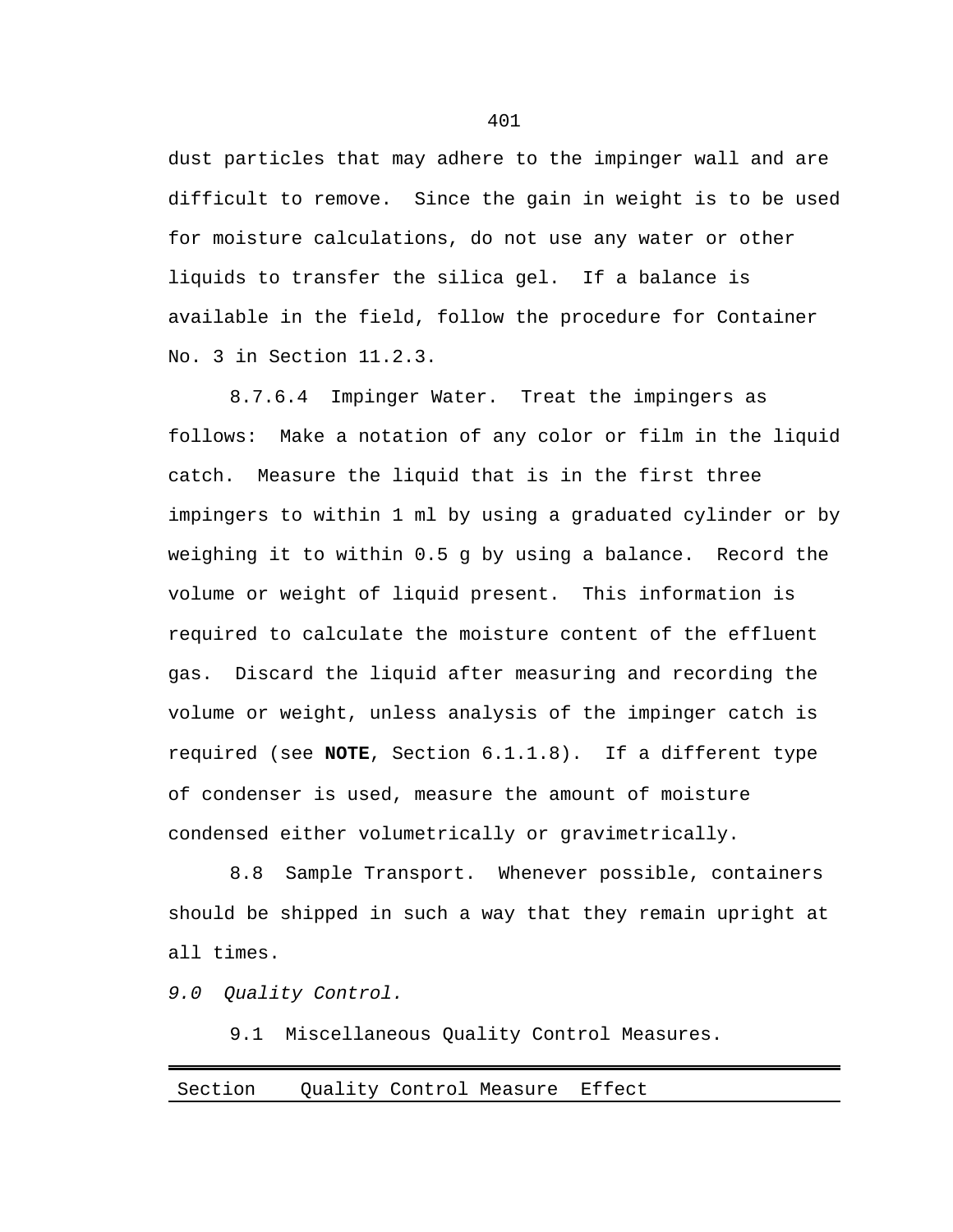dust particles that may adhere to the impinger wall and are difficult to remove. Since the gain in weight is to be used for moisture calculations, do not use any water or other liquids to transfer the silica gel. If a balance is available in the field, follow the procedure for Container No. 3 in Section 11.2.3.

8.7.6.4 Impinger Water. Treat the impingers as follows: Make a notation of any color or film in the liquid catch. Measure the liquid that is in the first three impingers to within 1 ml by using a graduated cylinder or by weighing it to within 0.5 g by using a balance. Record the volume or weight of liquid present. This information is required to calculate the moisture content of the effluent gas. Discard the liquid after measuring and recording the volume or weight, unless analysis of the impinger catch is required (see **NOTE**, Section 6.1.1.8). If a different type of condenser is used, measure the amount of moisture condensed either volumetrically or gravimetrically.

8.8 Sample Transport. Whenever possible, containers should be shipped in such a way that they remain upright at all times.

*9.0 Quality Control.*

9.1 Miscellaneous Quality Control Measures.

| Section | Quality Control Measure | Effect |
| --- | --- | --- |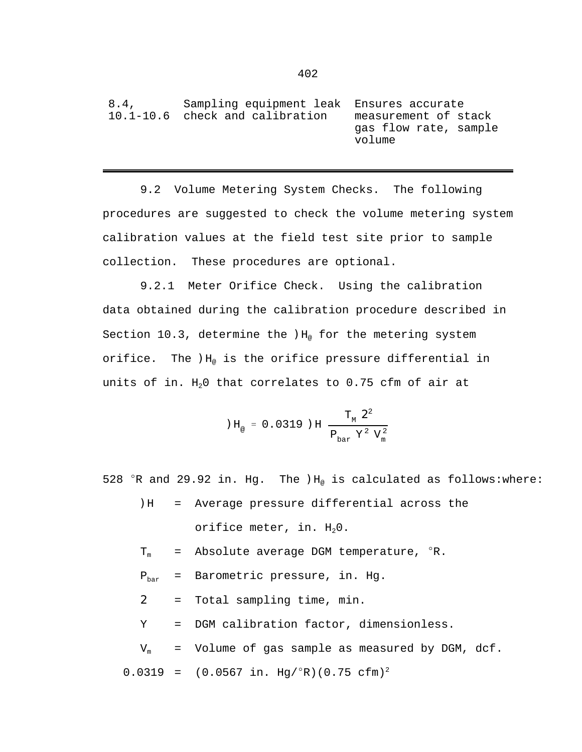| 8.4, 10.1-10.6 | Sampling equipment leak check and calibration | Ensures accurate measurement of stack gas flow rate, sample volume |
|---|---|---|

9.2 Volume Metering System Checks. The following procedures are suggested to check the volume metering system calibration values at the field test site prior to sample collection. These procedures are optional.

9.2.1 Meter Orifice Check. Using the calibration data obtained during the calibration procedure described in Section 10.3, determine the $\Delta H_@$ for the metering system orifice. The $\Delta H_@$ is the orifice pressure differential in units of in. $H_2O$ that correlates to 0.75 cfm of air at

$$\Delta H_@ = 0.0319 \, \Delta H \, \frac{T_M \, \theta^2}{P_{bar} \, Y^2 \, V_m^2}$$

528 °R and 29.92 in. Hg. The $\Delta H_@$ is calculated as follows:where:

$\Delta H$ = Average pressure differential across the orifice meter, in. $H_2O$.

$T_m$ = Absolute average DGM temperature, °R.

$P_{bar}$ = Barometric pressure, in. Hg.

$\theta$ = Total sampling time, min.

$Y$ = DGM calibration factor, dimensionless.

$V_m$ = Volume of gas sample as measured by DGM, dcf.

0.0319 = (0.0567 in. Hg/°R)(0.75 cfm)$^2$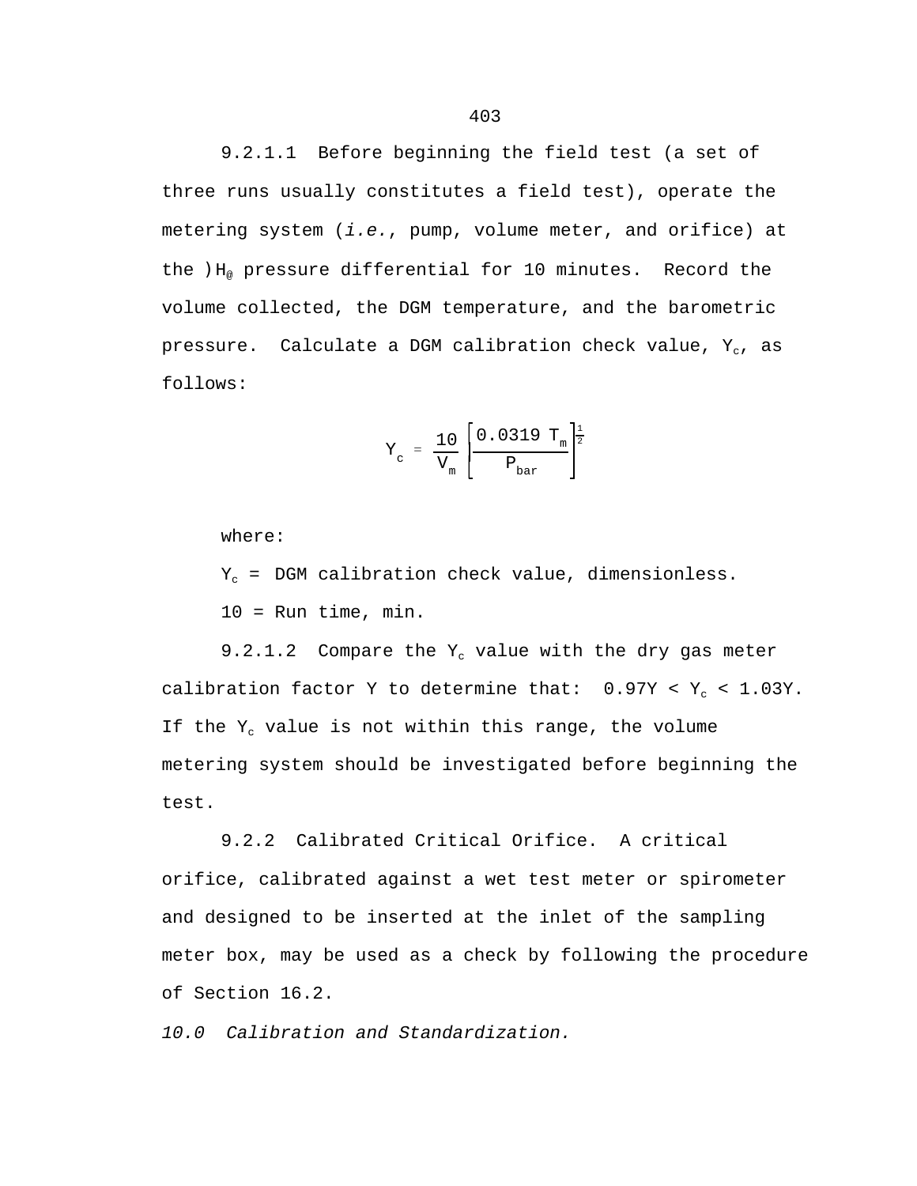9.2.1.1 Before beginning the field test (a set of three runs usually constitutes a field test), operate the metering system (*i.e.*, pump, volume meter, and orifice) at the )$H_@$ pressure differential for 10 minutes. Record the volume collected, the DGM temperature, and the barometric pressure. Calculate a DGM calibration check value, $Y_c$, as follows:

$$Y_c = \frac{10}{V_m} \left[ \frac{0.0319 \; T_m}{P_{bar}} \right]^{\frac{1}{2}}$$

where:

$Y_c$ = DGM calibration check value, dimensionless.

10 = Run time, min.

9.2.1.2 Compare the $Y_c$ value with the dry gas meter calibration factor Y to determine that: $0.97Y < Y_c < 1.03Y$. If the $Y_c$ value is not within this range, the volume metering system should be investigated before beginning the test.

9.2.2 Calibrated Critical Orifice. A critical orifice, calibrated against a wet test meter or spirometer and designed to be inserted at the inlet of the sampling meter box, may be used as a check by following the procedure of Section 16.2.

*10.0 Calibration and Standardization.*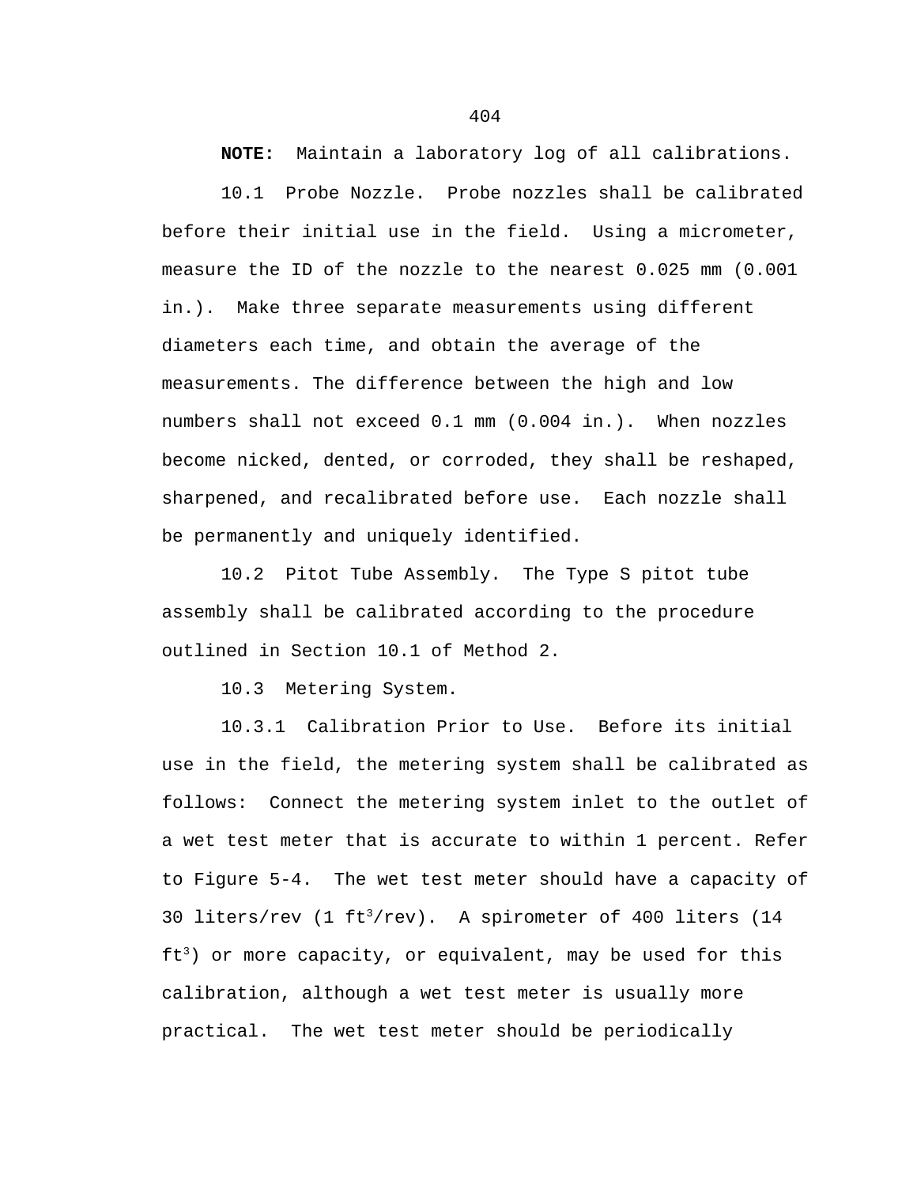**NOTE:** Maintain a laboratory log of all calibrations.

10.1 Probe Nozzle. Probe nozzles shall be calibrated before their initial use in the field. Using a micrometer, measure the ID of the nozzle to the nearest 0.025 mm (0.001 in.). Make three separate measurements using different diameters each time, and obtain the average of the measurements. The difference between the high and low numbers shall not exceed 0.1 mm (0.004 in.). When nozzles become nicked, dented, or corroded, they shall be reshaped, sharpened, and recalibrated before use. Each nozzle shall be permanently and uniquely identified.

10.2 Pitot Tube Assembly. The Type S pitot tube assembly shall be calibrated according to the procedure outlined in Section 10.1 of Method 2.

10.3 Metering System.

10.3.1 Calibration Prior to Use. Before its initial use in the field, the metering system shall be calibrated as follows: Connect the metering system inlet to the outlet of a wet test meter that is accurate to within 1 percent. Refer to Figure 5-4. The wet test meter should have a capacity of 30 liters/rev (1 $ft^3$/rev). A spirometer of 400 liters (14 $ft^3$) or more capacity, or equivalent, may be used for this calibration, although a wet test meter is usually more practical. The wet test meter should be periodically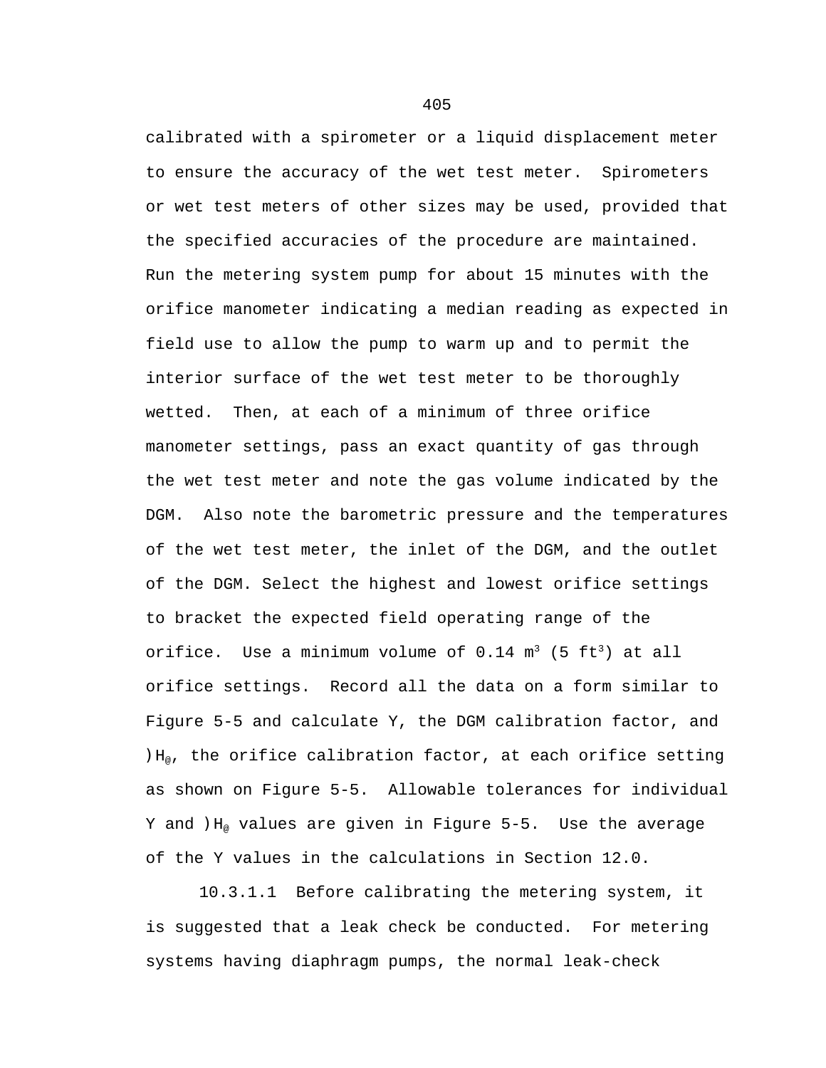calibrated with a spirometer or a liquid displacement meter to ensure the accuracy of the wet test meter. Spirometers or wet test meters of other sizes may be used, provided that the specified accuracies of the procedure are maintained. Run the metering system pump for about 15 minutes with the orifice manometer indicating a median reading as expected in field use to allow the pump to warm up and to permit the interior surface of the wet test meter to be thoroughly wetted. Then, at each of a minimum of three orifice manometer settings, pass an exact quantity of gas through the wet test meter and note the gas volume indicated by the DGM. Also note the barometric pressure and the temperatures of the wet test meter, the inlet of the DGM, and the outlet of the DGM. Select the highest and lowest orifice settings to bracket the expected field operating range of the orifice. Use a minimum volume of 0.14 $m^3$ (5 $ft^3$) at all orifice settings. Record all the data on a form similar to Figure 5-5 and calculate Y, the DGM calibration factor, and $\Delta H_@$, the orifice calibration factor, at each orifice setting as shown on Figure 5-5. Allowable tolerances for individual Y and $\Delta H_@$ values are given in Figure 5-5. Use the average of the Y values in the calculations in Section 12.0.

10.3.1.1 Before calibrating the metering system, it is suggested that a leak check be conducted. For metering systems having diaphragm pumps, the normal leak-check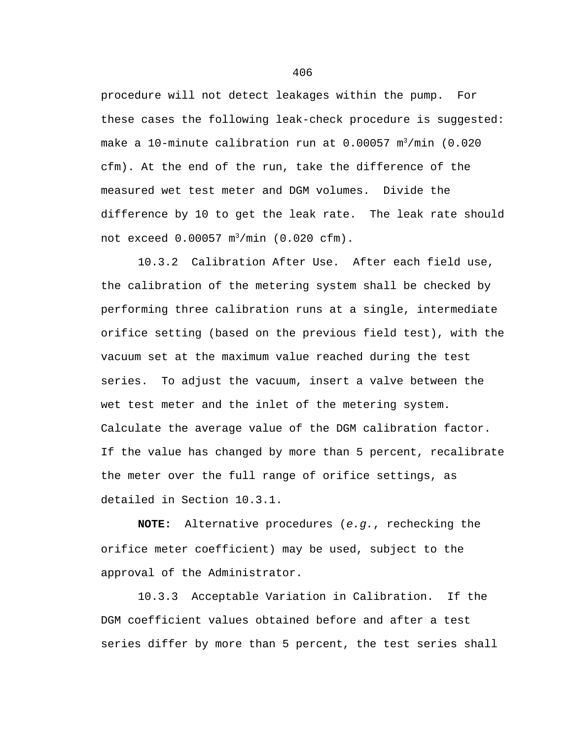procedure will not detect leakages within the pump. For these cases the following leak-check procedure is suggested: make a 10-minute calibration run at 0.00057 $m^3$/min (0.020 cfm). At the end of the run, take the difference of the measured wet test meter and DGM volumes. Divide the difference by 10 to get the leak rate. The leak rate should not exceed 0.00057 $m^3$/min (0.020 cfm).

10.3.2 Calibration After Use. After each field use, the calibration of the metering system shall be checked by performing three calibration runs at a single, intermediate orifice setting (based on the previous field test), with the vacuum set at the maximum value reached during the test series. To adjust the vacuum, insert a valve between the wet test meter and the inlet of the metering system. Calculate the average value of the DGM calibration factor. If the value has changed by more than 5 percent, recalibrate the meter over the full range of orifice settings, as detailed in Section 10.3.1.

**NOTE:** Alternative procedures (*e.g.*, rechecking the orifice meter coefficient) may be used, subject to the approval of the Administrator.

10.3.3 Acceptable Variation in Calibration. If the DGM coefficient values obtained before and after a test series differ by more than 5 percent, the test series shall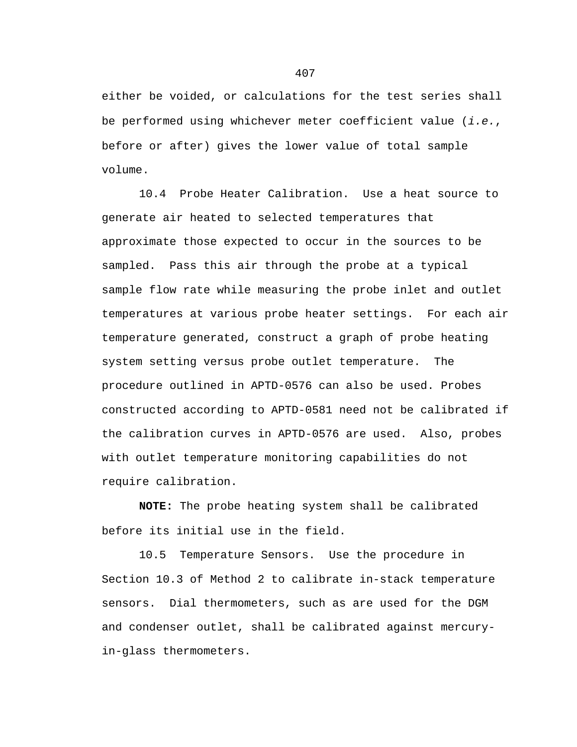either be voided, or calculations for the test series shall be performed using whichever meter coefficient value (*i.e.*, before or after) gives the lower value of total sample volume.

10.4 Probe Heater Calibration. Use a heat source to generate air heated to selected temperatures that approximate those expected to occur in the sources to be sampled. Pass this air through the probe at a typical sample flow rate while measuring the probe inlet and outlet temperatures at various probe heater settings. For each air temperature generated, construct a graph of probe heating system setting versus probe outlet temperature. The procedure outlined in APTD-0576 can also be used. Probes constructed according to APTD-0581 need not be calibrated if the calibration curves in APTD-0576 are used. Also, probes with outlet temperature monitoring capabilities do not require calibration.

**NOTE:** The probe heating system shall be calibrated before its initial use in the field.

10.5 Temperature Sensors. Use the procedure in Section 10.3 of Method 2 to calibrate in-stack temperature sensors. Dial thermometers, such as are used for the DGM and condenser outlet, shall be calibrated against mercury-in-glass thermometers.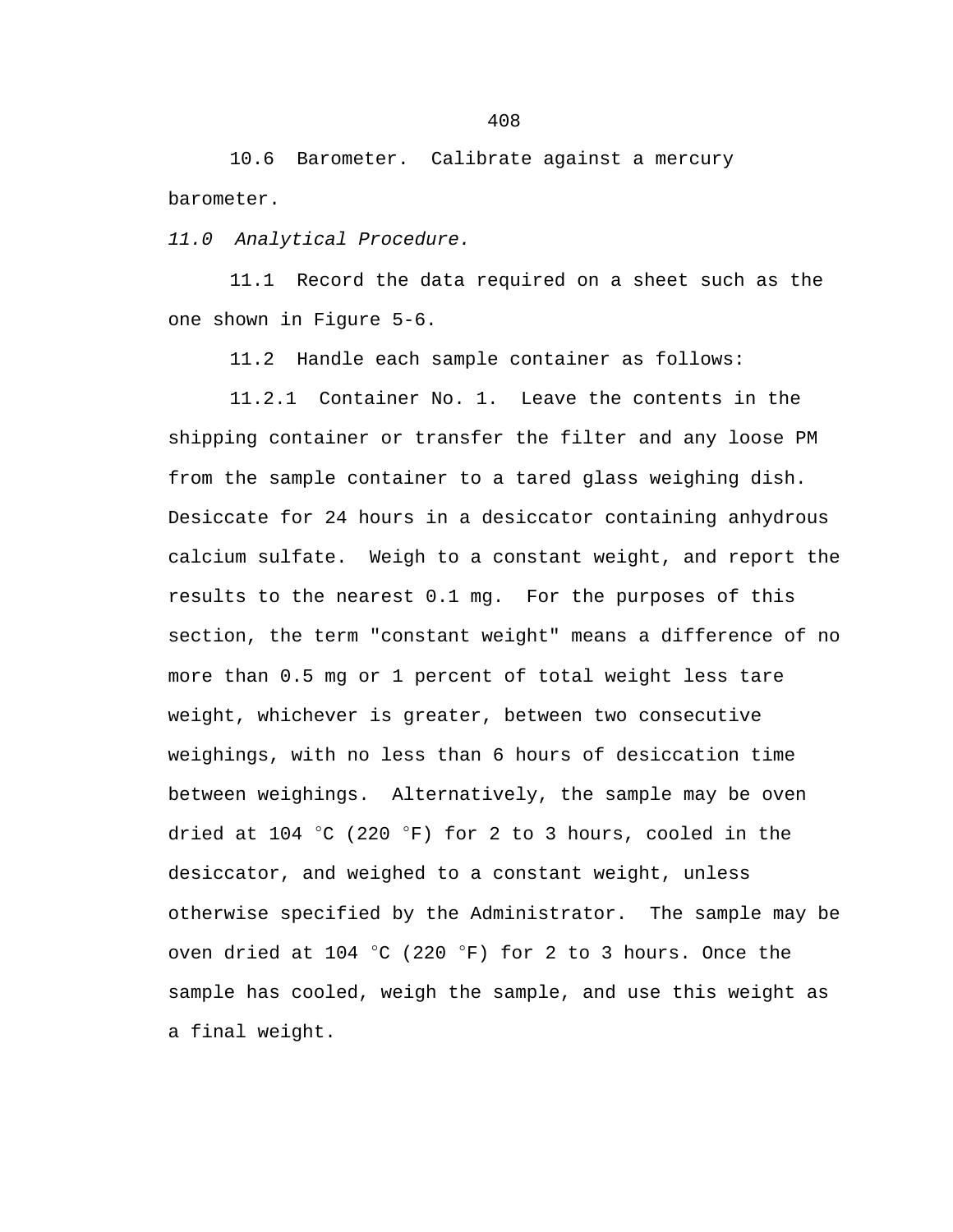10.6 Barometer. Calibrate against a mercury barometer.

*11.0 Analytical Procedure.*

11.1 Record the data required on a sheet such as the one shown in Figure 5-6.

11.2 Handle each sample container as follows:

11.2.1 Container No. 1. Leave the contents in the shipping container or transfer the filter and any loose PM from the sample container to a tared glass weighing dish. Desiccate for 24 hours in a desiccator containing anhydrous calcium sulfate. Weigh to a constant weight, and report the results to the nearest 0.1 mg. For the purposes of this section, the term "constant weight" means a difference of no more than 0.5 mg or 1 percent of total weight less tare weight, whichever is greater, between two consecutive weighings, with no less than 6 hours of desiccation time between weighings. Alternatively, the sample may be oven dried at 104 °C (220 °F) for 2 to 3 hours, cooled in the desiccator, and weighed to a constant weight, unless otherwise specified by the Administrator. The sample may be oven dried at 104 °C (220 °F) for 2 to 3 hours. Once the sample has cooled, weigh the sample, and use this weight as a final weight.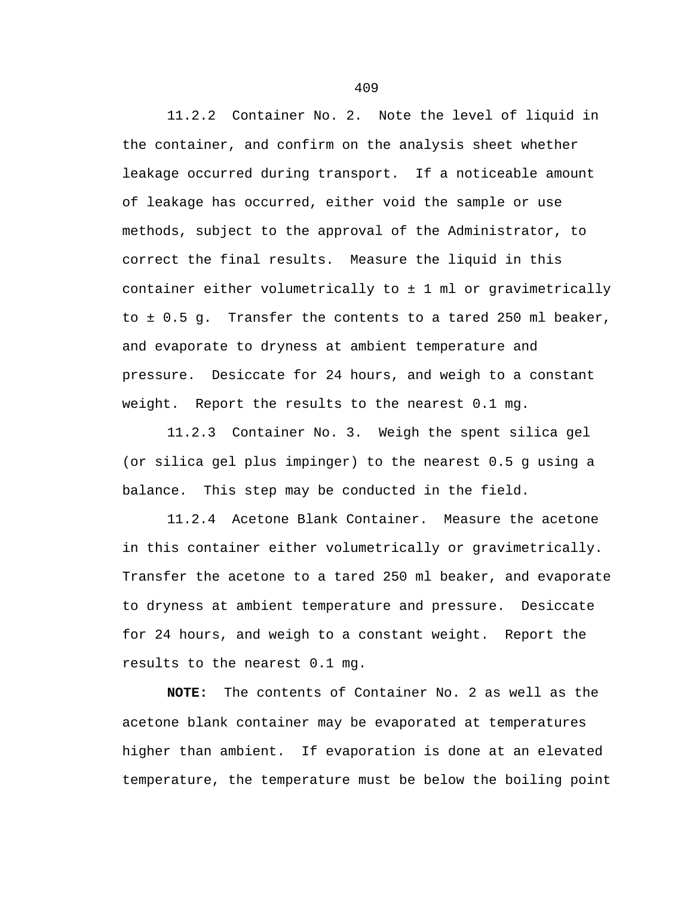11.2.2 Container No. 2. Note the level of liquid in the container, and confirm on the analysis sheet whether leakage occurred during transport. If a noticeable amount of leakage has occurred, either void the sample or use methods, subject to the approval of the Administrator, to correct the final results. Measure the liquid in this container either volumetrically to ± 1 ml or gravimetrically to ± 0.5 g. Transfer the contents to a tared 250 ml beaker, and evaporate to dryness at ambient temperature and pressure. Desiccate for 24 hours, and weigh to a constant weight. Report the results to the nearest 0.1 mg.

11.2.3 Container No. 3. Weigh the spent silica gel (or silica gel plus impinger) to the nearest 0.5 g using a balance. This step may be conducted in the field.

11.2.4 Acetone Blank Container. Measure the acetone in this container either volumetrically or gravimetrically. Transfer the acetone to a tared 250 ml beaker, and evaporate to dryness at ambient temperature and pressure. Desiccate for 24 hours, and weigh to a constant weight. Report the results to the nearest 0.1 mg.

**NOTE:** The contents of Container No. 2 as well as the acetone blank container may be evaporated at temperatures higher than ambient. If evaporation is done at an elevated temperature, the temperature must be below the boiling point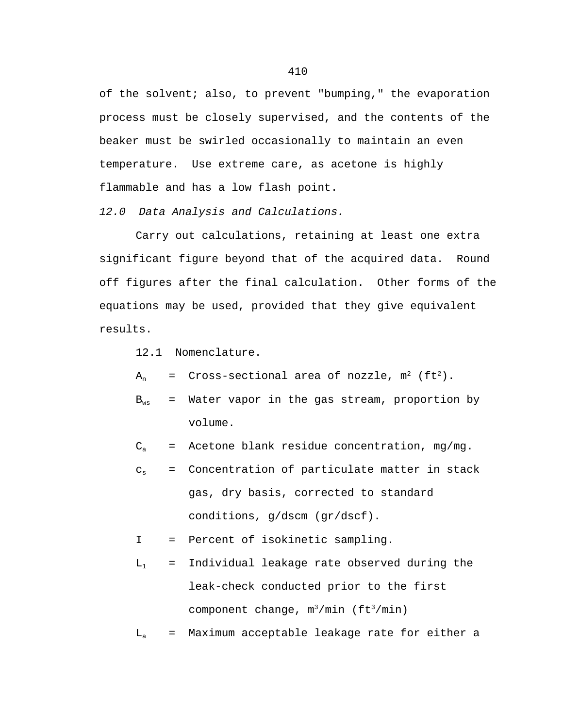of the solvent; also, to prevent "bumping," the evaporation process must be closely supervised, and the contents of the beaker must be swirled occasionally to maintain an even temperature. Use extreme care, as acetone is highly flammable and has a low flash point.

*12.0 Data Analysis and Calculations.*

Carry out calculations, retaining at least one extra significant figure beyond that of the acquired data. Round off figures after the final calculation. Other forms of the equations may be used, provided that they give equivalent results.

12.1 Nomenclature.

$A_n$ = Cross-sectional area of nozzle, $m^2$ ($ft^2$).

$B_{ws}$ = Water vapor in the gas stream, proportion by volume.

$C_a$ = Acetone blank residue concentration, mg/mg.

$c_s$ = Concentration of particulate matter in stack gas, dry basis, corrected to standard conditions, g/dscm (gr/dscf).

I = Percent of isokinetic sampling.

$L_1$ = Individual leakage rate observed during the leak-check conducted prior to the first component change, $m^3$/min ($ft^3$/min)

$L_a$ = Maximum acceptable leakage rate for either a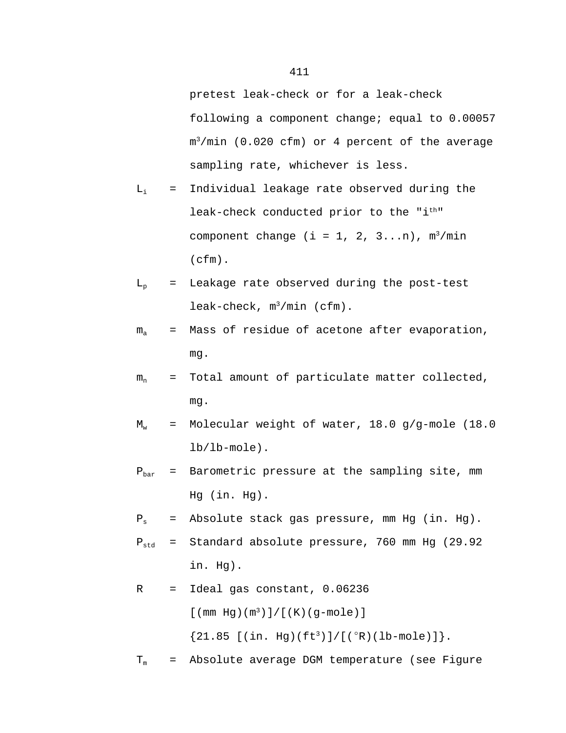pretest leak-check or for a leak-check following a component change; equal to 0.00057 $m^3$/min (0.020 cfm) or 4 percent of the average sampling rate, whichever is less.

$L_i$ = Individual leakage rate observed during the leak-check conducted prior to the "$i^{th}$" component change (i = 1, 2, 3...n), $m^3$/min (cfm).

$L_p$ = Leakage rate observed during the post-test leak-check, $m^3$/min (cfm).

$m_a$ = Mass of residue of acetone after evaporation, mg.

$m_n$ = Total amount of particulate matter collected, mg.

$M_w$ = Molecular weight of water, 18.0 g/g-mole (18.0 lb/lb-mole).

$P_{bar}$ = Barometric pressure at the sampling site, mm Hg (in. Hg).

$P_s$ = Absolute stack gas pressure, mm Hg (in. Hg).

$P_{std}$ = Standard absolute pressure, 760 mm Hg (29.92 in. Hg).

$R$ = Ideal gas constant, 0.06236 [(mm Hg)($m^3$)]/[(K)(g-mole)] {21.85 [(in. Hg)($ft^3$)]/[(°R)(lb-mole)]}.

$T_m$ = Absolute average DGM temperature (see Figure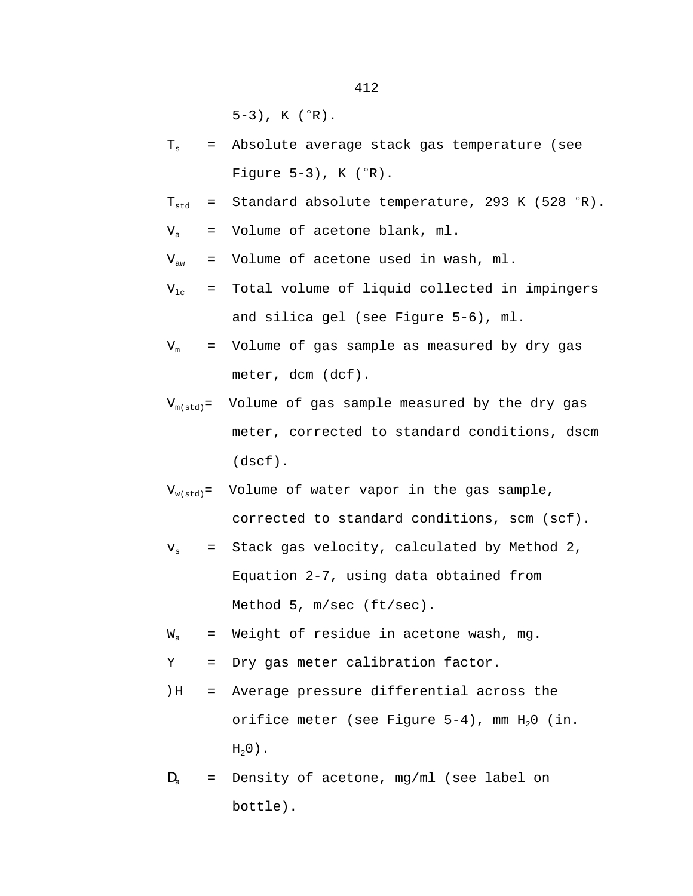5-3), K (°R).

$T_s$ = Absolute average stack gas temperature (see Figure 5-3), K (°R).

$T_{std}$ = Standard absolute temperature, 293 K (528 °R).

$V_a$ = Volume of acetone blank, ml.

$V_{aw}$ = Volume of acetone used in wash, ml.

$V_{lc}$ = Total volume of liquid collected in impingers and silica gel (see Figure 5-6), ml.

$V_m$ = Volume of gas sample as measured by dry gas meter, dcm (dcf).

$V_{m(std)}$ = Volume of gas sample measured by the dry gas meter, corrected to standard conditions, dscm (dscf).

$V_{w(std)}$ = Volume of water vapor in the gas sample, corrected to standard conditions, scm (scf).

$v_s$ = Stack gas velocity, calculated by Method 2, Equation 2-7, using data obtained from Method 5, m/sec (ft/sec).

$W_a$ = Weight of residue in acetone wash, mg.

Y = Dry gas meter calibration factor.

$\Delta H$ = Average pressure differential across the orifice meter (see Figure 5-4), mm $H_2O$ (in. $H_2O$).

$\rho_a$ = Density of acetone, mg/ml (see label on bottle).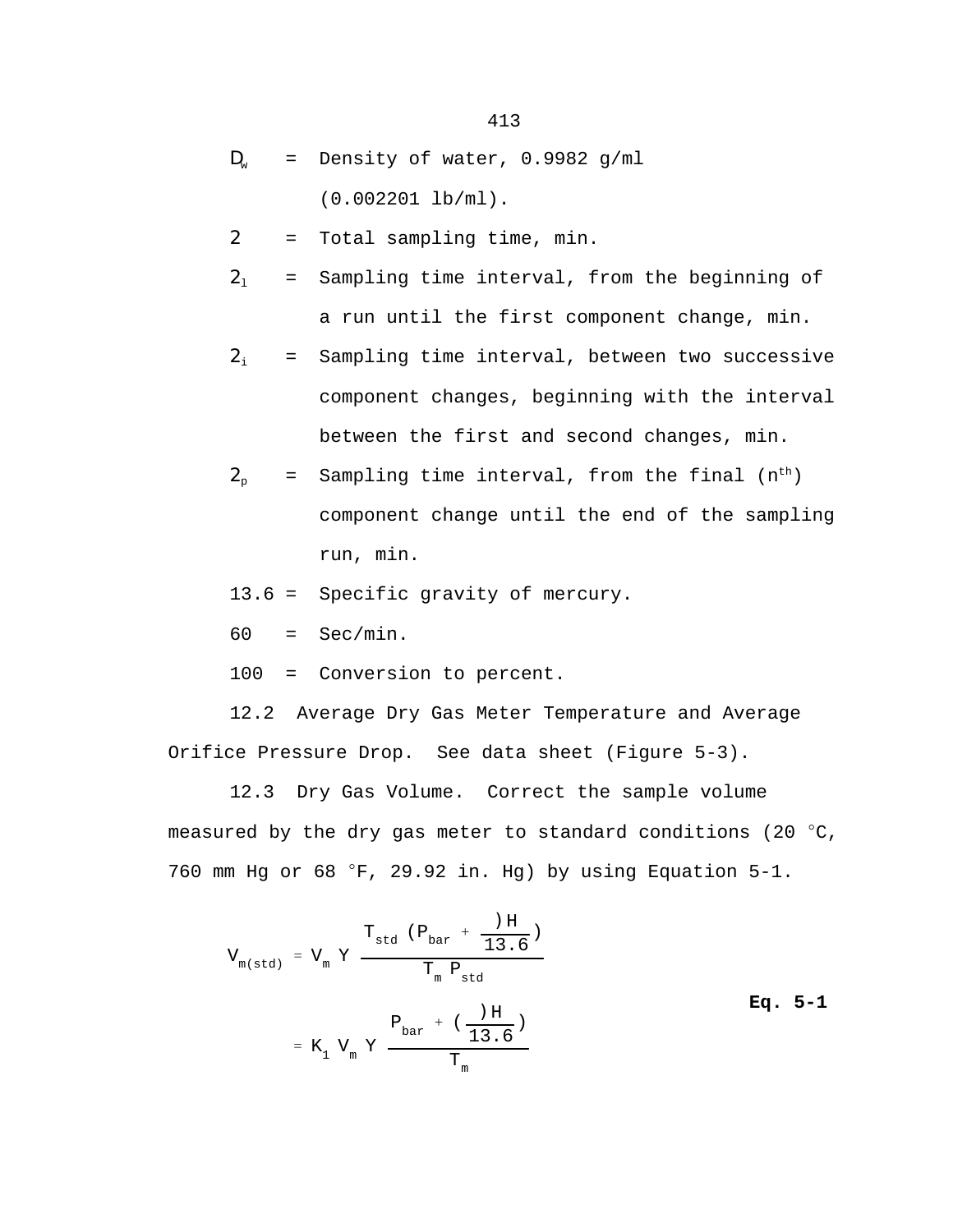$D_w$ = Density of water, 0.9982 g/ml (0.002201 lb/ml).

2 = Total sampling time, min.

$2_1$ = Sampling time interval, from the beginning of a run until the first component change, min.

$2_i$ = Sampling time interval, between two successive component changes, beginning with the interval between the first and second changes, min.

$2_p$ = Sampling time interval, from the final ($n^{th}$) component change until the end of the sampling run, min.

13.6 = Specific gravity of mercury.

60 = Sec/min.

100 = Conversion to percent.

12.2 Average Dry Gas Meter Temperature and Average Orifice Pressure Drop. See data sheet (Figure 5-3).

12.3 Dry Gas Volume. Correct the sample volume measured by the dry gas meter to standard conditions (20 °C, 760 mm Hg or 68 °F, 29.92 in. Hg) by using Equation 5-1.

$$V_{m(std)} = V_m \, Y \, \frac{T_{std} \left(P_{bar} + \frac{)H}{13.6}\right)}{T_m \, P_{std}}$$

$$= K_1 \, V_m \, Y \, \frac{P_{bar} + \left(\frac{)H}{13.6}\right)}{T_m} \qquad \textbf{Eq. 5-1}$$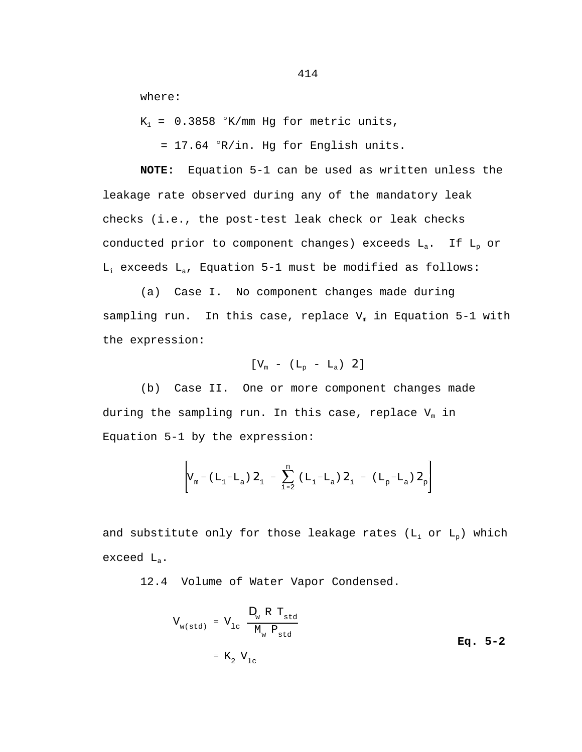where:

$K_1$ = 0.3858 °K/mm Hg for metric units,

= 17.64 °R/in. Hg for English units.

**NOTE:** Equation 5-1 can be used as written unless the leakage rate observed during any of the mandatory leak checks (i.e., the post-test leak check or leak checks conducted prior to component changes) exceeds $L_a$. If $L_p$ or $L_i$ exceeds $L_a$, Equation 5-1 must be modified as follows:

(a) Case I. No component changes made during sampling run. In this case, replace $V_m$ in Equation 5-1 with the expression:

$$[V_m - (L_p - L_a)\, 2]$$

(b) Case II. One or more component changes made during the sampling run. In this case, replace $V_m$ in Equation 5-1 by the expression:

$$\left[V_m - (L_1 - L_a)\, 2_1 - \sum_{i=2}^{n} (L_i - L_a)\, 2_i - (L_p - L_a)\, 2_p\right]$$

and substitute only for those leakage rates ($L_i$ or $L_p$) which exceed $L_a$.

12.4 Volume of Water Vapor Condensed.

$$V_{w(std)} = V_{lc}\, \frac{D_w\, R\, T_{std}}{M_w\, P_{std}} = K_2\, V_{lc} \qquad \textbf{Eq. 5-2}$$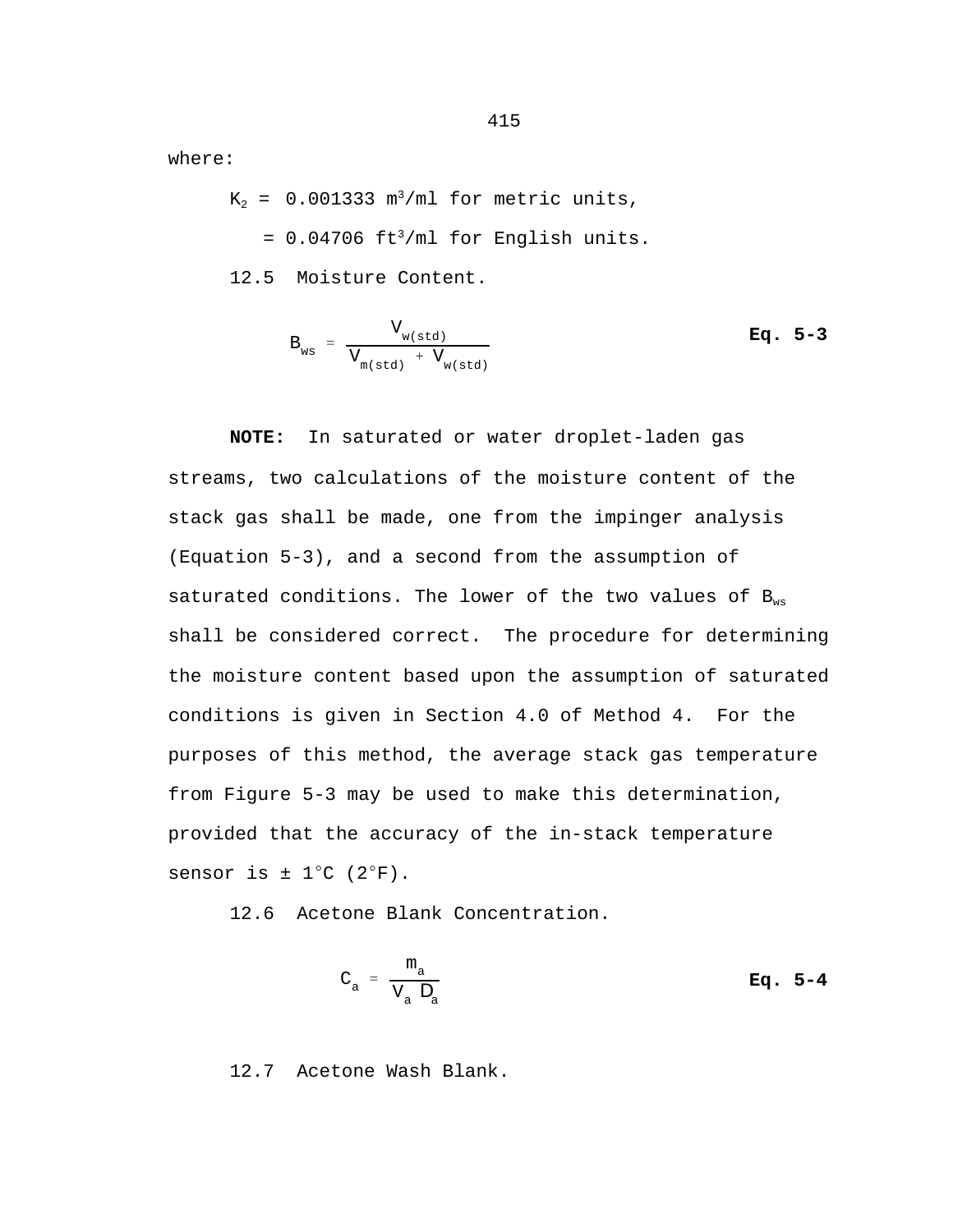where:

$K_2$ = 0.001333 $m^3$/ml for metric units,

= 0.04706 $ft^3$/ml for English units.

12.5 Moisture Content.

$$B_{ws} = \frac{V_{w(std)}}{V_{m(std)} + V_{w(std)}} \qquad \textbf{Eq. 5-3}$$

**NOTE:** In saturated or water droplet-laden gas streams, two calculations of the moisture content of the stack gas shall be made, one from the impinger analysis (Equation 5-3), and a second from the assumption of saturated conditions. The lower of the two values of $B_{ws}$ shall be considered correct. The procedure for determining the moisture content based upon the assumption of saturated conditions is given in Section 4.0 of Method 4. For the purposes of this method, the average stack gas temperature from Figure 5-3 may be used to make this determination, provided that the accuracy of the in-stack temperature sensor is ± 1°C (2°F).

12.6 Acetone Blank Concentration.

$$C_a = \frac{m_a}{V_a \, D_a} \qquad \textbf{Eq. 5-4}$$

12.7 Acetone Wash Blank.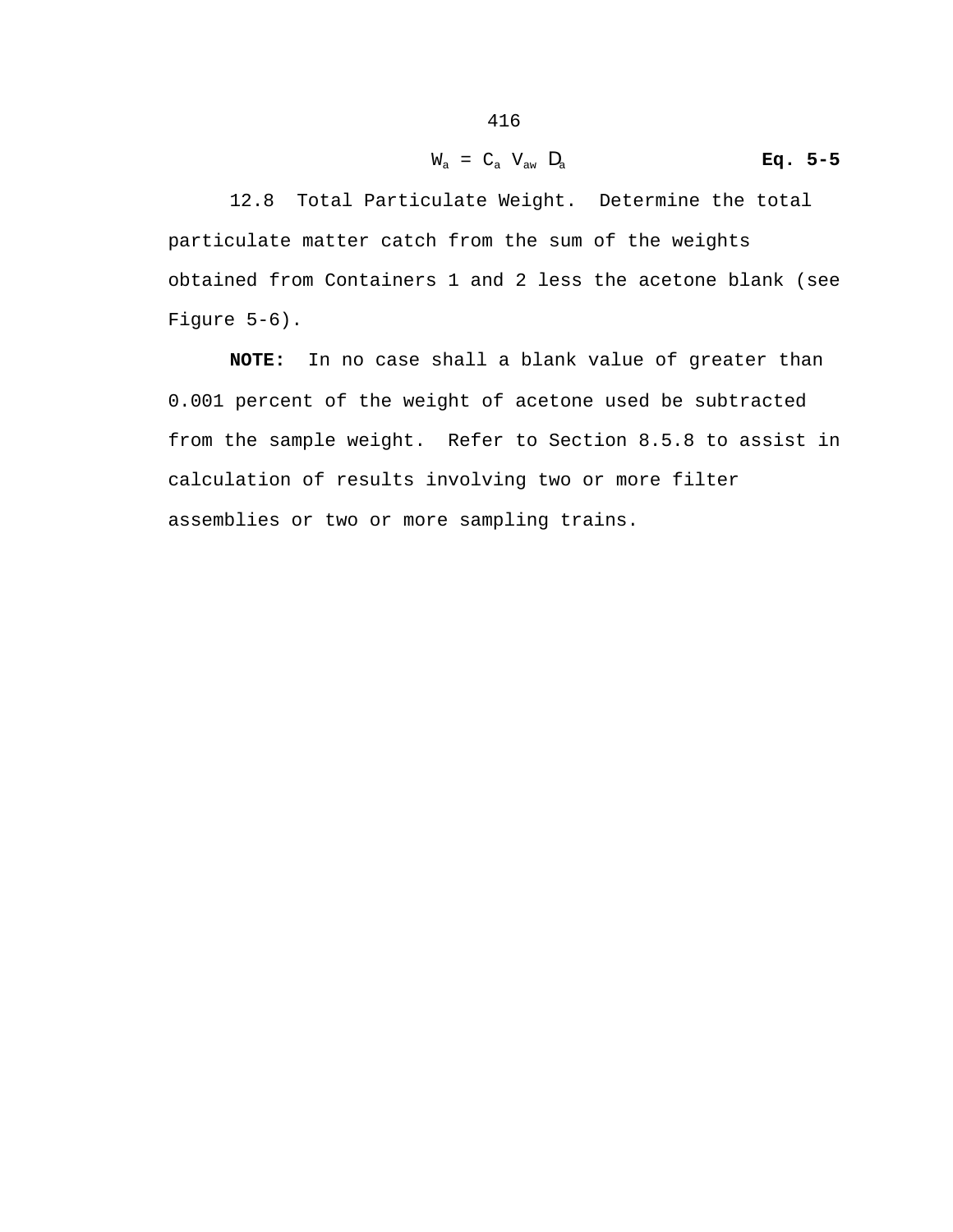$$W_a = C_a \; V_{aw} \; \rho_a \qquad \textbf{Eq. 5-5}$$

12.8 Total Particulate Weight. Determine the total particulate matter catch from the sum of the weights obtained from Containers 1 and 2 less the acetone blank (see Figure 5-6).

**NOTE:** In no case shall a blank value of greater than 0.001 percent of the weight of acetone used be subtracted from the sample weight. Refer to Section 8.5.8 to assist in calculation of results involving two or more filter assemblies or two or more sampling trains.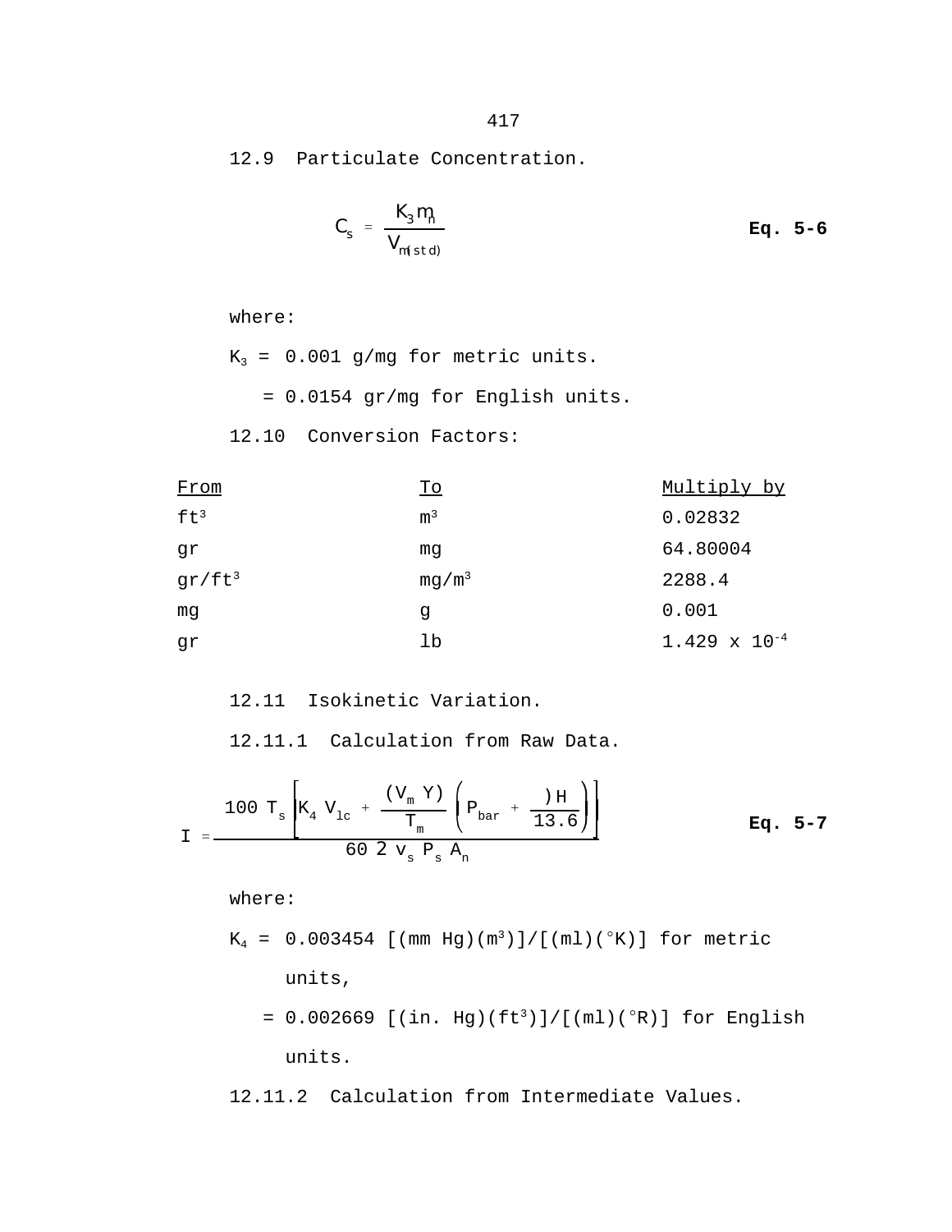12.9 Particulate Concentration.

$$C_s = \frac{K_3 m_n}{V_{m(std)}} \qquad \textbf{Eq. 5-6}$$

where:

$K_3$ = 0.001 g/mg for metric units.

= 0.0154 gr/mg for English units.

12.10 Conversion Factors:

| From | To | Multiply by |
|---|---|---|
| $ft^3$ | $m^3$ | 0.02832 |
| gr | mg | 64.80004 |
| $gr/ft^3$ | $mg/m^3$ | 2288.4 |
| mg | g | 0.001 |
| gr | lb | $1.429 \times 10^{-4}$ |

12.11 Isokinetic Variation.

12.11.1 Calculation from Raw Data.

$$I = \frac{100\, T_s \left[ K_4\, V_{lc} + \frac{(V_m\, Y)}{T_m} \left( P_{bar} + \frac{\Delta H}{13.6} \right) \right]}{60\, \theta\, v_s\, P_s\, A_n} \qquad \textbf{Eq. 5-7}$$

where:

$K_4$ = 0.003454 [(mm Hg)($m^3$)]/[(ml)(°K)] for metric units,

= 0.002669 [(in. Hg)($ft^3$)]/[(ml)(°R)] for English units.

12.11.2 Calculation from Intermediate Values.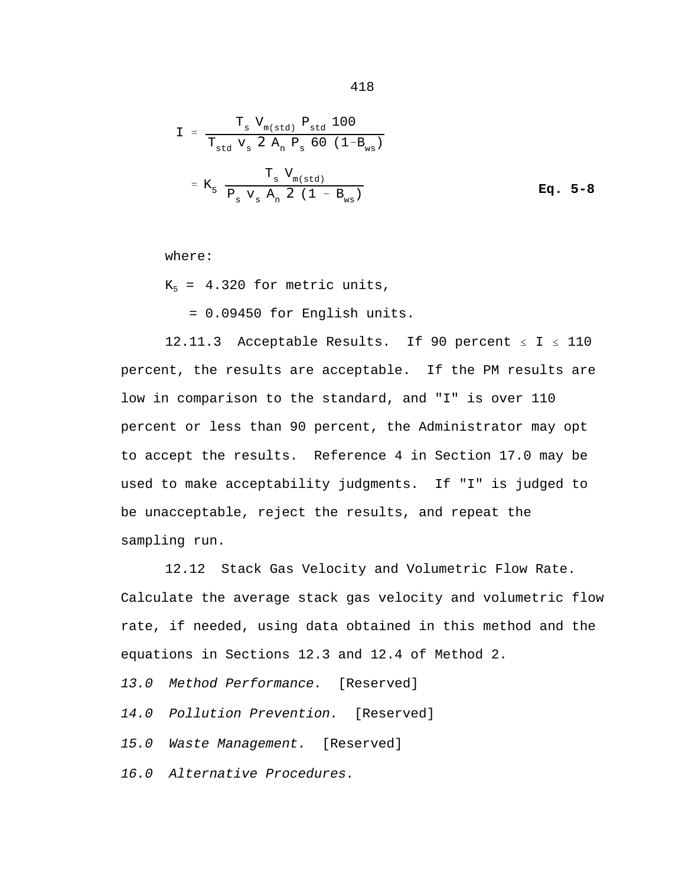$$I = \frac{T_s\, V_{m(std)}\, P_{std}\, 100}{T_{std}\, v_s\, 2\, A_n\, P_s\, 60\, (1 - B_{ws})}$$

$$= K_5\, \frac{T_s\, V_{m(std)}}{P_s\, v_s\, A_n\, 2\, (1 - B_{ws})} \qquad \textbf{Eq. 5-8}$$

where:

$K_5$ = 4.320 for metric units,

= 0.09450 for English units.

12.11.3 Acceptable Results. If 90 percent $\leq$ I $\leq$ 110 percent, the results are acceptable. If the PM results are low in comparison to the standard, and "I" is over 110 percent or less than 90 percent, the Administrator may opt to accept the results. Reference 4 in Section 17.0 may be used to make acceptability judgments. If "I" is judged to be unacceptable, reject the results, and repeat the sampling run.

12.12 Stack Gas Velocity and Volumetric Flow Rate. Calculate the average stack gas velocity and volumetric flow rate, if needed, using data obtained in this method and the equations in Sections 12.3 and 12.4 of Method 2.

*13.0 Method Performance.* [Reserved]

*14.0 Pollution Prevention.* [Reserved]

*15.0 Waste Management.* [Reserved]

*16.0 Alternative Procedures.*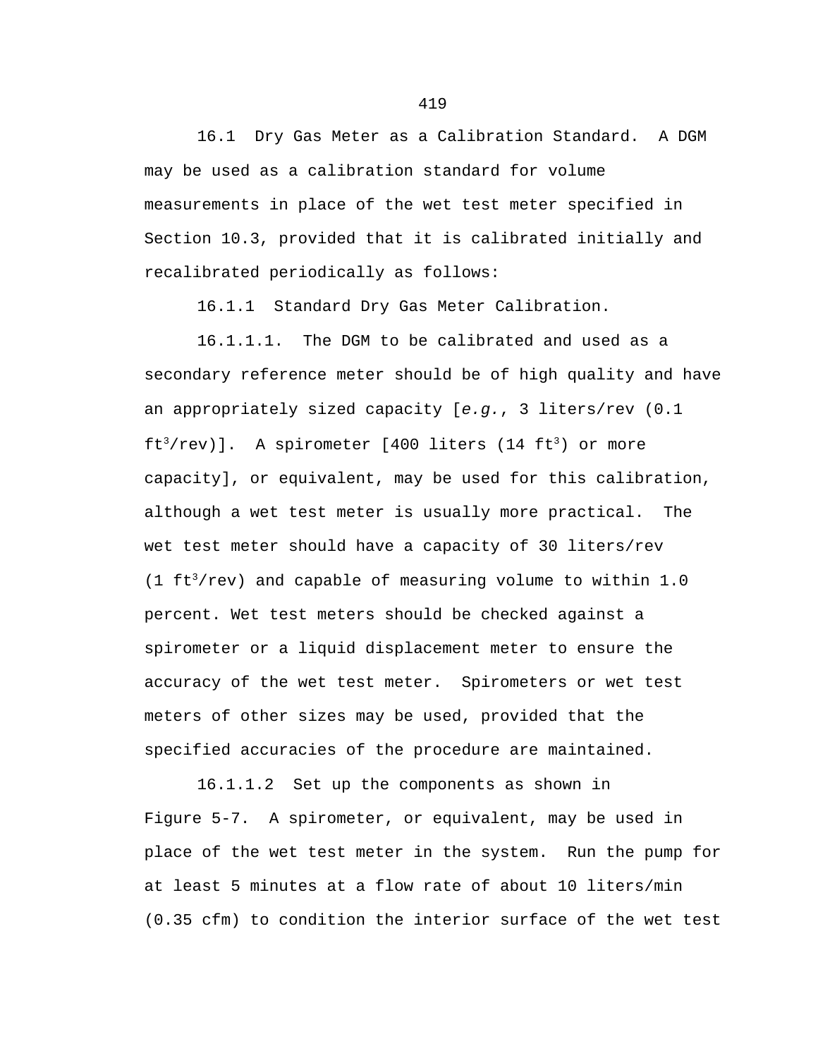16.1 Dry Gas Meter as a Calibration Standard. A DGM may be used as a calibration standard for volume measurements in place of the wet test meter specified in Section 10.3, provided that it is calibrated initially and recalibrated periodically as follows:

16.1.1 Standard Dry Gas Meter Calibration.

16.1.1.1. The DGM to be calibrated and used as a secondary reference meter should be of high quality and have an appropriately sized capacity [*e.g.*, 3 liters/rev (0.1 $ft^3$/rev)]. A spirometer [400 liters (14 $ft^3$) or more capacity], or equivalent, may be used for this calibration, although a wet test meter is usually more practical. The wet test meter should have a capacity of 30 liters/rev (1 $ft^3$/rev) and capable of measuring volume to within 1.0 percent. Wet test meters should be checked against a spirometer or a liquid displacement meter to ensure the accuracy of the wet test meter. Spirometers or wet test meters of other sizes may be used, provided that the specified accuracies of the procedure are maintained.

16.1.1.2 Set up the components as shown in Figure 5-7. A spirometer, or equivalent, may be used in place of the wet test meter in the system. Run the pump for at least 5 minutes at a flow rate of about 10 liters/min (0.35 cfm) to condition the interior surface of the wet test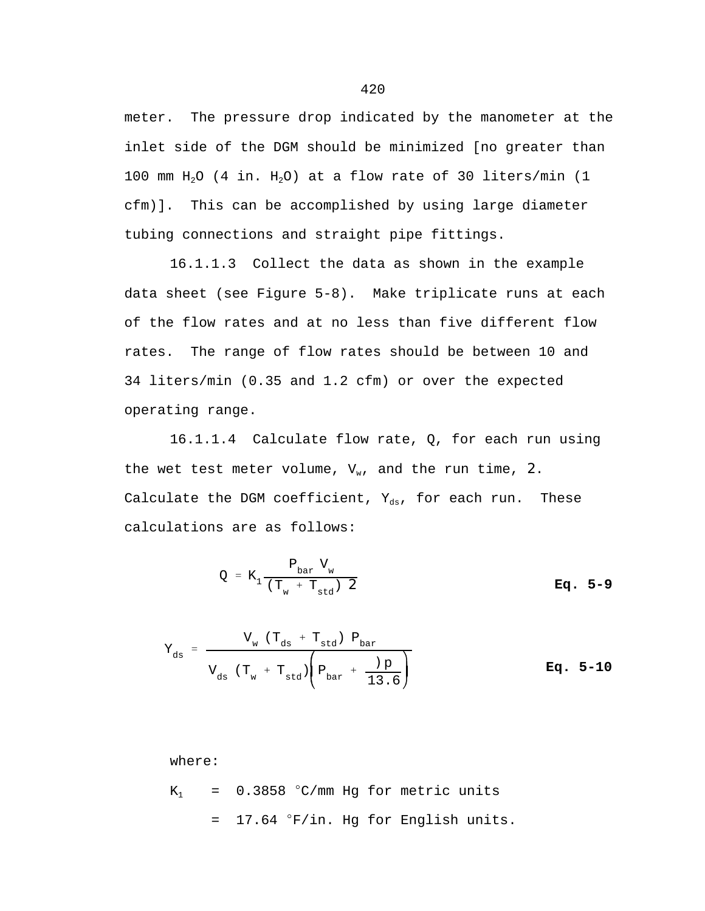meter. The pressure drop indicated by the manometer at the inlet side of the DGM should be minimized [no greater than 100 mm $H_2O$ (4 in. $H_2O$) at a flow rate of 30 liters/min (1 cfm)]. This can be accomplished by using large diameter tubing connections and straight pipe fittings.

16.1.1.3 Collect the data as shown in the example data sheet (see Figure 5-8). Make triplicate runs at each of the flow rates and at no less than five different flow rates. The range of flow rates should be between 10 and 34 liters/min (0.35 and 1.2 cfm) or over the expected operating range.

16.1.1.4 Calculate flow rate, Q, for each run using the wet test meter volume, $V_w$, and the run time, 2. Calculate the DGM coefficient, $Y_{ds}$, for each run. These calculations are as follows:

$$Q = K_1 \frac{P_{bar} \; V_w}{(T_w + T_{std}) \; 2} \qquad \textbf{Eq. 5-9}$$

$$Y_{ds} = \frac{V_w \; (T_{ds} + T_{std}) \; P_{bar}}{V_{ds} \; (T_w + T_{std}) \left( P_{bar} + \frac{)p}{13.6} \right)} \qquad \textbf{Eq. 5-10}$$

where:

$K_1$ = 0.3858 °C/mm Hg for metric units

= 17.64 °F/in. Hg for English units.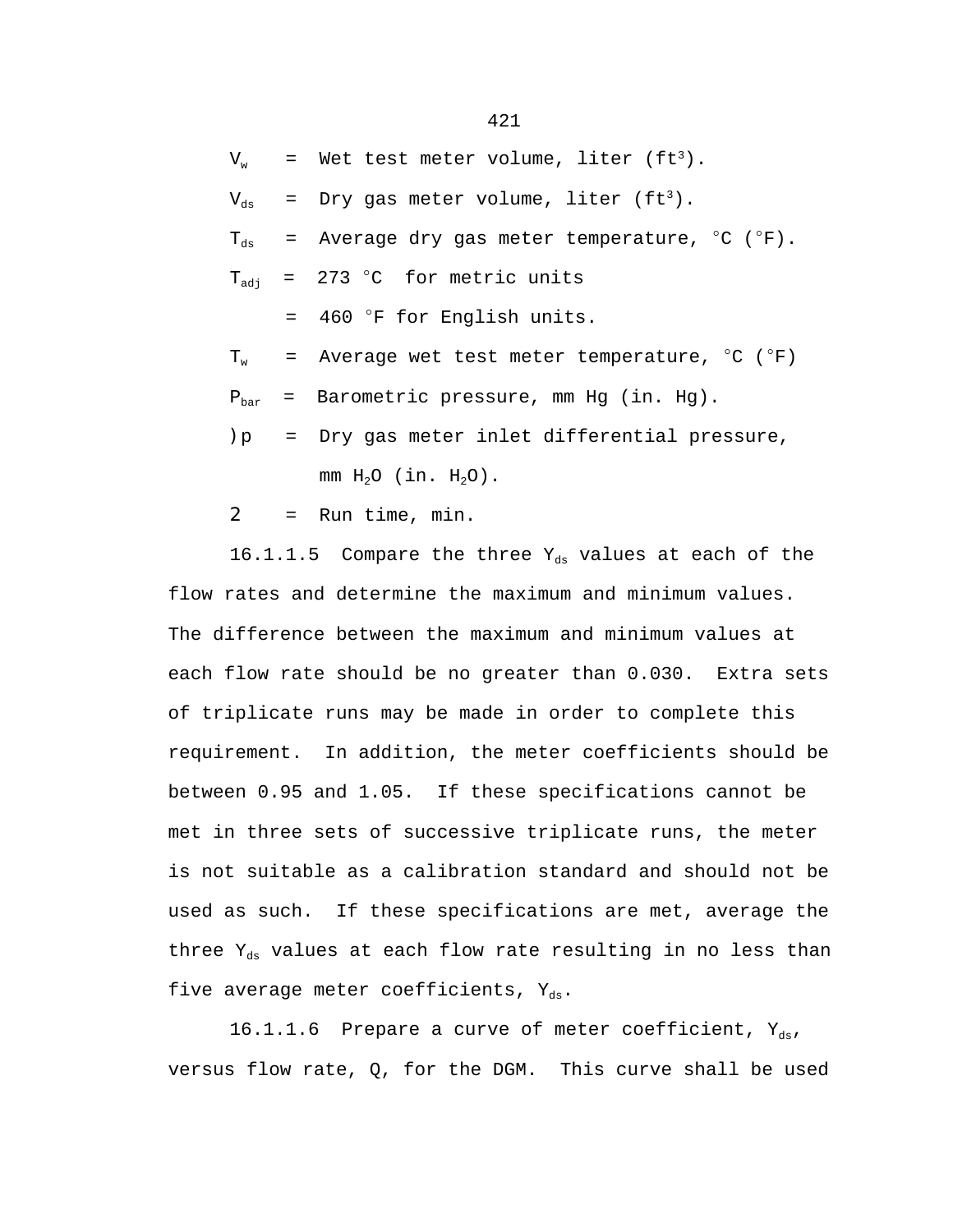$V_w$ = Wet test meter volume, liter ($ft^3$).

$V_{ds}$ = Dry gas meter volume, liter ($ft^3$).

$T_{ds}$ = Average dry gas meter temperature, °C (°F).

$T_{adj}$ = 273 °C for metric units

= 460 °F for English units.

$T_w$ = Average wet test meter temperature, °C (°F)

$P_{bar}$ = Barometric pressure, mm Hg (in. Hg).

$\Delta p$ = Dry gas meter inlet differential pressure, mm $H_2O$ (in. $H_2O$).

$\Theta$ = Run time, min.

16.1.1.5 Compare the three $Y_{ds}$ values at each of the flow rates and determine the maximum and minimum values. The difference between the maximum and minimum values at each flow rate should be no greater than 0.030. Extra sets of triplicate runs may be made in order to complete this requirement. In addition, the meter coefficients should be between 0.95 and 1.05. If these specifications cannot be met in three sets of successive triplicate runs, the meter is not suitable as a calibration standard and should not be used as such. If these specifications are met, average the three $Y_{ds}$ values at each flow rate resulting in no less than five average meter coefficients, $Y_{ds}$.

16.1.1.6 Prepare a curve of meter coefficient, $Y_{ds}$, versus flow rate, Q, for the DGM. This curve shall be used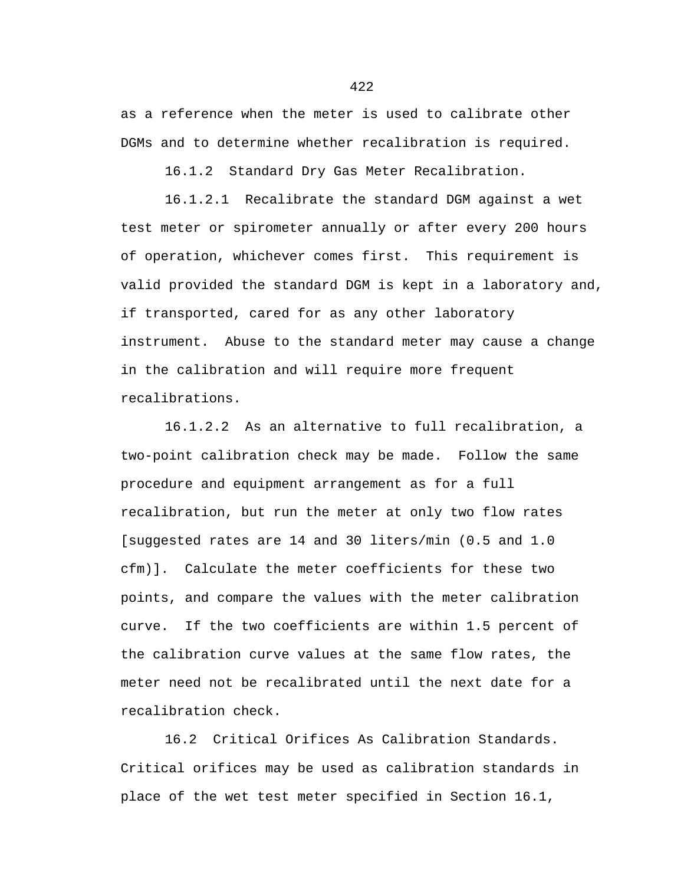as a reference when the meter is used to calibrate other DGMs and to determine whether recalibration is required.

16.1.2 Standard Dry Gas Meter Recalibration.

16.1.2.1 Recalibrate the standard DGM against a wet test meter or spirometer annually or after every 200 hours of operation, whichever comes first. This requirement is valid provided the standard DGM is kept in a laboratory and, if transported, cared for as any other laboratory instrument. Abuse to the standard meter may cause a change in the calibration and will require more frequent recalibrations.

16.1.2.2 As an alternative to full recalibration, a two-point calibration check may be made. Follow the same procedure and equipment arrangement as for a full recalibration, but run the meter at only two flow rates [suggested rates are 14 and 30 liters/min (0.5 and 1.0 cfm)]. Calculate the meter coefficients for these two points, and compare the values with the meter calibration curve. If the two coefficients are within 1.5 percent of the calibration curve values at the same flow rates, the meter need not be recalibrated until the next date for a recalibration check.

16.2 Critical Orifices As Calibration Standards. Critical orifices may be used as calibration standards in place of the wet test meter specified in Section 16.1,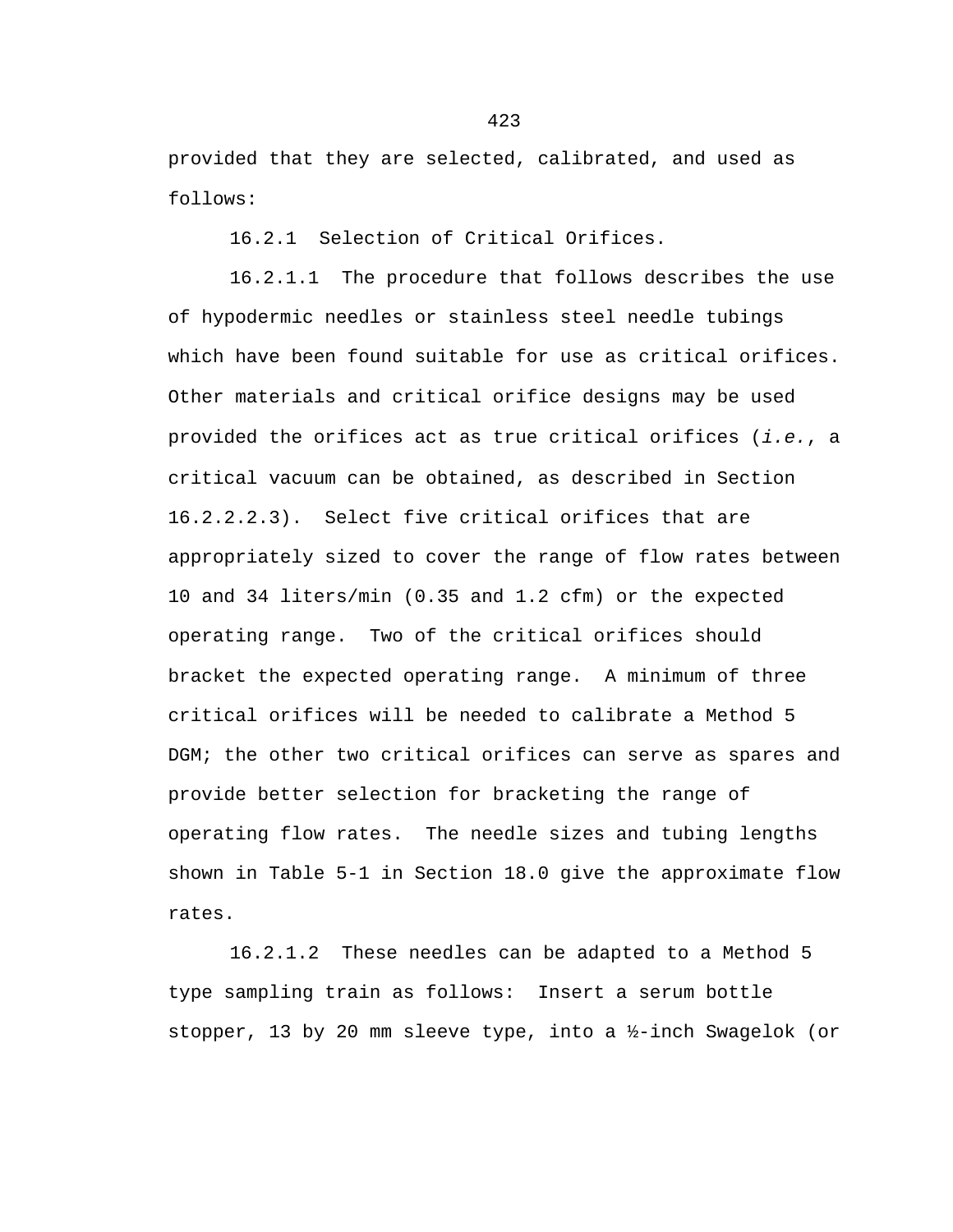provided that they are selected, calibrated, and used as follows:

16.2.1 Selection of Critical Orifices.

16.2.1.1 The procedure that follows describes the use of hypodermic needles or stainless steel needle tubings which have been found suitable for use as critical orifices. Other materials and critical orifice designs may be used provided the orifices act as true critical orifices (*i.e.*, a critical vacuum can be obtained, as described in Section 16.2.2.2.3). Select five critical orifices that are appropriately sized to cover the range of flow rates between 10 and 34 liters/min (0.35 and 1.2 cfm) or the expected operating range. Two of the critical orifices should bracket the expected operating range. A minimum of three critical orifices will be needed to calibrate a Method 5 DGM; the other two critical orifices can serve as spares and provide better selection for bracketing the range of operating flow rates. The needle sizes and tubing lengths shown in Table 5-1 in Section 18.0 give the approximate flow rates.

16.2.1.2 These needles can be adapted to a Method 5 type sampling train as follows: Insert a serum bottle stopper, 13 by 20 mm sleeve type, into a ½-inch Swagelok (or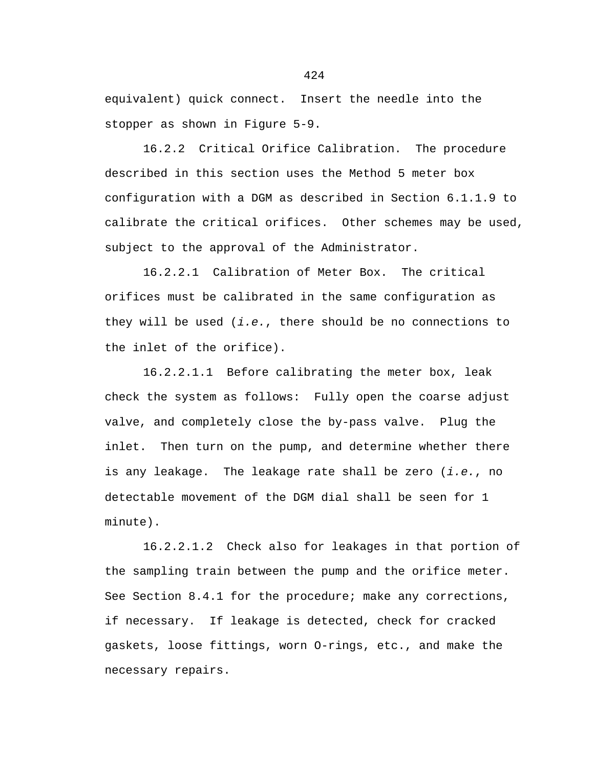equivalent) quick connect. Insert the needle into the stopper as shown in Figure 5-9.

16.2.2 Critical Orifice Calibration. The procedure described in this section uses the Method 5 meter box configuration with a DGM as described in Section 6.1.1.9 to calibrate the critical orifices. Other schemes may be used, subject to the approval of the Administrator.

16.2.2.1 Calibration of Meter Box. The critical orifices must be calibrated in the same configuration as they will be used (*i.e.*, there should be no connections to the inlet of the orifice).

16.2.2.1.1 Before calibrating the meter box, leak check the system as follows: Fully open the coarse adjust valve, and completely close the by-pass valve. Plug the inlet. Then turn on the pump, and determine whether there is any leakage. The leakage rate shall be zero (*i.e.*, no detectable movement of the DGM dial shall be seen for 1 minute).

16.2.2.1.2 Check also for leakages in that portion of the sampling train between the pump and the orifice meter. See Section 8.4.1 for the procedure; make any corrections, if necessary. If leakage is detected, check for cracked gaskets, loose fittings, worn O-rings, etc., and make the necessary repairs.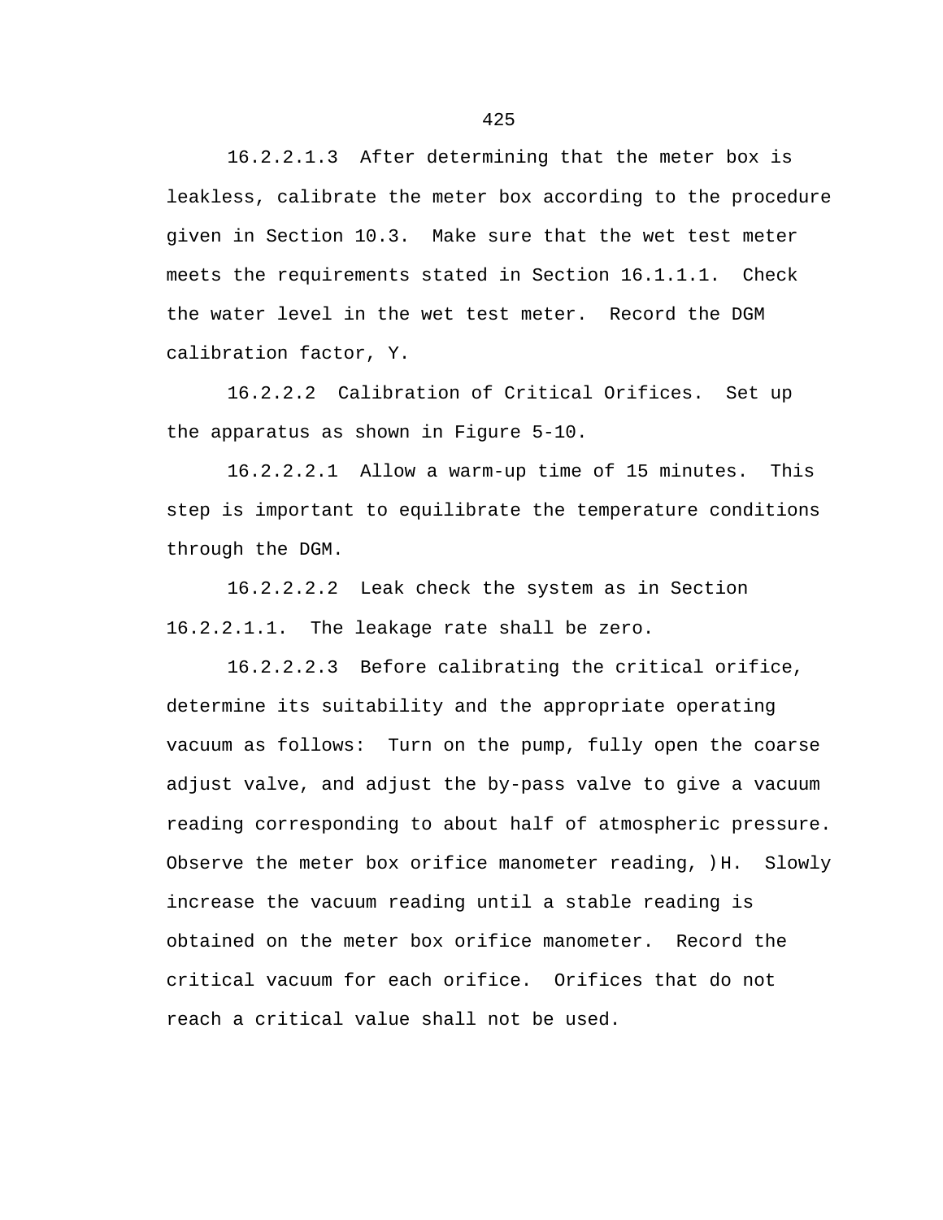16.2.2.1.3 After determining that the meter box is leakless, calibrate the meter box according to the procedure given in Section 10.3. Make sure that the wet test meter meets the requirements stated in Section 16.1.1.1. Check the water level in the wet test meter. Record the DGM calibration factor, Y.

16.2.2.2 Calibration of Critical Orifices. Set up the apparatus as shown in Figure 5-10.

16.2.2.2.1 Allow a warm-up time of 15 minutes. This step is important to equilibrate the temperature conditions through the DGM.

16.2.2.2.2 Leak check the system as in Section 16.2.2.1.1. The leakage rate shall be zero.

16.2.2.2.3 Before calibrating the critical orifice, determine its suitability and the appropriate operating vacuum as follows: Turn on the pump, fully open the coarse adjust valve, and adjust the by-pass valve to give a vacuum reading corresponding to about half of atmospheric pressure. Observe the meter box orifice manometer reading, $\Delta H$. Slowly increase the vacuum reading until a stable reading is obtained on the meter box orifice manometer. Record the critical vacuum for each orifice. Orifices that do not reach a critical value shall not be used.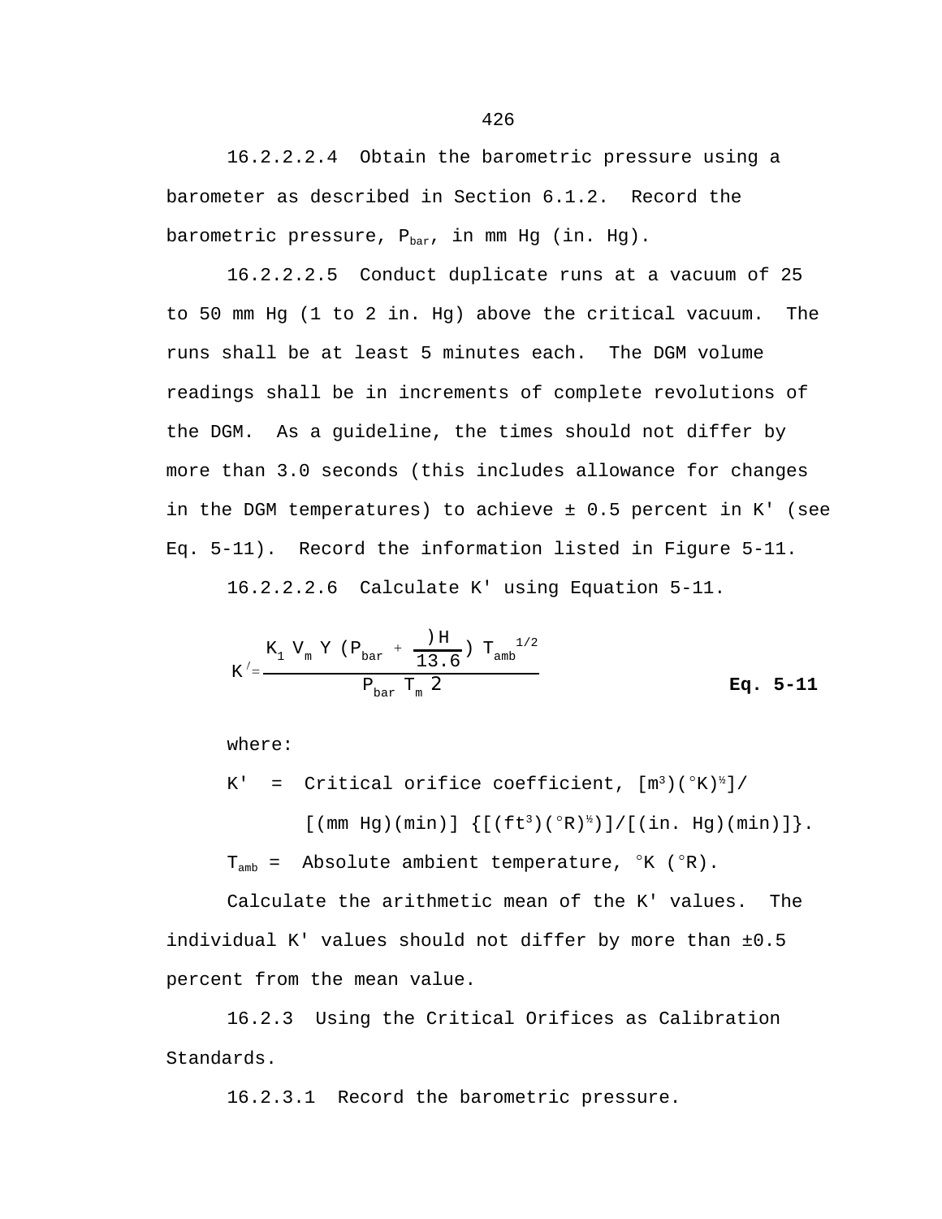16.2.2.2.4  Obtain the barometric pressure using a barometer as described in Section 6.1.2.  Record the barometric pressure, $P_{bar}$, in mm Hg (in. Hg).

16.2.2.2.5  Conduct duplicate runs at a vacuum of 25 to 50 mm Hg (1 to 2 in. Hg) above the critical vacuum.  The runs shall be at least 5 minutes each.  The DGM volume readings shall be in increments of complete revolutions of the DGM.  As a guideline, the times should not differ by more than 3.0 seconds (this includes allowance for changes in the DGM temperatures) to achieve ± 0.5 percent in K' (see Eq. 5-11).  Record the information listed in Figure 5-11.

16.2.2.2.6  Calculate K' using Equation 5-11.

$$K' = \frac{K_1 V_m Y \left(P_{bar} + \frac{\Delta H}{13.6}\right) T_{amb}^{1/2}}{P_{bar} T_m \Theta} \qquad \textbf{Eq. 5-11}$$

where:

K' = Critical orifice coefficient, $[m^3)(°K)^{½}]/[(mm\ Hg)(min)]$ $\{[(ft^3)(°R)^{½})]/[(in.\ Hg)(min)]\}$.

$T_{amb}$ = Absolute ambient temperature, °K (°R).

Calculate the arithmetic mean of the K' values.  The individual K' values should not differ by more than ±0.5 percent from the mean value.

16.2.3  Using the Critical Orifices as Calibration Standards.

16.2.3.1  Record the barometric pressure.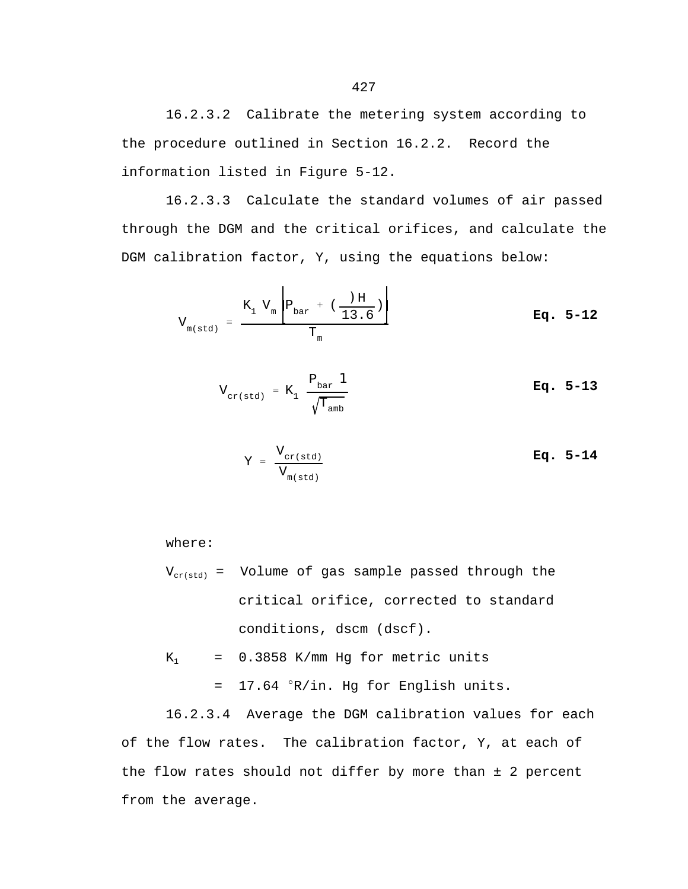16.2.3.2  Calibrate the metering system according to the procedure outlined in Section 16.2.2.  Record the information listed in Figure 5-12.

16.2.3.3  Calculate the standard volumes of air passed through the DGM and the critical orifices, and calculate the DGM calibration factor, Y, using the equations below:

$$V_{m(std)} = \frac{K_1 V_m \left[ P_{bar} + \left( \frac{\Delta H}{13.6} \right) \right]}{T_m} \qquad \textbf{Eq. 5-12}$$

$$V_{cr(std)} = K_1 \frac{P_{bar}\, \theta}{\sqrt{T_{amb}}} \qquad \textbf{Eq. 5-13}$$

$$Y = \frac{V_{cr(std)}}{V_{m(std)}} \qquad \textbf{Eq. 5-14}$$

where:

$V_{cr(std)}$ = Volume of gas sample passed through the critical orifice, corrected to standard conditions, dscm (dscf).

$K_1$ = 0.3858 K/mm Hg for metric units

= 17.64 °R/in. Hg for English units.

16.2.3.4  Average the DGM calibration values for each of the flow rates.  The calibration factor, Y, at each of the flow rates should not differ by more than ± 2 percent from the average.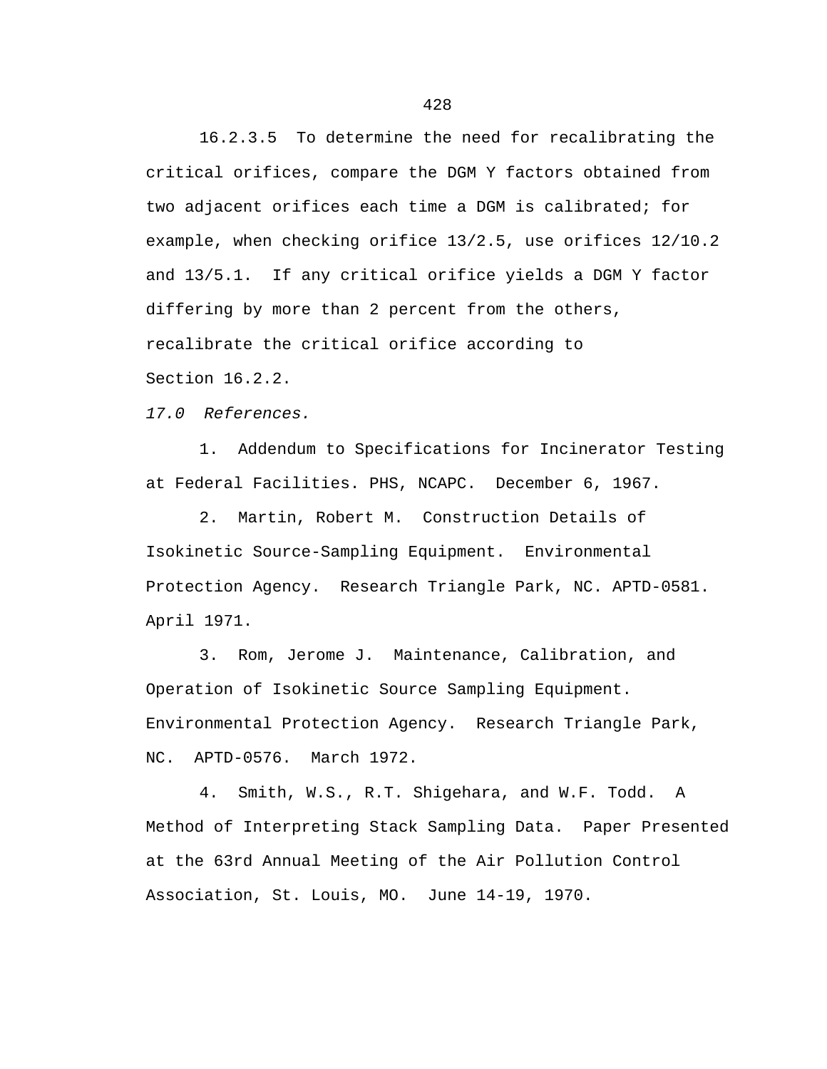16.2.3.5 To determine the need for recalibrating the critical orifices, compare the DGM Y factors obtained from two adjacent orifices each time a DGM is calibrated; for example, when checking orifice 13/2.5, use orifices 12/10.2 and 13/5.1. If any critical orifice yields a DGM Y factor differing by more than 2 percent from the others, recalibrate the critical orifice according to Section 16.2.2.

*17.0 References.*

1. Addendum to Specifications for Incinerator Testing at Federal Facilities. PHS, NCAPC. December 6, 1967.

2. Martin, Robert M. Construction Details of Isokinetic Source-Sampling Equipment. Environmental Protection Agency. Research Triangle Park, NC. APTD-0581. April 1971.

3. Rom, Jerome J. Maintenance, Calibration, and Operation of Isokinetic Source Sampling Equipment. Environmental Protection Agency. Research Triangle Park, NC. APTD-0576. March 1972.

4. Smith, W.S., R.T. Shigehara, and W.F. Todd. A Method of Interpreting Stack Sampling Data. Paper Presented at the 63rd Annual Meeting of the Air Pollution Control Association, St. Louis, MO. June 14-19, 1970.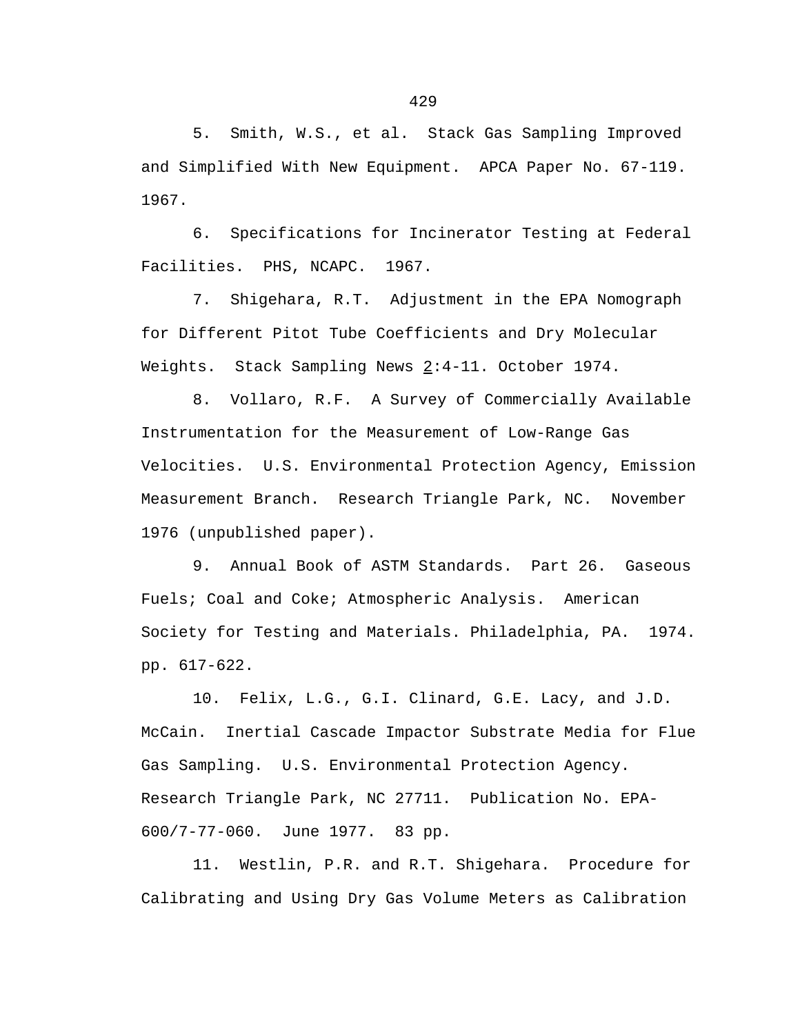5. Smith, W.S., et al. Stack Gas Sampling Improved and Simplified With New Equipment. APCA Paper No. 67-119. 1967.

6. Specifications for Incinerator Testing at Federal Facilities. PHS, NCAPC. 1967.

7. Shigehara, R.T. Adjustment in the EPA Nomograph for Different Pitot Tube Coefficients and Dry Molecular Weights. Stack Sampling News 2:4-11. October 1974.

8. Vollaro, R.F. A Survey of Commercially Available Instrumentation for the Measurement of Low-Range Gas Velocities. U.S. Environmental Protection Agency, Emission Measurement Branch. Research Triangle Park, NC. November 1976 (unpublished paper).

9. Annual Book of ASTM Standards. Part 26. Gaseous Fuels; Coal and Coke; Atmospheric Analysis. American Society for Testing and Materials. Philadelphia, PA. 1974. pp. 617-622.

10. Felix, L.G., G.I. Clinard, G.E. Lacy, and J.D. McCain. Inertial Cascade Impactor Substrate Media for Flue Gas Sampling. U.S. Environmental Protection Agency. Research Triangle Park, NC 27711. Publication No. EPA-600/7-77-060. June 1977. 83 pp.

11. Westlin, P.R. and R.T. Shigehara. Procedure for Calibrating and Using Dry Gas Volume Meters as Calibration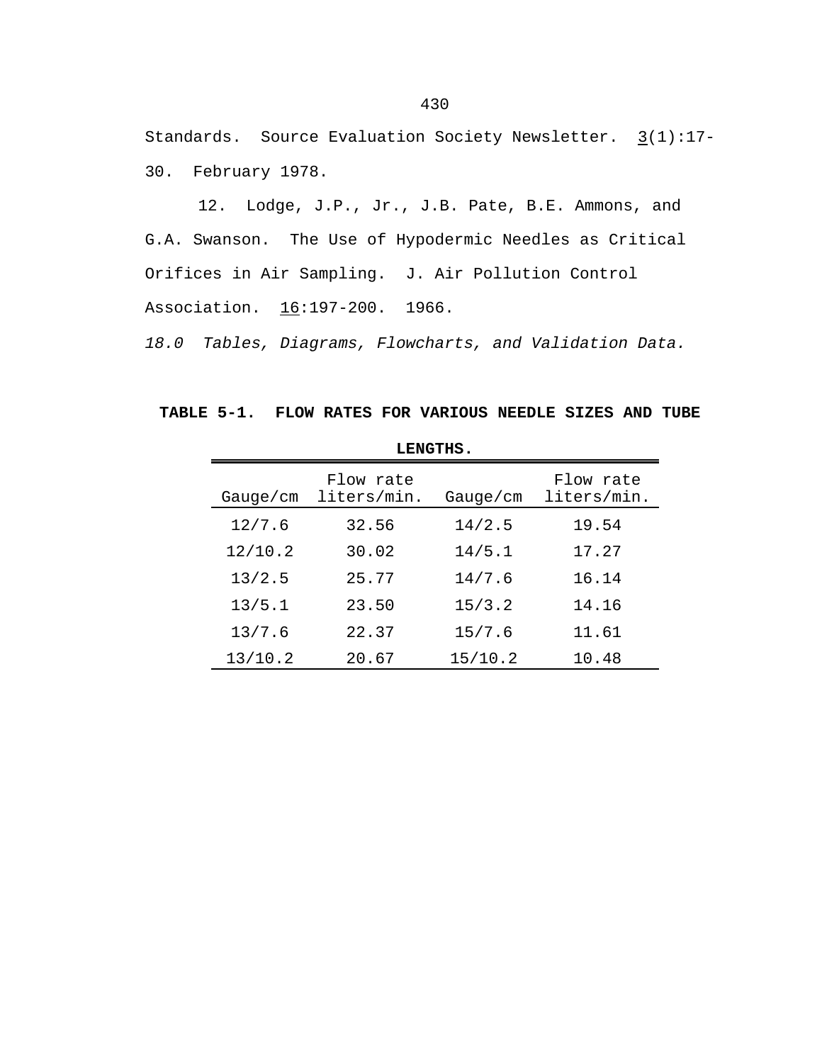Standards. Source Evaluation Society Newsletter. 3(1):17-30. February 1978.

12. Lodge, J.P., Jr., J.B. Pate, B.E. Ammons, and G.A. Swanson. The Use of Hypodermic Needles as Critical Orifices in Air Sampling. J. Air Pollution Control Association. 16:197-200. 1966.

*18.0 Tables, Diagrams, Flowcharts, and Validation Data.*

**TABLE 5-1. FLOW RATES FOR VARIOUS NEEDLE SIZES AND TUBE LENGTHS.**

| Gauge/cm | Flow rate liters/min. | Gauge/cm | Flow rate liters/min. |
|---|---|---|---|
| 12/7.6 | 32.56 | 14/2.5 | 19.54 |
| 12/10.2 | 30.02 | 14/5.1 | 17.27 |
| 13/2.5 | 25.77 | 14/7.6 | 16.14 |
| 13/5.1 | 23.50 | 15/3.2 | 14.16 |
| 13/7.6 | 22.37 | 15/7.6 | 11.61 |
| 13/10.2 | 20.67 | 15/10.2 | 10.48 |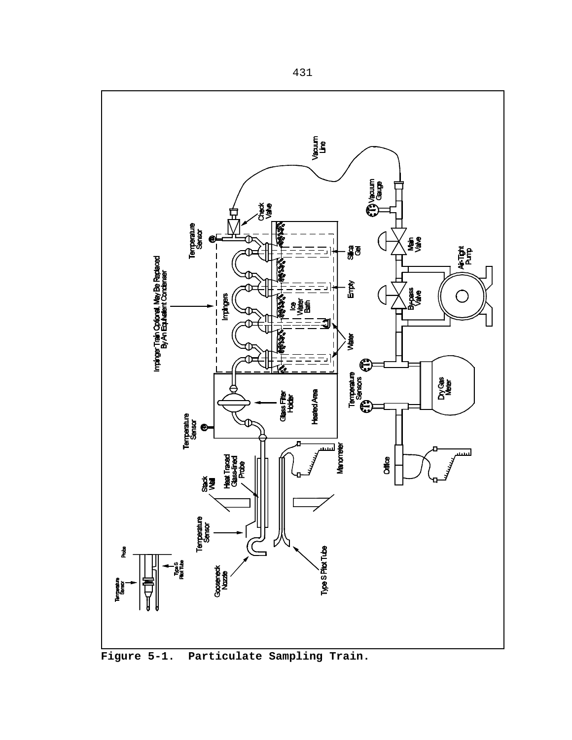Figure 5-1. Particulate Sampling Train.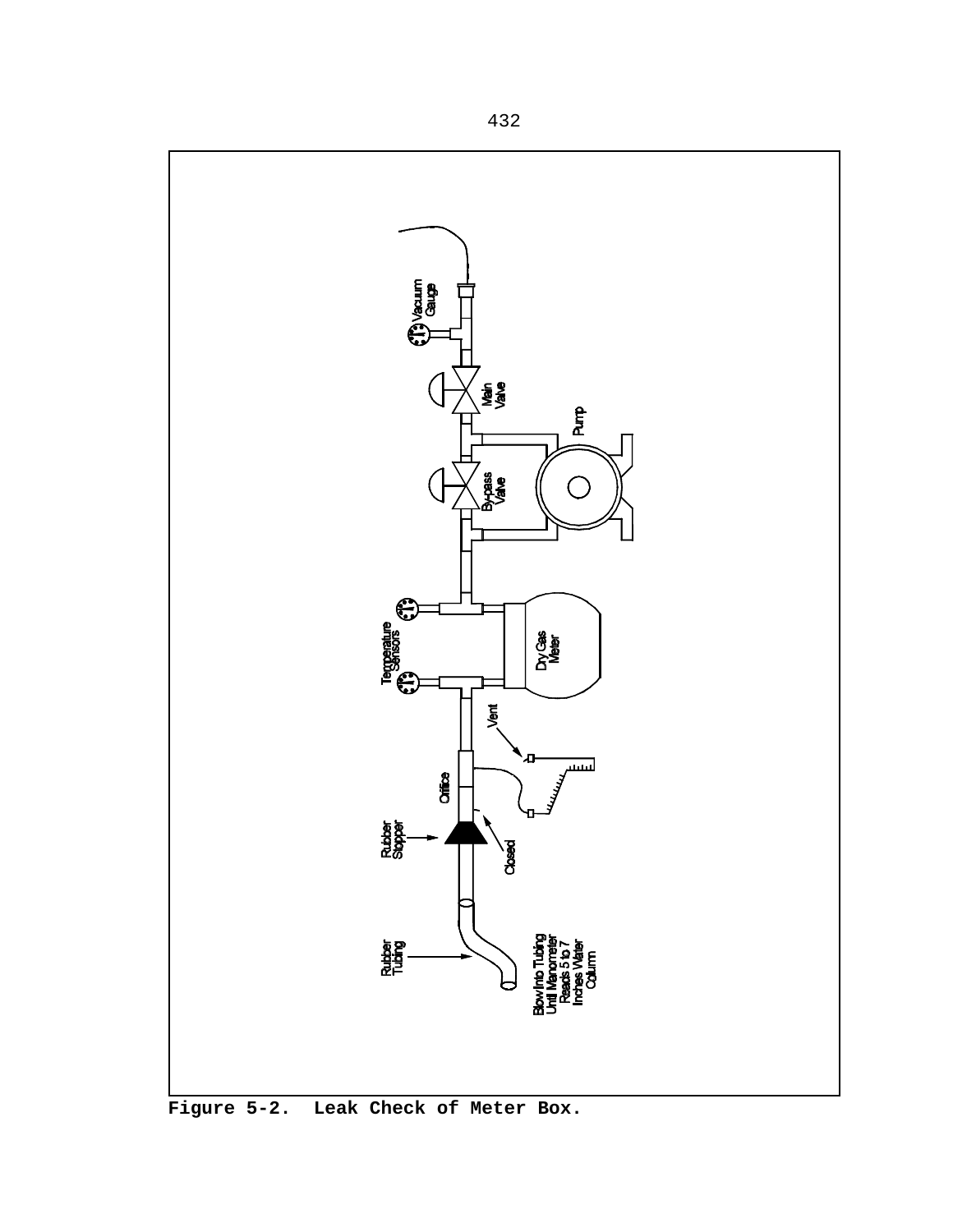Figure 5-2. Leak Check of Meter Box.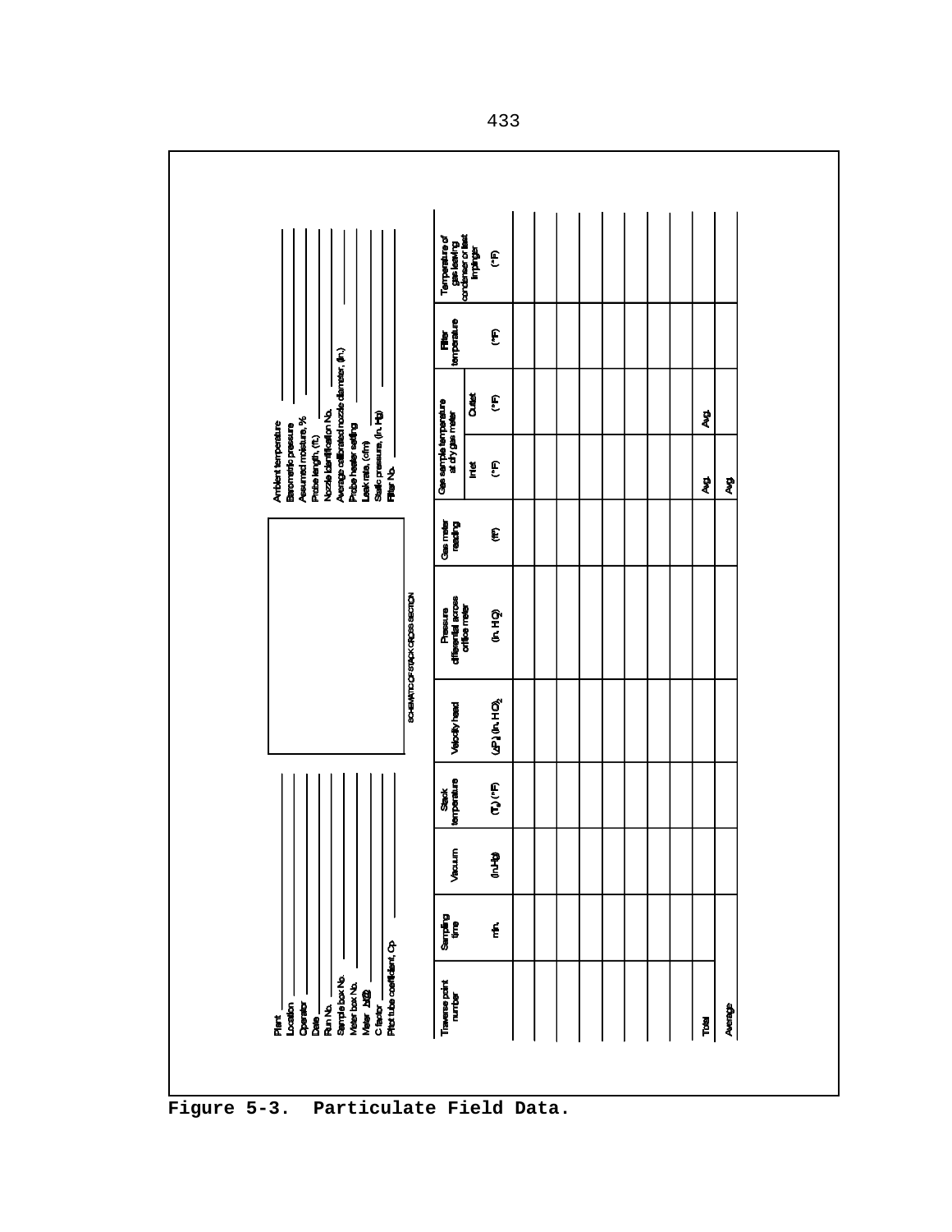Plant ______
Location ______
Operator ______
Date ______
Run No. ______
Sample box No. ______
Meter box No. ______
Meter $\Delta H@$ ______
C factor ______
Pitot tube coefficient, Cp ______

SCHEMATIC OF STACK CROSS SECTION

Ambient temperature ______
Barometric pressure ______
Assumed moisture, % ______
Probe length, (ft.) ______
Nozzle Identification No. ______
Average calibrated nozzle diameter, (in.) ______
Probe heater setting ______
Leak rate, (cfm) ______
Static pressure, (in. Hg) ______
Filter No. ______

| Traverse point number | Sampling time | Vacuum | Stack temperature | Velocity head | Pressure differential across orifice meter | Gas meter reading | Gas sample temperature at dry gas meter | | Filter temperature | Temperature of gas leaving condenser or last impinger |
|---|---|---|---|---|---|---|---|---|---|---|
| | | | | | | | Inlet | Outlet | | |
| | min. | (in.Hg) | $(T_s)$ (°F) | $(\Delta P_s)$ (in. $H_2O$) | (in. $H_2O$) | (ft³) | (°F) | (°F) | (°F) | (°F) |
| | | | | | | | | | | |
| | | | | | | | | | | |
| | | | | | | | | | | |
| | | | | | | | | | | |
| | | | | | | | | | | |
| | | | | | | | | | | |
| | | | | | | | | | | |
| | | | | | | | | | | |
| Total | | | | | | | Avg. | Avg. | | |
| Average | | | | | | | Avg. | | | |

**Figure 5-3. Particulate Field Data.**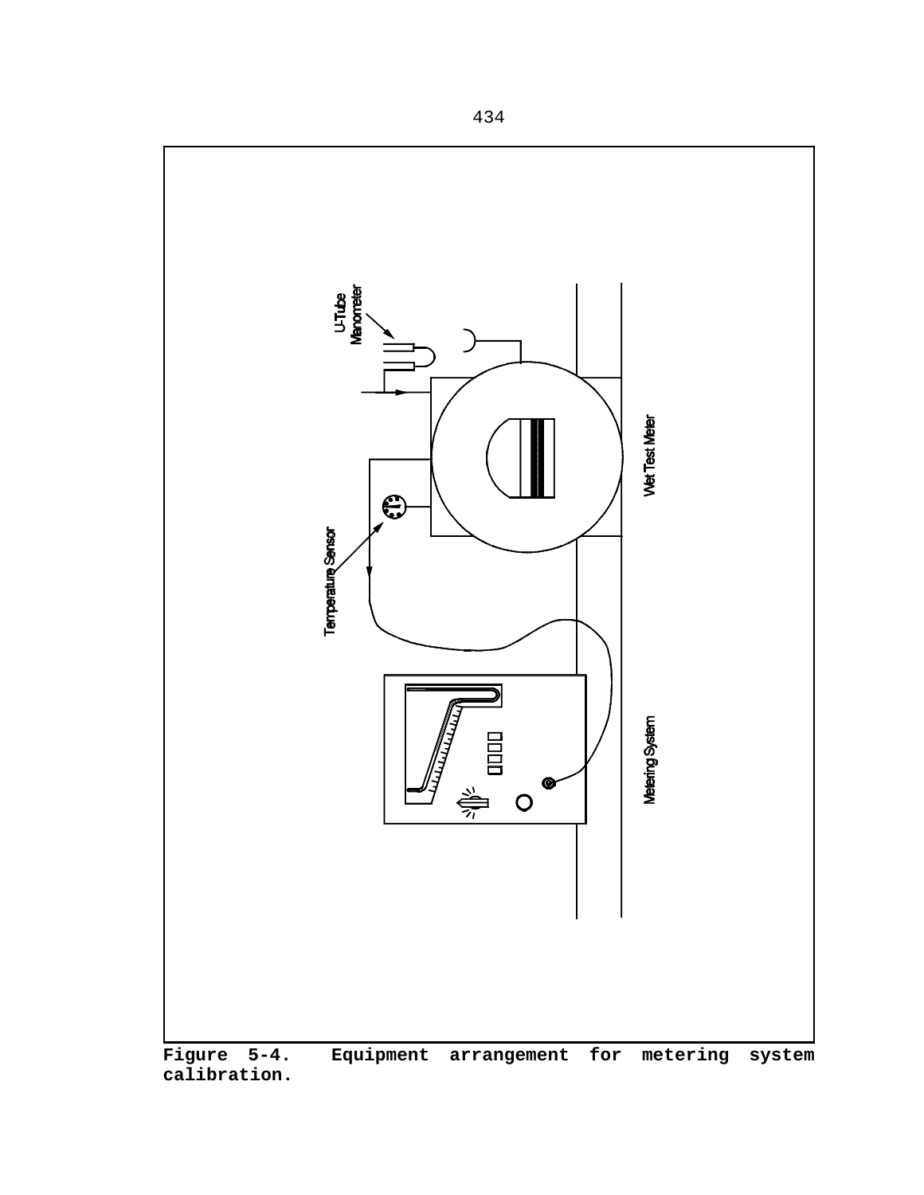**Figure 5-4. Equipment arrangement for metering system calibration.**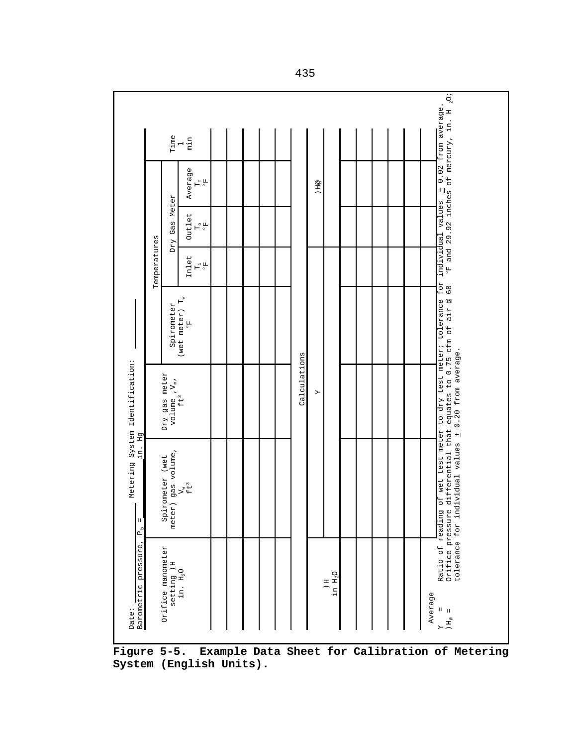Date: ______ Metering System Identification: ______

Barometric pressure, $P_b$ = ______ in. Hg

| Orifice manometer setting $\Delta H$ in. $H_2O$ | Spirometer (wet meter) gas volume, $V_w$ $ft^3$ | Dry gas meter volume, $V_m$, $ft^3$ | Temperatures | | | | Time $\theta$ min |
|---|---|---|---|---|---|---|---|
| | | | Spirometer (wet meter) $T_w$ °F | Dry Gas Meter | | | |
| | | | | Inlet $T_i$ °F | Outlet $T_o$ °F | Average $T_m$ °F | |
| | | | | | | | |
| | | | | | | | |
| | | | | | | | |
| | | | | | | | |
| | | | | | | | |

| Calculations | | |
|---|---|---|
| $\Delta H$ in $H_2O$ | Y | $\Delta H@$ |
| | | |
| | | |
| | | |
| | | |
| | | |
| | | |
| Average | | |

Y = Ratio of reading of wet test meter to dry test meter; tolerance for individual values ± 0.02 from average.

$\Delta H_@$ = Orifice pressure differential that equates to 0.75 cfm of air @ 68 °F and 29.92 inches of mercury, in. $H_2O$; tolerance for individual values ± 0.20 from average.

**Figure 5-5. Example Data Sheet for Calibration of Metering System (English Units).**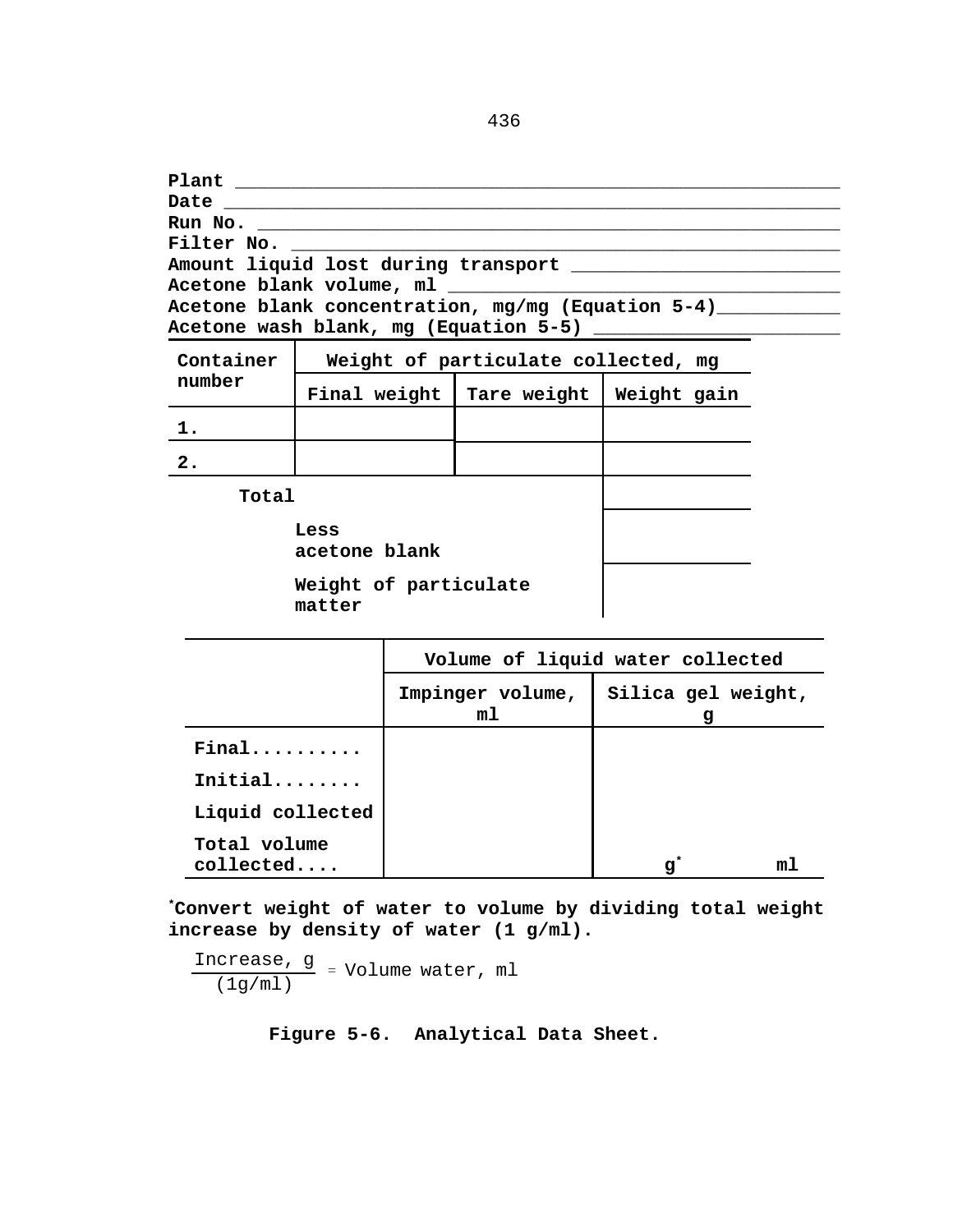Plant ______________________________________________________
Date _______________________________________________________
Run No. ____________________________________________________
Filter No. _________________________________________________
Amount liquid lost during transport ________________________
Acetone blank volume, ml ___________________________________
Acetone blank concentration, mg/mg (Equation 5-4)___________
Acetone wash blank, mg (Equation 5-5) ______________________

| Container number | Weight of particulate collected, mg | | |
|---|---|---|---|
| | Final weight | Tare weight | Weight gain |
| 1. | | | |
| 2. | | | |
| Total | | | |
| | Less acetone blank | | |
| | Weight of particulate matter | | |

| | Volume of liquid water collected | |
|---|---|---|
| | Impinger volume, ml | Silica gel weight, g |
| Final.......... | | |
| Initial........ | | |
| Liquid collected | | |
| Total volume collected.... | | g* ml |

*Convert weight of water to volume by dividing total weight increase by density of water (1 g/ml).

$$\frac{\text{Increase, g}}{(1\text{g/ml})} = \text{Volume water, ml}$$

**Figure 5-6. Analytical Data Sheet.**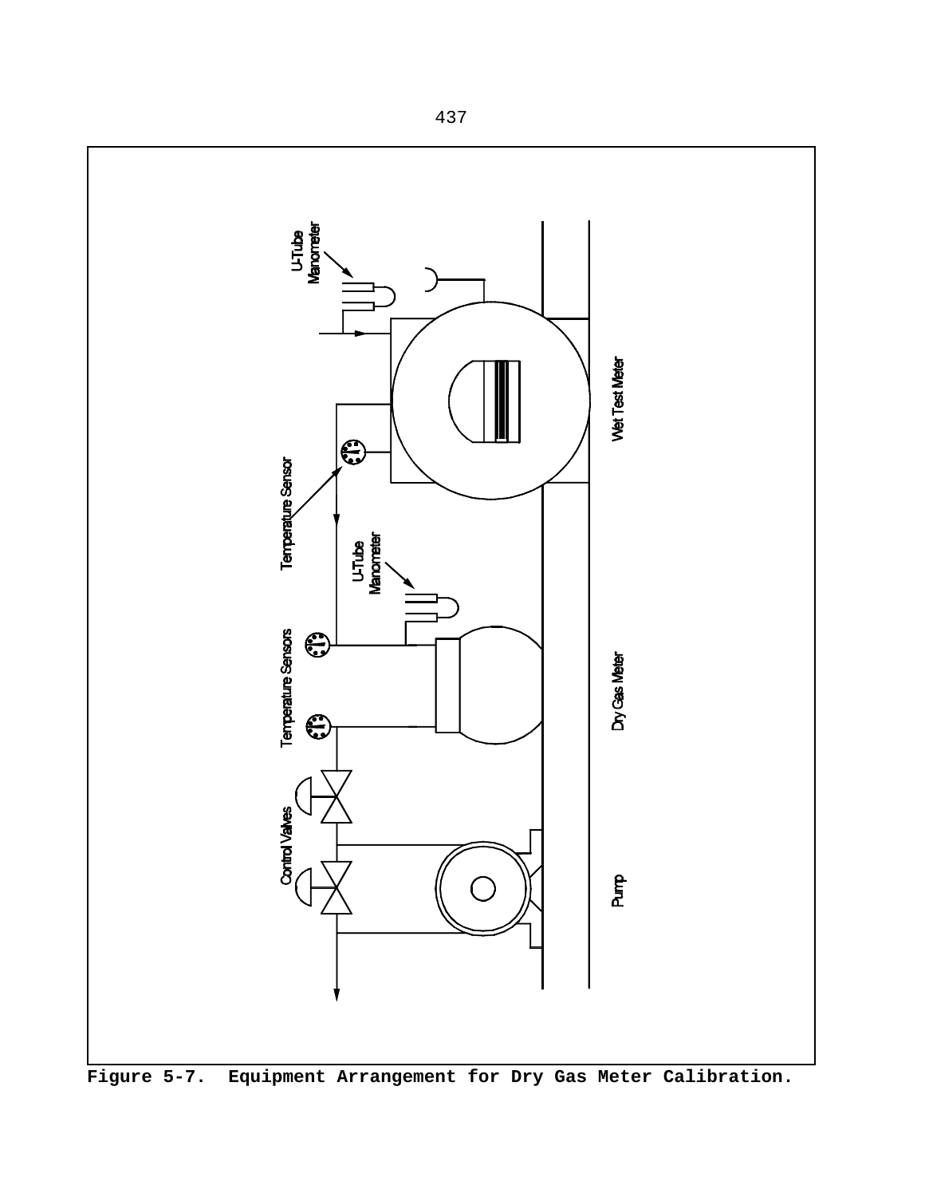Figure 5-7. Equipment Arrangement for Dry Gas Meter Calibration.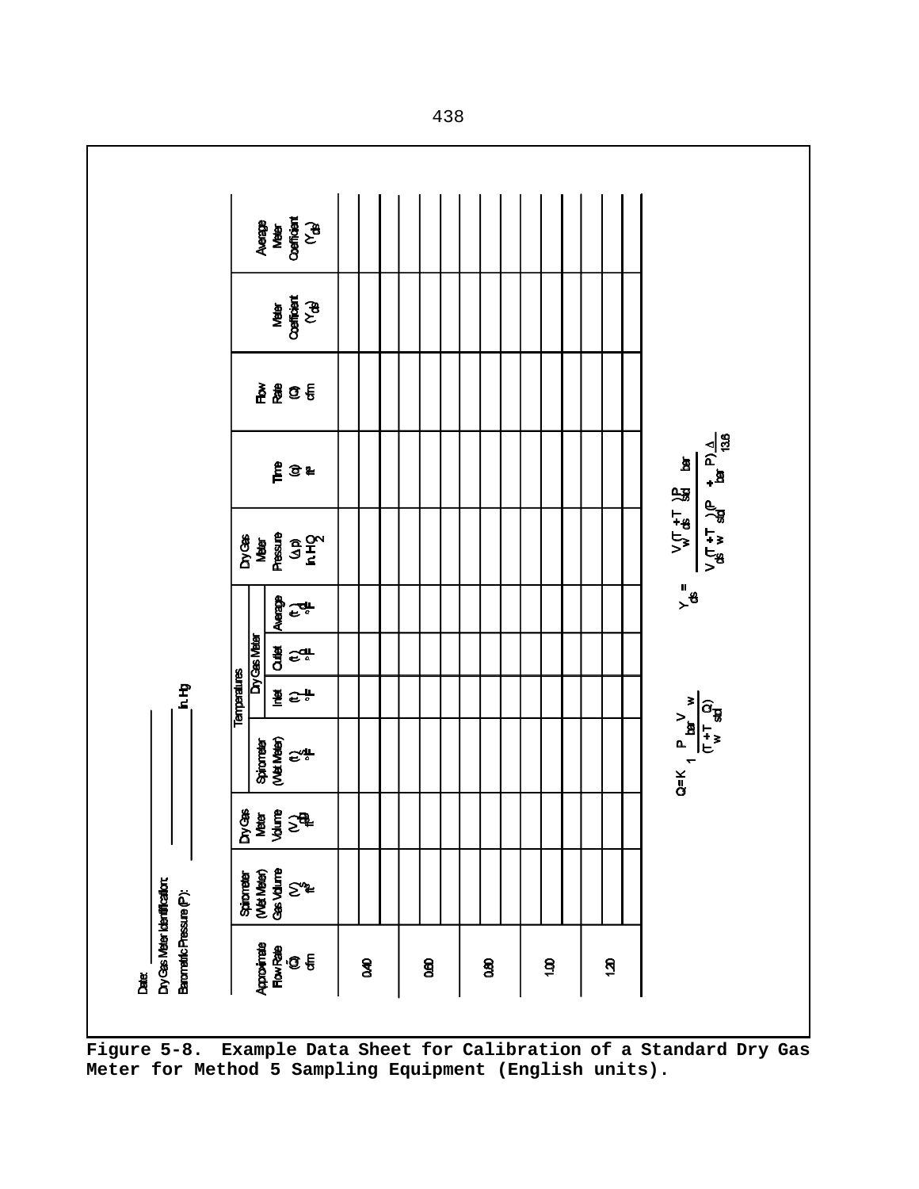Date: ____________

Dry Gas Meter Identification: ____________

Barometric Pressure ($P_b$): ____________ in. Hg

| Approximate Flow Rate (Q) cfm | Spirometer (Wet Meter) Gas Volume ($V_w$) $ft^3$ | Dry Gas Meter Volume ($V_{ds}$) $ft^3$ | Temperatures | | | | Dry Gas Meter Pressure ($\Delta p$) in. $H_2O$ | Time ($\Theta$) min | Flow Rate (Q) cfm | Meter Coefficient ($Y_{ds}$) | Average Meter Coefficient ($Y_{ds}$) |
|---|---|---|---|---|---|---|---|---|---|---|---|
| | | | Spirometer (Wet Meter) ($t_w$) °F | Dry Gas Meter | | | | | | | |
| | | | | Inlet ($t_i$) °F | Outlet ($t_o$) °F | Average ($t_d$) °F | | | | | |
| 0.40 | | | | | | | | | | | |
| | | | | | | | | | | | |
| 0.60 | | | | | | | | | | | |
| | | | | | | | | | | | |
| 0.80 | | | | | | | | | | | |
| | | | | | | | | | | | |
| 1.00 | | | | | | | | | | | |
| | | | | | | | | | | | |
| 1.20 | | | | | | | | | | | |
| | | | | | | | | | | | |

$$Q = K_1 \frac{P_{bar} V_w}{(T_w + T_{std}\,\Theta)}$$

$$Y_{ds} = \frac{V_w (T_{ds} + T_{std}) P_{bar}}{V_{ds} (T_w + T_{std}) \left(P_{bar} + \frac{\Delta P}{13.6}\right)}$$

**Figure 5-8. Example Data Sheet for Calibration of a Standard Dry Gas Meter for Method 5 Sampling Equipment (English units).**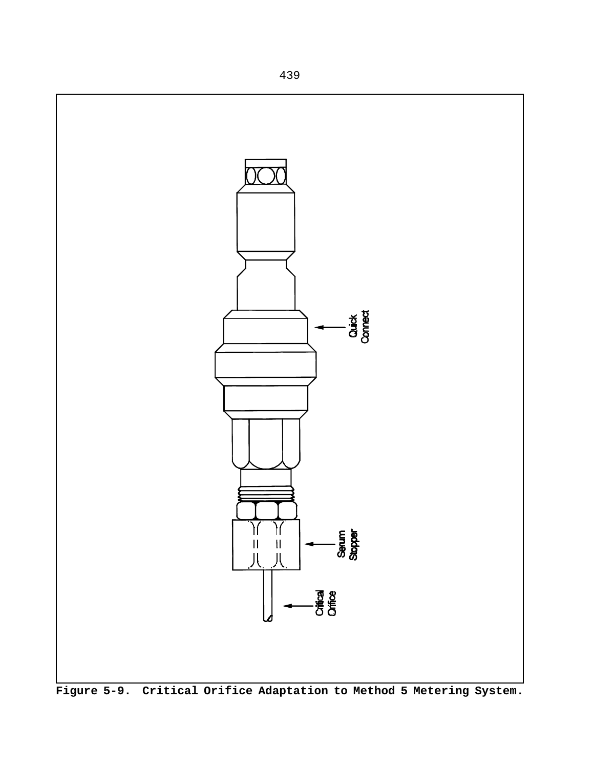Quick Connect

Serum Stopper

Critical Orifice

**Figure 5-9. Critical Orifice Adaptation to Method 5 Metering System.**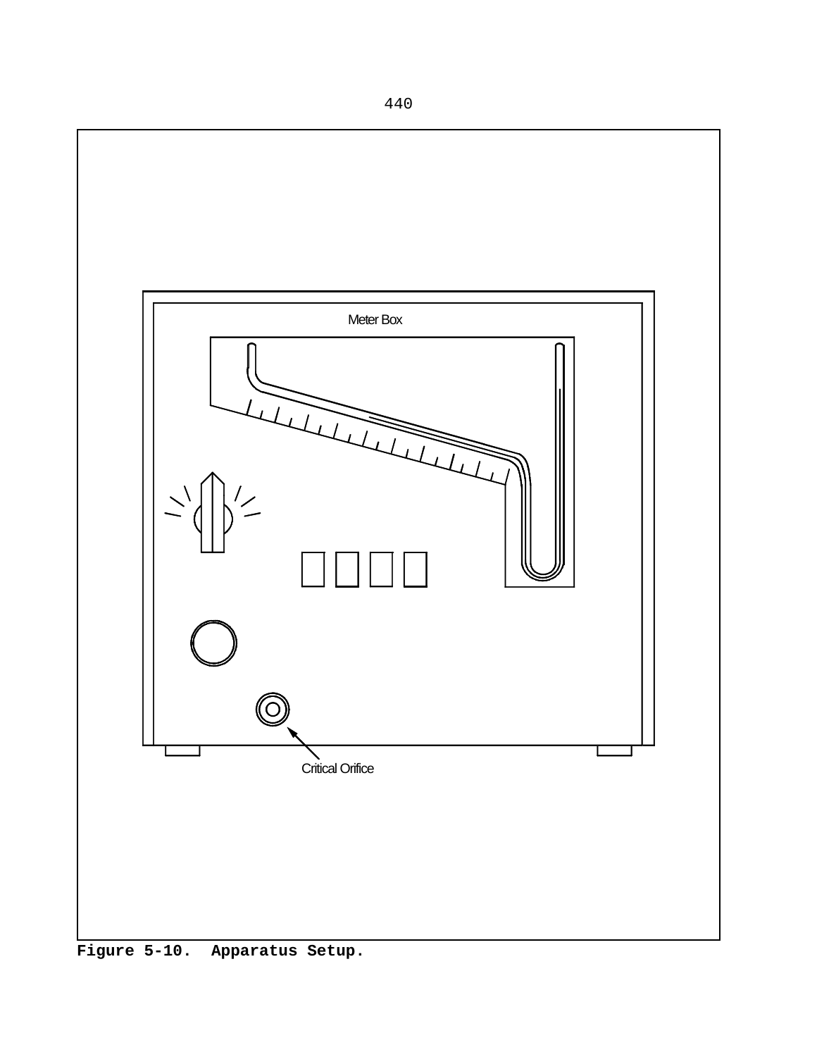Meter Box

Critical Orifice

**Figure 5-10. Apparatus Setup.**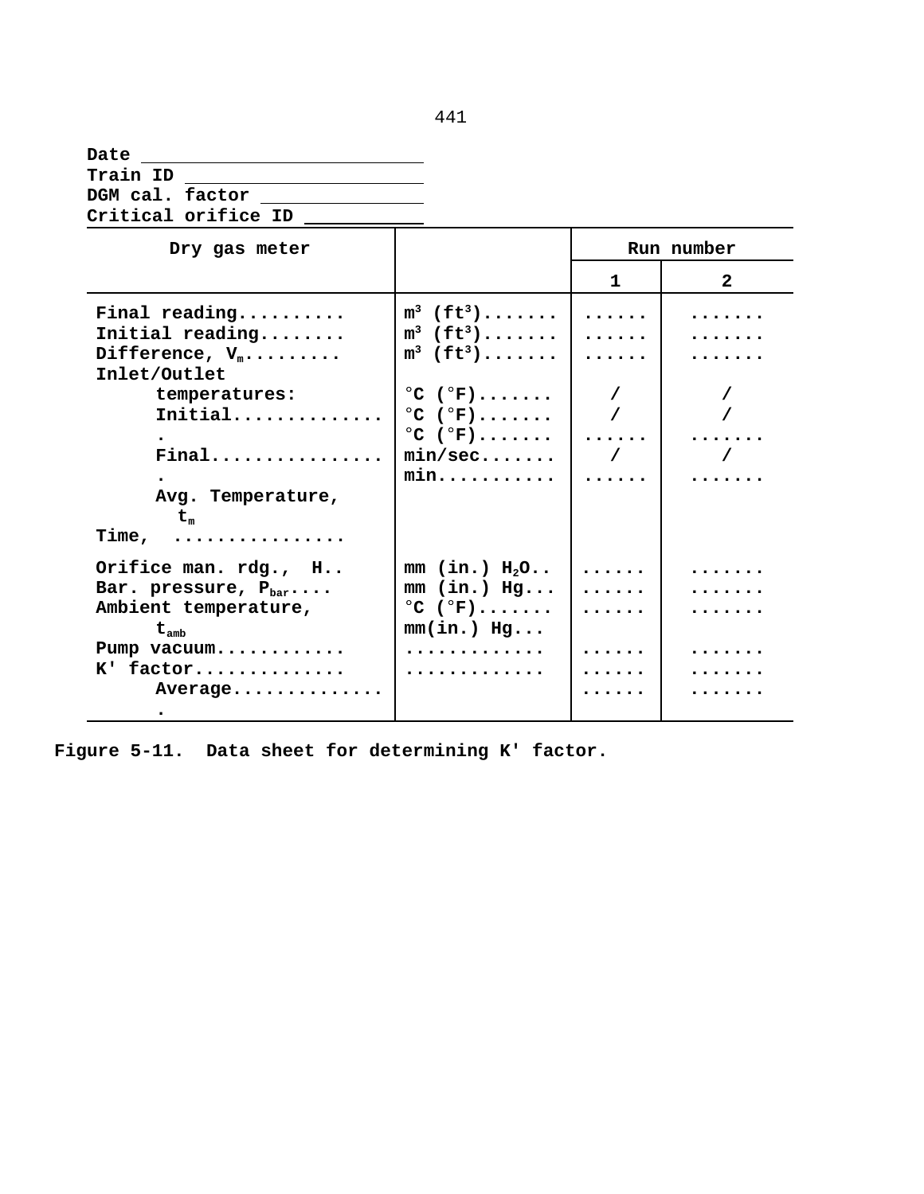Date ______________________

Train ID ______________________

DGM cal. factor ______________________

Critical orifice ID ______________________

| Dry gas meter | | Run number | |
|---|---|---|---|
| | | 1 | 2 |
| Final reading.......... | $m^3$ ($ft^3$)....... | ...... | ....... |
| Initial reading........ | $m^3$ ($ft^3$)....... | ...... | ....... |
| Difference, $V_m$......... | $m^3$ ($ft^3$)....... | ...... | ....... |
| Inlet/Outlet temperatures: | | | |
| Initial.............. | °C (°F)....... | / | / |
| Final................ | °C (°F)....... | / | / |
| Avg. Temperature, $t_m$ | °C (°F)....... | ...... | ....... |
| Time, ............... | min/sec....... | / | / |
| | min........... | ...... | ....... |
| Orifice man. rdg., H.. | mm (in.) $H_2O$.. | ...... | ....... |
| Bar. pressure, $P_{bar}$.... | mm (in.) Hg... | ...... | ....... |
| Ambient temperature, $t_{amb}$ | °C (°F)....... | ...... | ....... |
| Pump vacuum............ | mm(in.) Hg... | ...... | ....... |
| K' factor.............. | ............. | ...... | ....... |
| Average............... | ............. | ...... | ....... |

Figure 5-11. Data sheet for determining K' factor.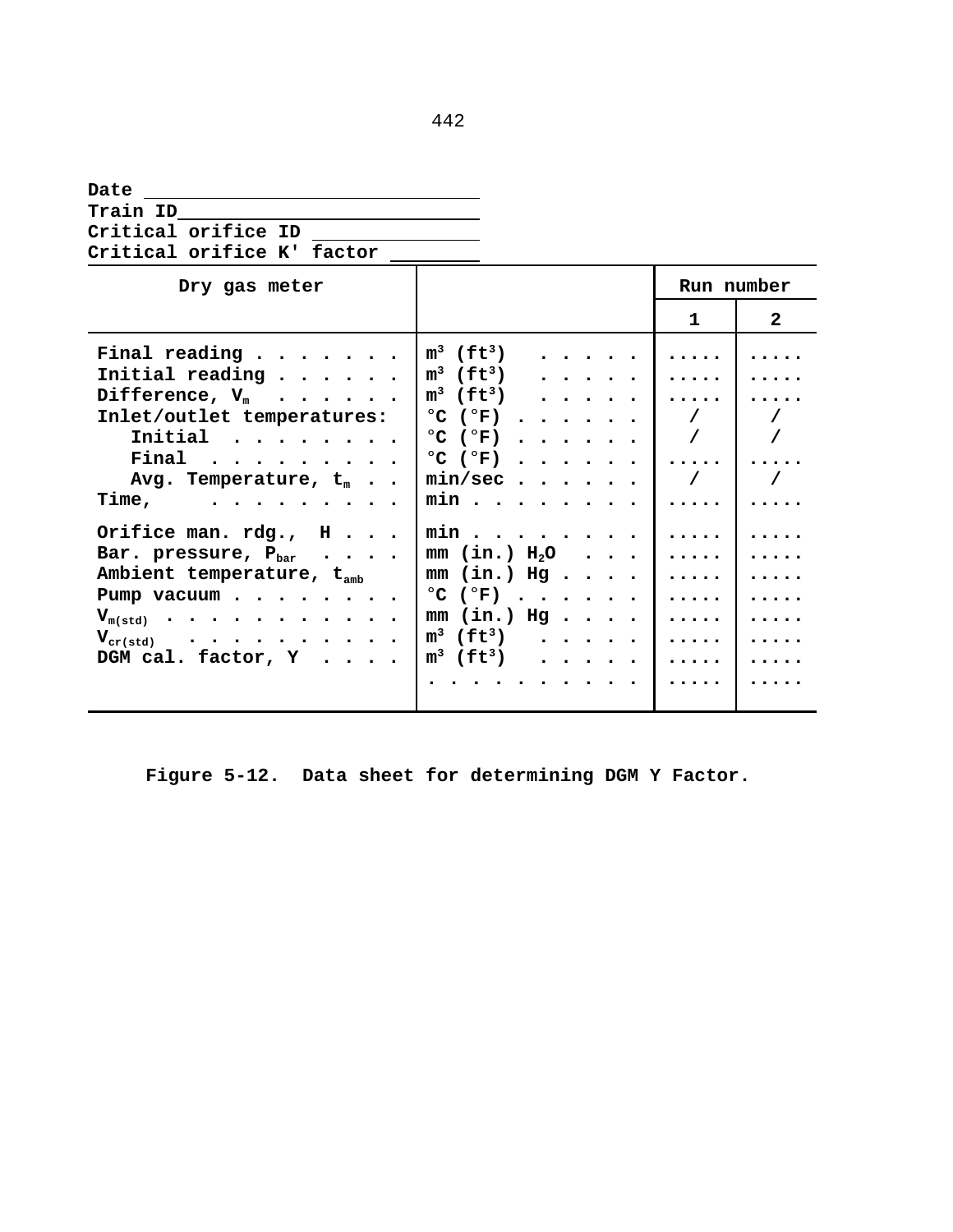Date ______________________________

Train ID ______________________________

Critical orifice ID ______________

Critical orifice K' factor ________

| Dry gas meter | | Run number | |
|---|---|---|---|
| | | 1 | 2 |
| Final reading . . . . . . . | $m^3$ ($ft^3$) . . . . . | ..... | ..... |
| Initial reading . . . . . . | $m^3$ ($ft^3$) . . . . . | ..... | ..... |
| Difference, $V_m$ . . . . . . | $m^3$ ($ft^3$) . . . . . | ..... | ..... |
| Inlet/outlet temperatures: | °C (°F) . . . . . . | / | / |
| Initial . . . . . . . . | °C (°F) . . . . . . | / | / |
| Final . . . . . . . . . | °C (°F) . . . . . . | ..... | ..... |
| Avg. Temperature, $t_m$ . . | min/sec . . . . . . | / | / |
| Time, . . . . . . . . . | min . . . . . . . . | ..... | ..... |
| Orifice man. rdg., H . . . | min . . . . . . . . | ..... | ..... |
| Bar. pressure, $P_{bar}$ . . . . | mm (in.) $H_2O$ . . . | ..... | ..... |
| Ambient temperature, $t_{amb}$ | mm (in.) Hg . . . . | ..... | ..... |
| Pump vacuum . . . . . . . . | °C (°F) . . . . . . | ..... | ..... |
| $V_{m(std)}$ . . . . . . . . . . . | mm (in.) Hg . . . . | ..... | ..... |
| $V_{cr(std)}$ . . . . . . . . . . | $m^3$ ($ft^3$) . . . . . | ..... | ..... |
| DGM cal. factor, Y . . . . | $m^3$ ($ft^3$) . . . . . | ..... | ..... |
| | . . . . . . . . . . . | ..... | ..... |

**Figure 5-12. Data sheet for determining DGM Y Factor.**